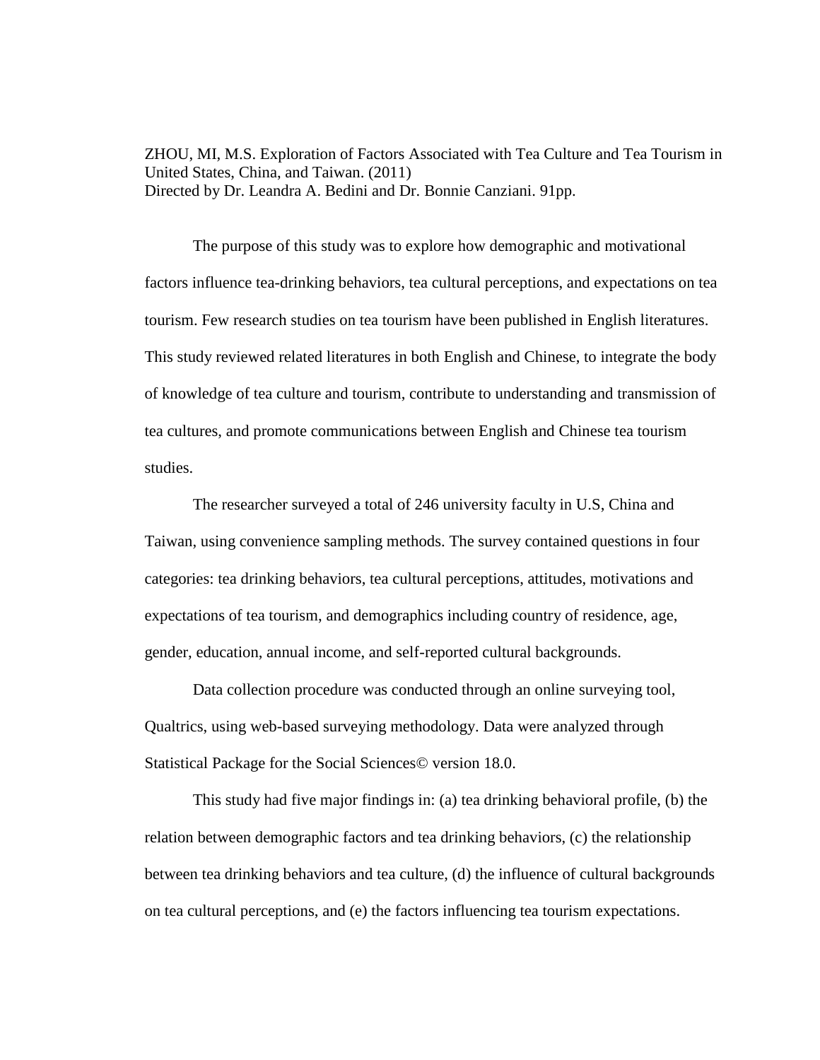ZHOU, MI, M.S. Exploration of Factors Associated with Tea Culture and Tea Tourism in United States, China, and Taiwan. (2011)
Directed by Dr. Leandra A. Bedini and Dr. Bonnie Canziani. 91pp.

The purpose of this study was to explore how demographic and motivational factors influence tea-drinking behaviors, tea cultural perceptions, and expectations on tea tourism. Few research studies on tea tourism have been published in English literatures. This study reviewed related literatures in both English and Chinese, to integrate the body of knowledge of tea culture and tourism, contribute to understanding and transmission of tea cultures, and promote communications between English and Chinese tea tourism studies.

The researcher surveyed a total of 246 university faculty in U.S, China and Taiwan, using convenience sampling methods. The survey contained questions in four categories: tea drinking behaviors, tea cultural perceptions, attitudes, motivations and expectations of tea tourism, and demographics including country of residence, age, gender, education, annual income, and self-reported cultural backgrounds.

Data collection procedure was conducted through an online surveying tool, Qualtrics, using web-based surveying methodology. Data were analyzed through Statistical Package for the Social Sciences© version 18.0.

This study had five major findings in: (a) tea drinking behavioral profile, (b) the relation between demographic factors and tea drinking behaviors, (c) the relationship between tea drinking behaviors and tea culture, (d) the influence of cultural backgrounds on tea cultural perceptions, and (e) the factors influencing tea tourism expectations.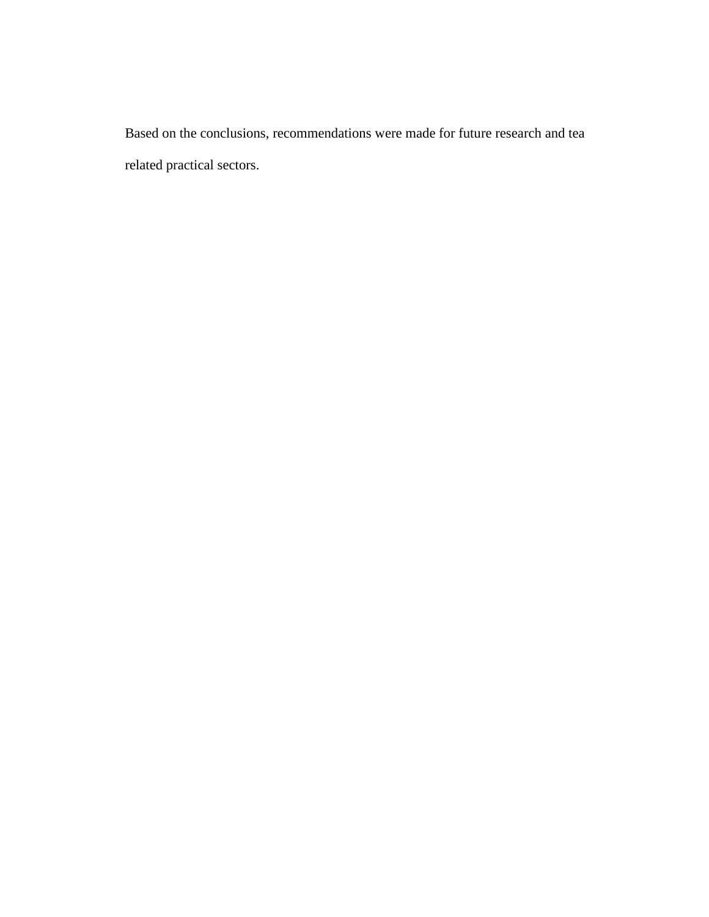Based on the conclusions, recommendations were made for future research and tea related practical sectors.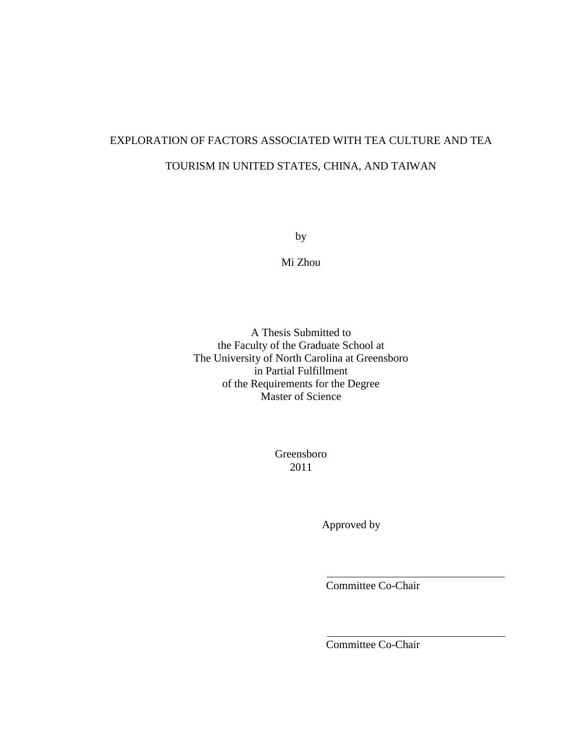EXPLORATION OF FACTORS ASSOCIATED WITH TEA CULTURE AND TEA TOURISM IN UNITED STATES, CHINA, AND TAIWAN

by

Mi Zhou

A Thesis Submitted to
the Faculty of the Graduate School at
The University of North Carolina at Greensboro
in Partial Fulfillment
of the Requirements for the Degree
Master of Science

Greensboro
2011

Approved by

Committee Co-Chair

Committee Co-Chair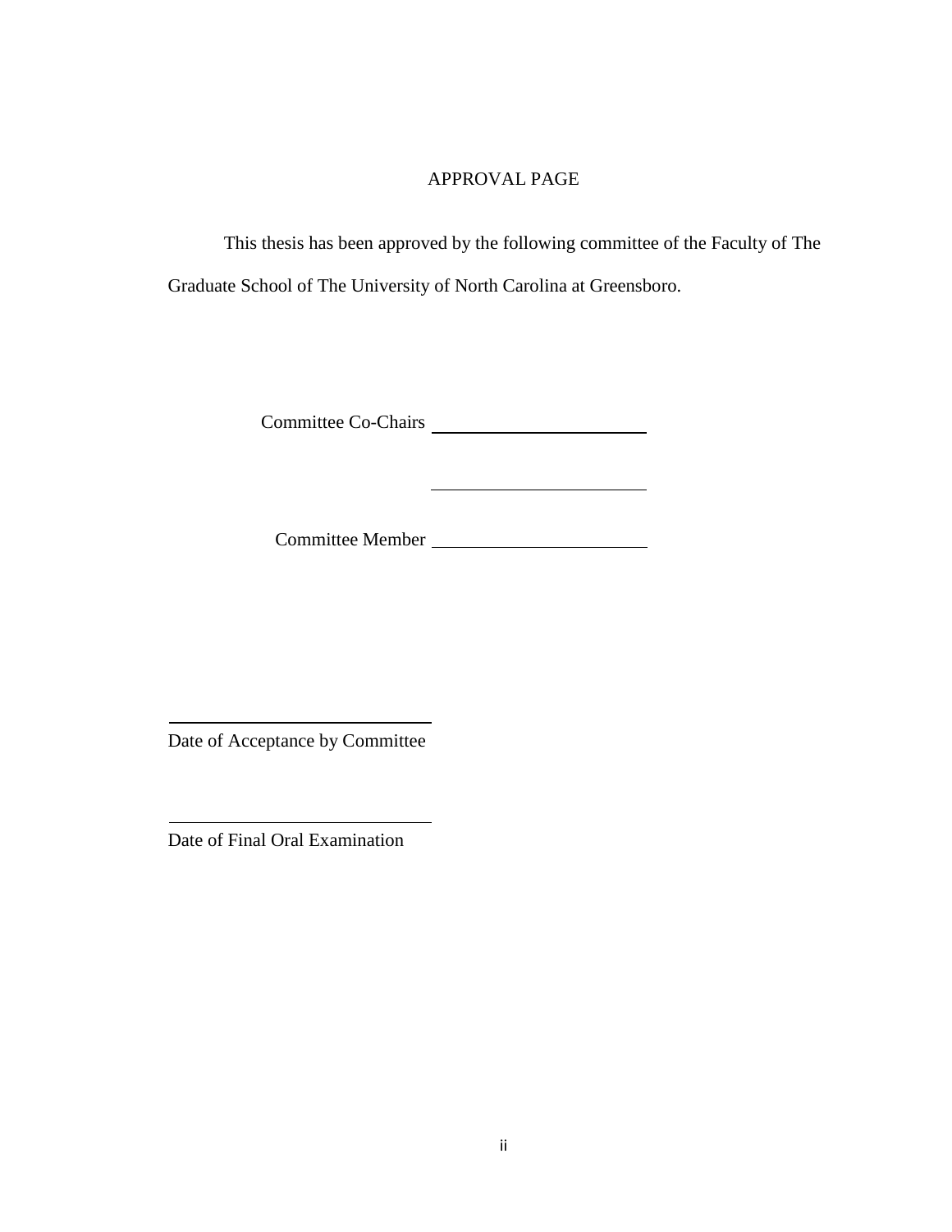# APPROVAL PAGE

This thesis has been approved by the following committee of the Faculty of The Graduate School of The University of North Carolina at Greensboro.

Committee Co-Chairs \_\_\_\_\_\_\_\_\_\_\_\_\_\_\_\_\_\_\_\_\_\_\_\_

\_\_\_\_\_\_\_\_\_\_\_\_\_\_\_\_\_\_\_\_\_\_\_\_

Committee Member \_\_\_\_\_\_\_\_\_\_\_\_\_\_\_\_\_\_\_\_\_\_\_\_

\_\_\_\_\_\_\_\_\_\_\_\_\_\_\_\_\_\_\_\_\_\_\_\_\_\_\_\_

Date of Acceptance by Committee

\_\_\_\_\_\_\_\_\_\_\_\_\_\_\_\_\_\_\_\_\_\_\_\_\_\_\_\_

Date of Final Oral Examination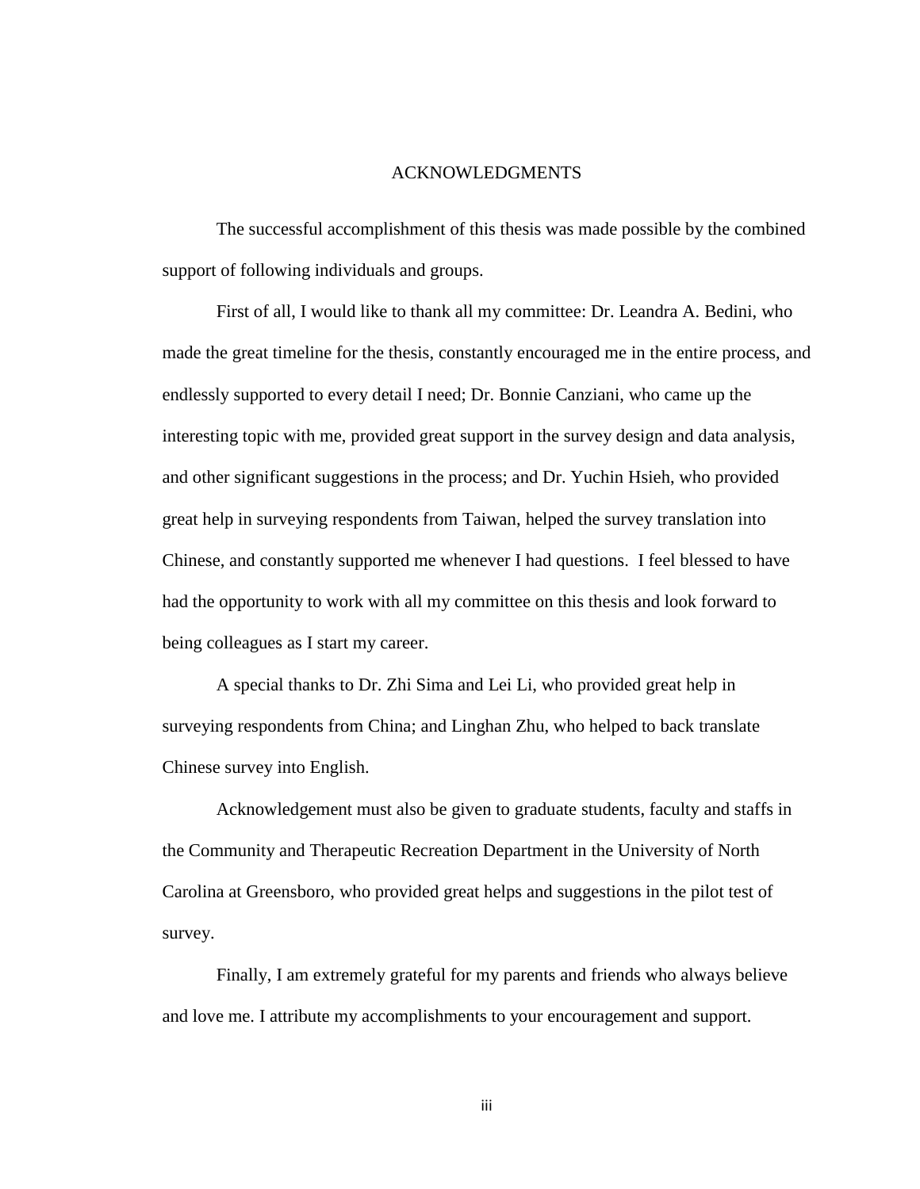# ACKNOWLEDGMENTS

The successful accomplishment of this thesis was made possible by the combined support of following individuals and groups.

First of all, I would like to thank all my committee: Dr. Leandra A. Bedini, who made the great timeline for the thesis, constantly encouraged me in the entire process, and endlessly supported to every detail I need; Dr. Bonnie Canziani, who came up the interesting topic with me, provided great support in the survey design and data analysis, and other significant suggestions in the process; and Dr. Yuchin Hsieh, who provided great help in surveying respondents from Taiwan, helped the survey translation into Chinese, and constantly supported me whenever I had questions. I feel blessed to have had the opportunity to work with all my committee on this thesis and look forward to being colleagues as I start my career.

A special thanks to Dr. Zhi Sima and Lei Li, who provided great help in surveying respondents from China; and Linghan Zhu, who helped to back translate Chinese survey into English.

Acknowledgement must also be given to graduate students, faculty and staffs in the Community and Therapeutic Recreation Department in the University of North Carolina at Greensboro, who provided great helps and suggestions in the pilot test of survey.

Finally, I am extremely grateful for my parents and friends who always believe and love me. I attribute my accomplishments to your encouragement and support.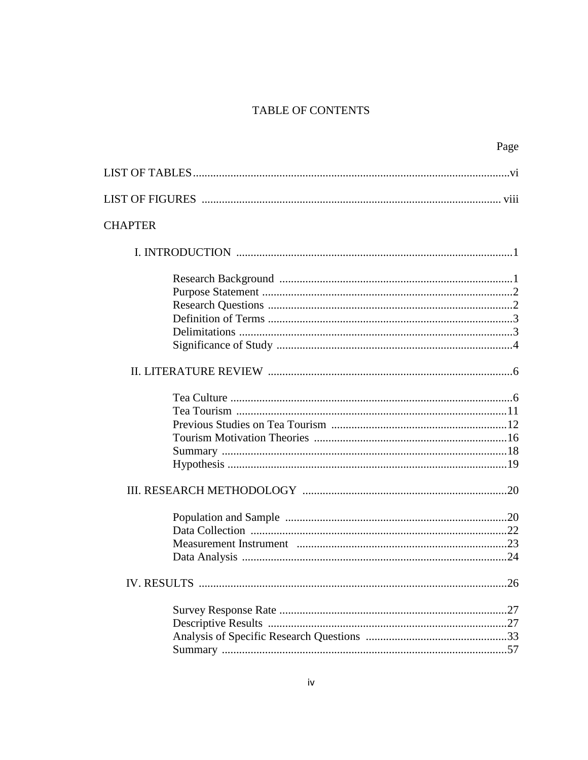# TABLE OF CONTENTS

| | Page |
|---|---|
| LIST OF TABLES | vi |
| LIST OF FIGURES | viii |
| CHAPTER | |
| I. INTRODUCTION | 1 |
| Research Background | 1 |
| Purpose Statement | 2 |
| Research Questions | 2 |
| Definition of Terms | 3 |
| Delimitations | 3 |
| Significance of Study | 4 |
| II. LITERATURE REVIEW | 6 |
| Tea Culture | 6 |
| Tea Tourism | 11 |
| Previous Studies on Tea Tourism | 12 |
| Tourism Motivation Theories | 16 |
| Summary | 18 |
| Hypothesis | 19 |
| III. RESEARCH METHODOLOGY | 20 |
| Population and Sample | 20 |
| Data Collection | 22 |
| Measurement Instrument | 23 |
| Data Analysis | 24 |
| IV. RESULTS | 26 |
| Survey Response Rate | 27 |
| Descriptive Results | 27 |
| Analysis of Specific Research Questions | 33 |
| Summary | 57 |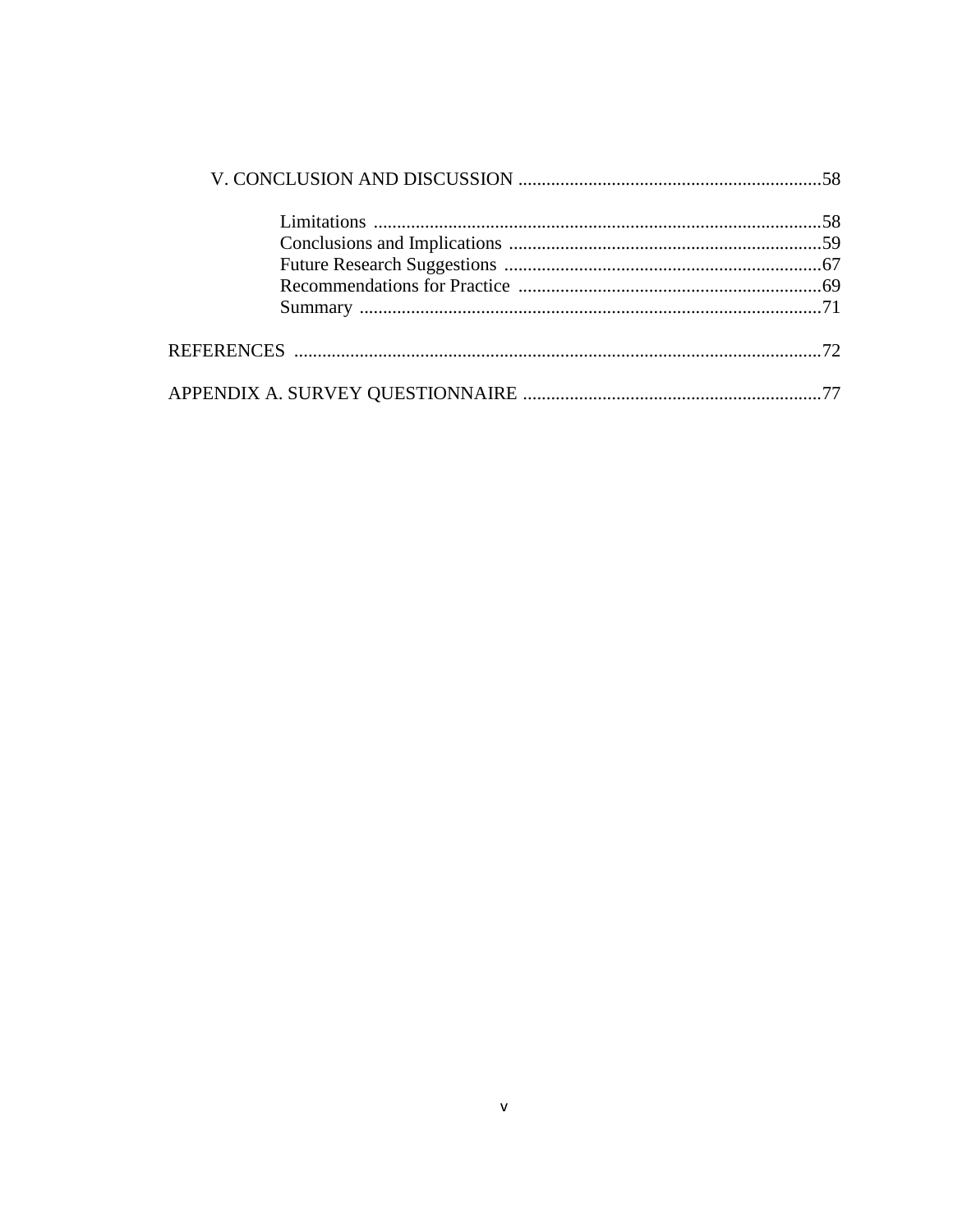V. CONCLUSION AND DISCUSSION .................................................................58

Limitations ................................................................................................58
Conclusions and Implications ...................................................................59
Future Research Suggestions ....................................................................67
Recommendations for Practice .................................................................69
Summary ...................................................................................................71

REFERENCES ................................................................................................................72

APPENDIX A. SURVEY QUESTIONNAIRE ................................................................77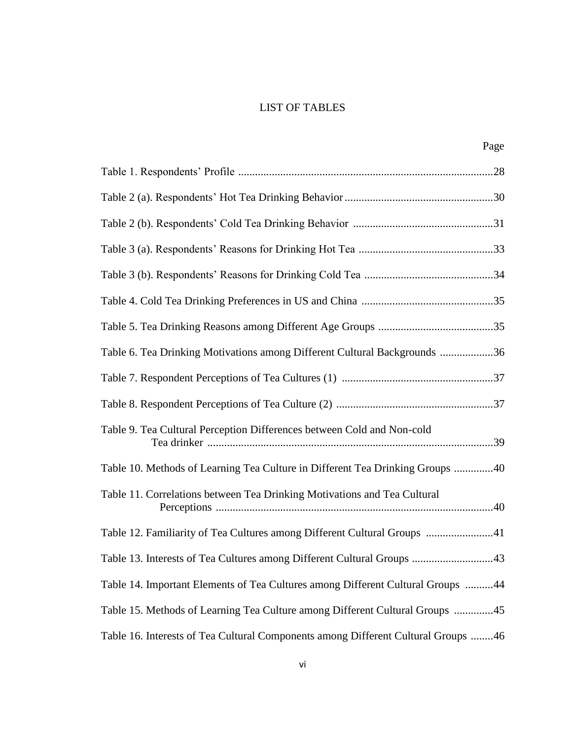# LIST OF TABLES

| | Page |
|---|---|
| Table 1. Respondents' Profile | 28 |
| Table 2 (a). Respondents' Hot Tea Drinking Behavior | 30 |
| Table 2 (b). Respondents' Cold Tea Drinking Behavior | 31 |
| Table 3 (a). Respondents' Reasons for Drinking Hot Tea | 33 |
| Table 3 (b). Respondents' Reasons for Drinking Cold Tea | 34 |
| Table 4. Cold Tea Drinking Preferences in US and China | 35 |
| Table 5. Tea Drinking Reasons among Different Age Groups | 35 |
| Table 6. Tea Drinking Motivations among Different Cultural Backgrounds | 36 |
| Table 7. Respondent Perceptions of Tea Cultures (1) | 37 |
| Table 8. Respondent Perceptions of Tea Culture (2) | 37 |
| Table 9. Tea Cultural Perception Differences between Cold and Non-cold Tea drinker | 39 |
| Table 10. Methods of Learning Tea Culture in Different Tea Drinking Groups | 40 |
| Table 11. Correlations between Tea Drinking Motivations and Tea Cultural Perceptions | 40 |
| Table 12. Familiarity of Tea Cultures among Different Cultural Groups | 41 |
| Table 13. Interests of Tea Cultures among Different Cultural Groups | 43 |
| Table 14. Important Elements of Tea Cultures among Different Cultural Groups | 44 |
| Table 15. Methods of Learning Tea Culture among Different Cultural Groups | 45 |
| Table 16. Interests of Tea Cultural Components among Different Cultural Groups | 46 |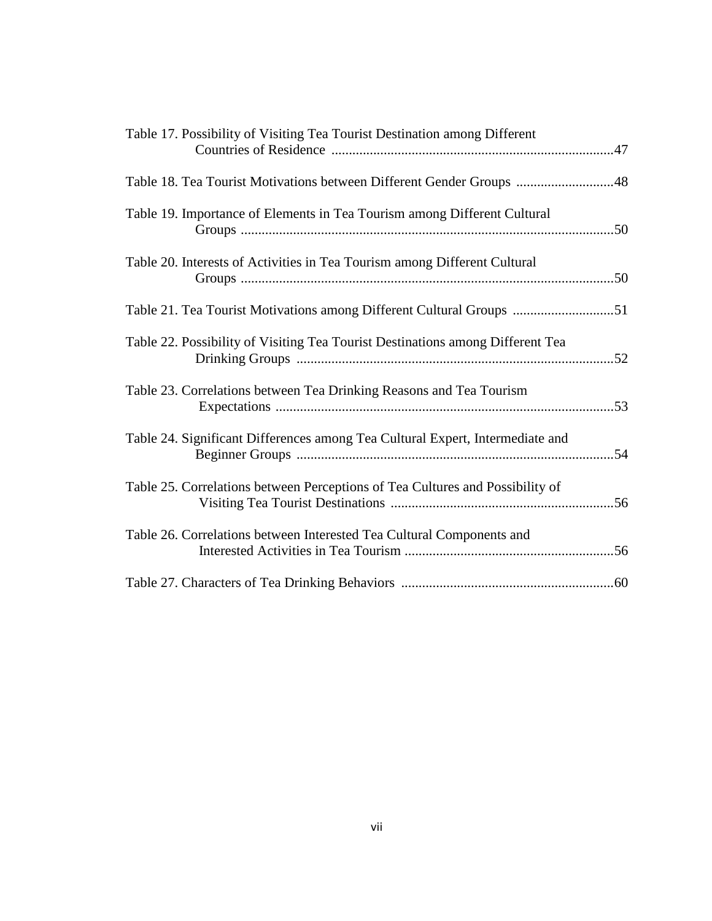Table 17. Possibility of Visiting Tea Tourist Destination among Different Countries of Residence ................................................................................47

Table 18. Tea Tourist Motivations between Different Gender Groups ............................48

Table 19. Importance of Elements in Tea Tourism among Different Cultural Groups ..........................................................................................................50

Table 20. Interests of Activities in Tea Tourism among Different Cultural Groups ..........................................................................................................50

Table 21. Tea Tourist Motivations among Different Cultural Groups .............................51

Table 22. Possibility of Visiting Tea Tourist Destinations among Different Tea Drinking Groups ..........................................................................................52

Table 23. Correlations between Tea Drinking Reasons and Tea Tourism Expectations ................................................................................................53

Table 24. Significant Differences among Tea Cultural Expert, Intermediate and Beginner Groups ..........................................................................................54

Table 25. Correlations between Perceptions of Tea Cultures and Possibility of Visiting Tea Tourist Destinations ................................................................56

Table 26. Correlations between Interested Tea Cultural Components and Interested Activities in Tea Tourism ...........................................................56

Table 27. Characters of Tea Drinking Behaviors ............................................................60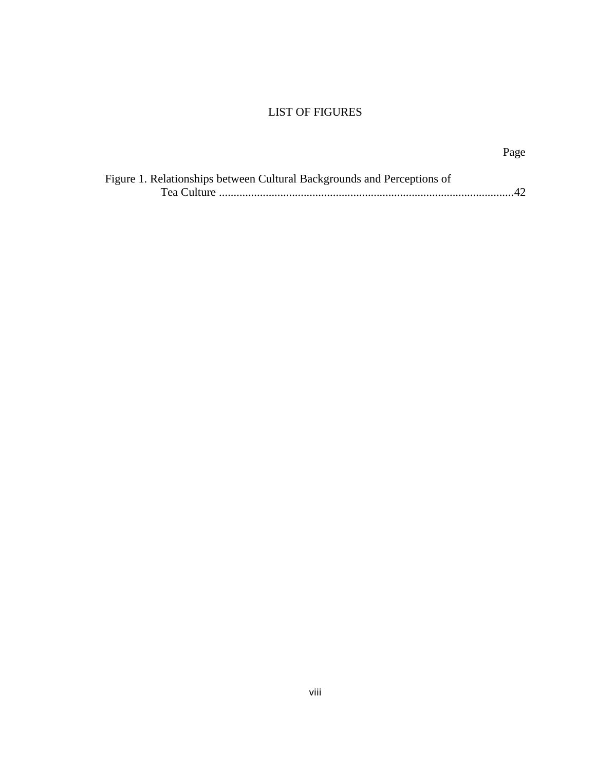# LIST OF FIGURES

Page

Figure 1. Relationships between Cultural Backgrounds and Perceptions of Tea Culture ....................................................................................................42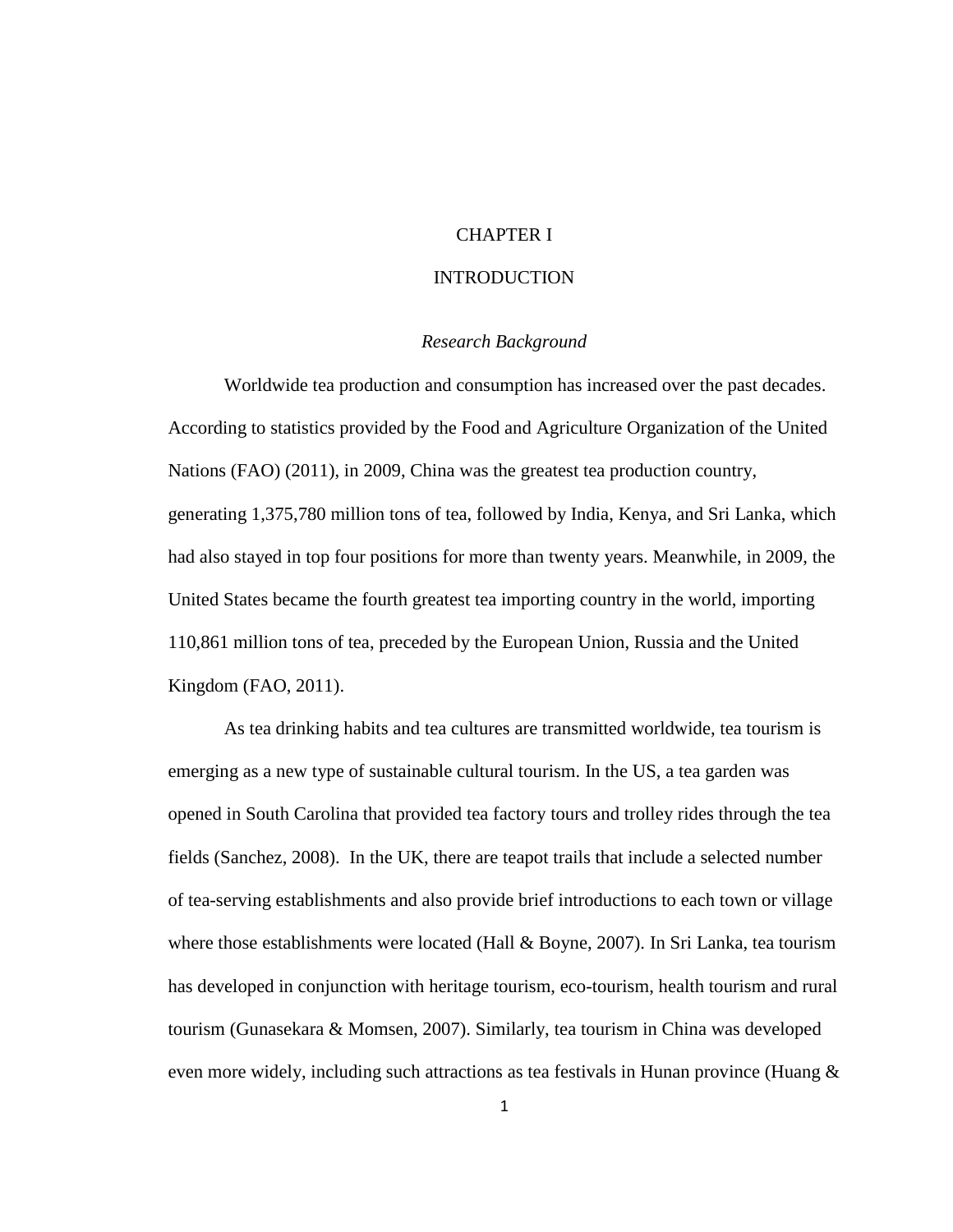# CHAPTER I

# INTRODUCTION

### *Research Background*

Worldwide tea production and consumption has increased over the past decades. According to statistics provided by the Food and Agriculture Organization of the United Nations (FAO) (2011), in 2009, China was the greatest tea production country, generating 1,375,780 million tons of tea, followed by India, Kenya, and Sri Lanka, which had also stayed in top four positions for more than twenty years. Meanwhile, in 2009, the United States became the fourth greatest tea importing country in the world, importing 110,861 million tons of tea, preceded by the European Union, Russia and the United Kingdom (FAO, 2011).

As tea drinking habits and tea cultures are transmitted worldwide, tea tourism is emerging as a new type of sustainable cultural tourism. In the US, a tea garden was opened in South Carolina that provided tea factory tours and trolley rides through the tea fields (Sanchez, 2008). In the UK, there are teapot trails that include a selected number of tea-serving establishments and also provide brief introductions to each town or village where those establishments were located (Hall & Boyne, 2007). In Sri Lanka, tea tourism has developed in conjunction with heritage tourism, eco-tourism, health tourism and rural tourism (Gunasekara & Momsen, 2007). Similarly, tea tourism in China was developed even more widely, including such attractions as tea festivals in Hunan province (Huang &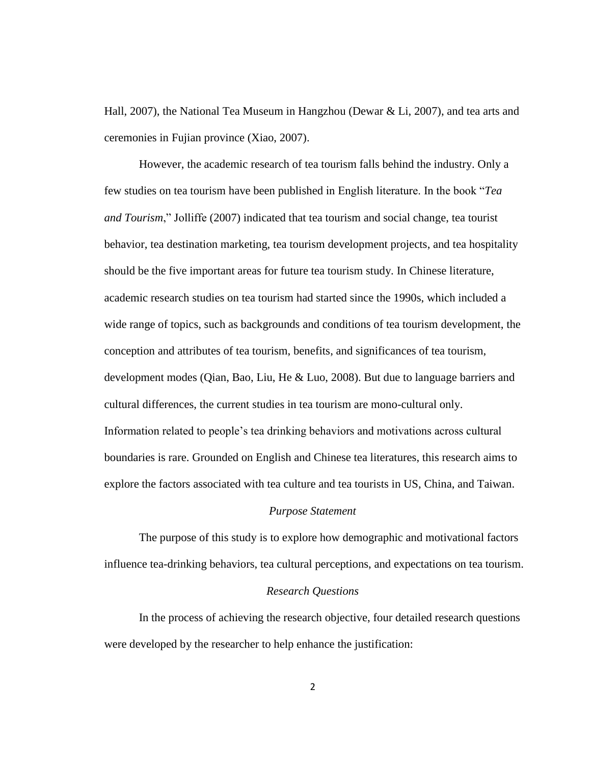Hall, 2007), the National Tea Museum in Hangzhou (Dewar & Li, 2007), and tea arts and ceremonies in Fujian province (Xiao, 2007).

However, the academic research of tea tourism falls behind the industry. Only a few studies on tea tourism have been published in English literature. In the book "*Tea and Tourism*," Jolliffe (2007) indicated that tea tourism and social change, tea tourist behavior, tea destination marketing, tea tourism development projects, and tea hospitality should be the five important areas for future tea tourism study. In Chinese literature, academic research studies on tea tourism had started since the 1990s, which included a wide range of topics, such as backgrounds and conditions of tea tourism development, the conception and attributes of tea tourism, benefits, and significances of tea tourism, development modes (Qian, Bao, Liu, He & Luo, 2008). But due to language barriers and cultural differences, the current studies in tea tourism are mono-cultural only. Information related to people's tea drinking behaviors and motivations across cultural boundaries is rare. Grounded on English and Chinese tea literatures, this research aims to explore the factors associated with tea culture and tea tourists in US, China, and Taiwan.

### *Purpose Statement*

The purpose of this study is to explore how demographic and motivational factors influence tea-drinking behaviors, tea cultural perceptions, and expectations on tea tourism.

### *Research Questions*

In the process of achieving the research objective, four detailed research questions were developed by the researcher to help enhance the justification: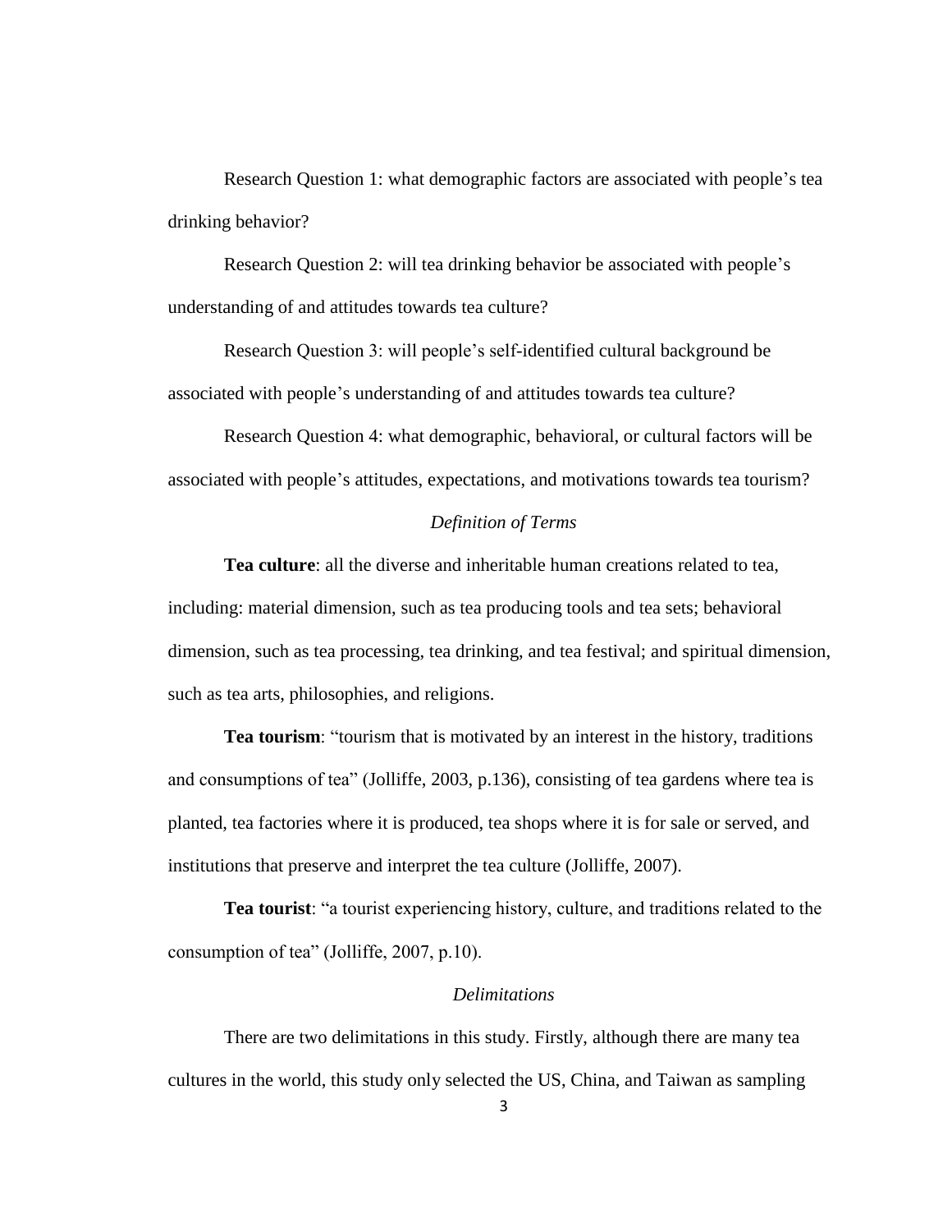Research Question 1: what demographic factors are associated with people's tea drinking behavior?

Research Question 2: will tea drinking behavior be associated with people's understanding of and attitudes towards tea culture?

Research Question 3: will people's self-identified cultural background be associated with people's understanding of and attitudes towards tea culture?

Research Question 4: what demographic, behavioral, or cultural factors will be associated with people's attitudes, expectations, and motivations towards tea tourism?

### *Definition of Terms*

**Tea culture**: all the diverse and inheritable human creations related to tea, including: material dimension, such as tea producing tools and tea sets; behavioral dimension, such as tea processing, tea drinking, and tea festival; and spiritual dimension, such as tea arts, philosophies, and religions.

**Tea tourism**: "tourism that is motivated by an interest in the history, traditions and consumptions of tea" (Jolliffe, 2003, p.136), consisting of tea gardens where tea is planted, tea factories where it is produced, tea shops where it is for sale or served, and institutions that preserve and interpret the tea culture (Jolliffe, 2007).

**Tea tourist**: "a tourist experiencing history, culture, and traditions related to the consumption of tea" (Jolliffe, 2007, p.10).

### *Delimitations*

There are two delimitations in this study. Firstly, although there are many tea cultures in the world, this study only selected the US, China, and Taiwan as sampling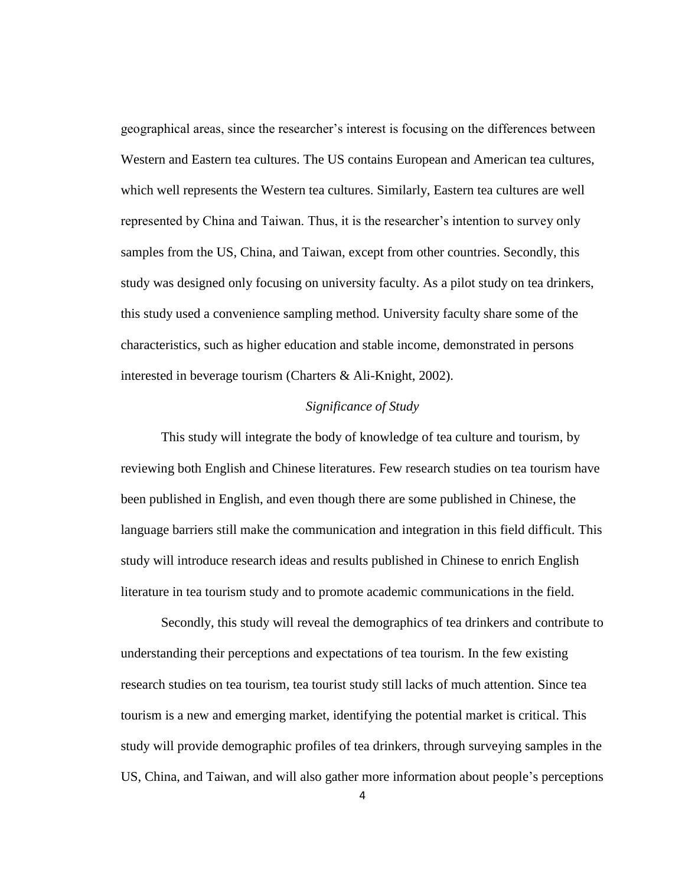geographical areas, since the researcher's interest is focusing on the differences between Western and Eastern tea cultures. The US contains European and American tea cultures, which well represents the Western tea cultures. Similarly, Eastern tea cultures are well represented by China and Taiwan. Thus, it is the researcher's intention to survey only samples from the US, China, and Taiwan, except from other countries. Secondly, this study was designed only focusing on university faculty. As a pilot study on tea drinkers, this study used a convenience sampling method. University faculty share some of the characteristics, such as higher education and stable income, demonstrated in persons interested in beverage tourism (Charters & Ali-Knight, 2002).

### *Significance of Study*

This study will integrate the body of knowledge of tea culture and tourism, by reviewing both English and Chinese literatures. Few research studies on tea tourism have been published in English, and even though there are some published in Chinese, the language barriers still make the communication and integration in this field difficult. This study will introduce research ideas and results published in Chinese to enrich English literature in tea tourism study and to promote academic communications in the field.

Secondly, this study will reveal the demographics of tea drinkers and contribute to understanding their perceptions and expectations of tea tourism. In the few existing research studies on tea tourism, tea tourist study still lacks of much attention. Since tea tourism is a new and emerging market, identifying the potential market is critical. This study will provide demographic profiles of tea drinkers, through surveying samples in the US, China, and Taiwan, and will also gather more information about people's perceptions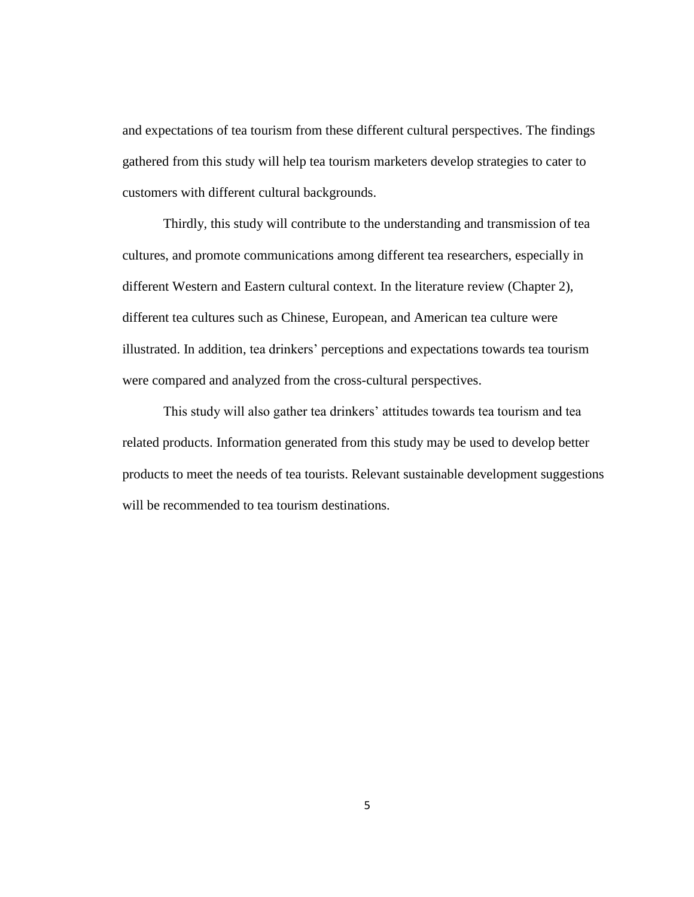and expectations of tea tourism from these different cultural perspectives. The findings gathered from this study will help tea tourism marketers develop strategies to cater to customers with different cultural backgrounds.

Thirdly, this study will contribute to the understanding and transmission of tea cultures, and promote communications among different tea researchers, especially in different Western and Eastern cultural context. In the literature review (Chapter 2), different tea cultures such as Chinese, European, and American tea culture were illustrated. In addition, tea drinkers' perceptions and expectations towards tea tourism were compared and analyzed from the cross-cultural perspectives.

This study will also gather tea drinkers' attitudes towards tea tourism and tea related products. Information generated from this study may be used to develop better products to meet the needs of tea tourists. Relevant sustainable development suggestions will be recommended to tea tourism destinations.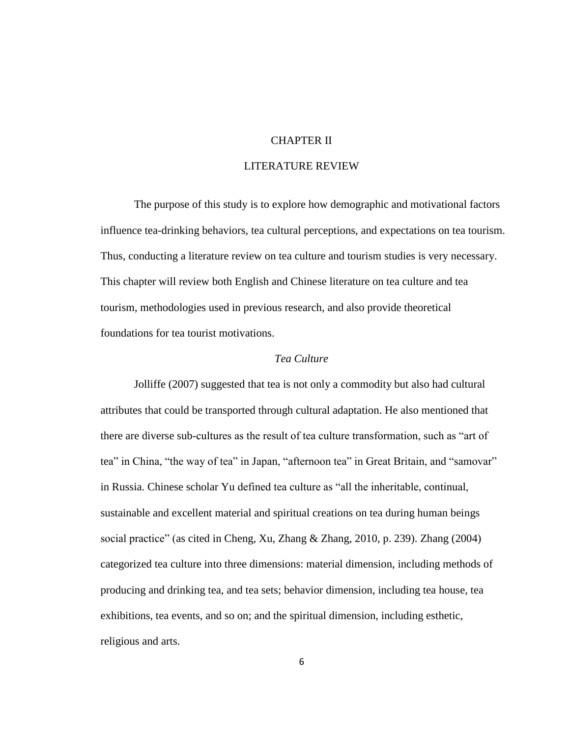# CHAPTER II

# LITERATURE REVIEW

The purpose of this study is to explore how demographic and motivational factors influence tea-drinking behaviors, tea cultural perceptions, and expectations on tea tourism. Thus, conducting a literature review on tea culture and tourism studies is very necessary. This chapter will review both English and Chinese literature on tea culture and tea tourism, methodologies used in previous research, and also provide theoretical foundations for tea tourist motivations.

## *Tea Culture*

Jolliffe (2007) suggested that tea is not only a commodity but also had cultural attributes that could be transported through cultural adaptation. He also mentioned that there are diverse sub-cultures as the result of tea culture transformation, such as "art of tea" in China, "the way of tea" in Japan, "afternoon tea" in Great Britain, and "samovar" in Russia. Chinese scholar Yu defined tea culture as "all the inheritable, continual, sustainable and excellent material and spiritual creations on tea during human beings social practice" (as cited in Cheng, Xu, Zhang & Zhang, 2010, p. 239). Zhang (2004) categorized tea culture into three dimensions: material dimension, including methods of producing and drinking tea, and tea sets; behavior dimension, including tea house, tea exhibitions, tea events, and so on; and the spiritual dimension, including esthetic, religious and arts.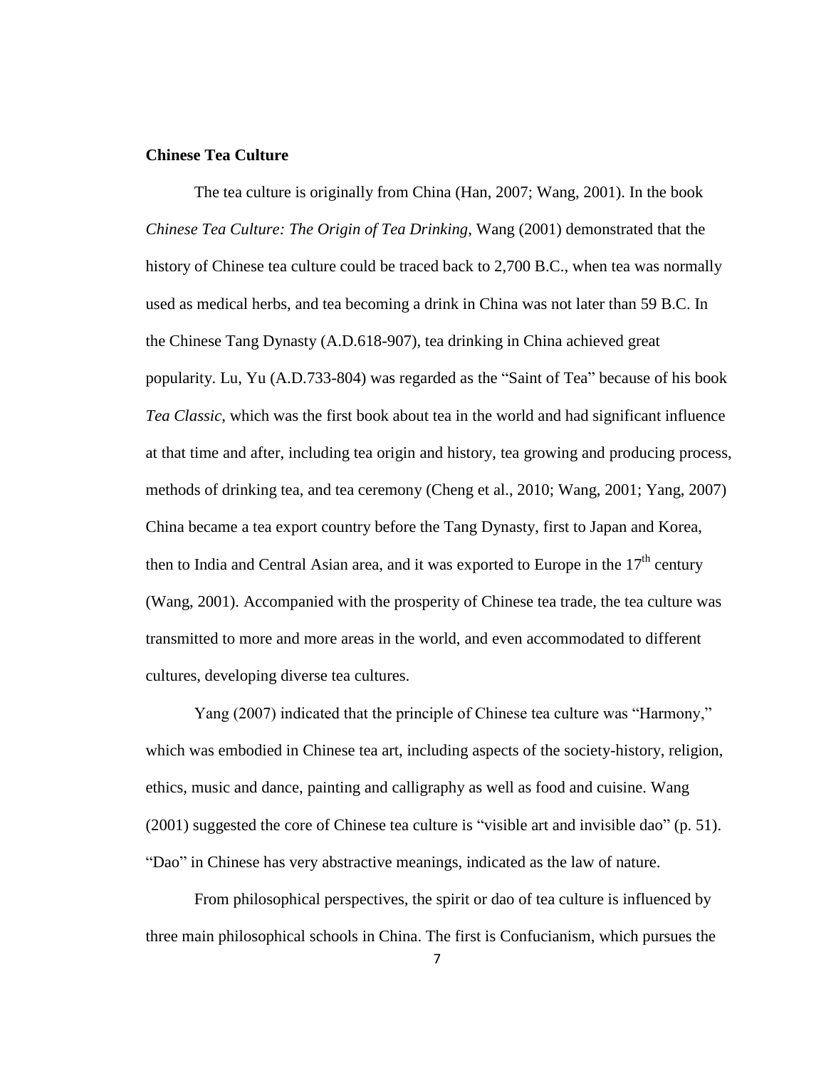**Chinese Tea Culture**

The tea culture is originally from China (Han, 2007; Wang, 2001). In the book *Chinese Tea Culture: The Origin of Tea Drinking*, Wang (2001) demonstrated that the history of Chinese tea culture could be traced back to 2,700 B.C., when tea was normally used as medical herbs, and tea becoming a drink in China was not later than 59 B.C. In the Chinese Tang Dynasty (A.D.618-907), tea drinking in China achieved great popularity. Lu, Yu (A.D.733-804) was regarded as the "Saint of Tea" because of his book *Tea Classic*, which was the first book about tea in the world and had significant influence at that time and after, including tea origin and history, tea growing and producing process, methods of drinking tea, and tea ceremony (Cheng et al., 2010; Wang, 2001; Yang, 2007) China became a tea export country before the Tang Dynasty, first to Japan and Korea, then to India and Central Asian area, and it was exported to Europe in the 17th century (Wang, 2001). Accompanied with the prosperity of Chinese tea trade, the tea culture was transmitted to more and more areas in the world, and even accommodated to different cultures, developing diverse tea cultures.

Yang (2007) indicated that the principle of Chinese tea culture was "Harmony," which was embodied in Chinese tea art, including aspects of the society-history, religion, ethics, music and dance, painting and calligraphy as well as food and cuisine. Wang (2001) suggested the core of Chinese tea culture is "visible art and invisible dao" (p. 51). "Dao" in Chinese has very abstractive meanings, indicated as the law of nature.

From philosophical perspectives, the spirit or dao of tea culture is influenced by three main philosophical schools in China. The first is Confucianism, which pursues the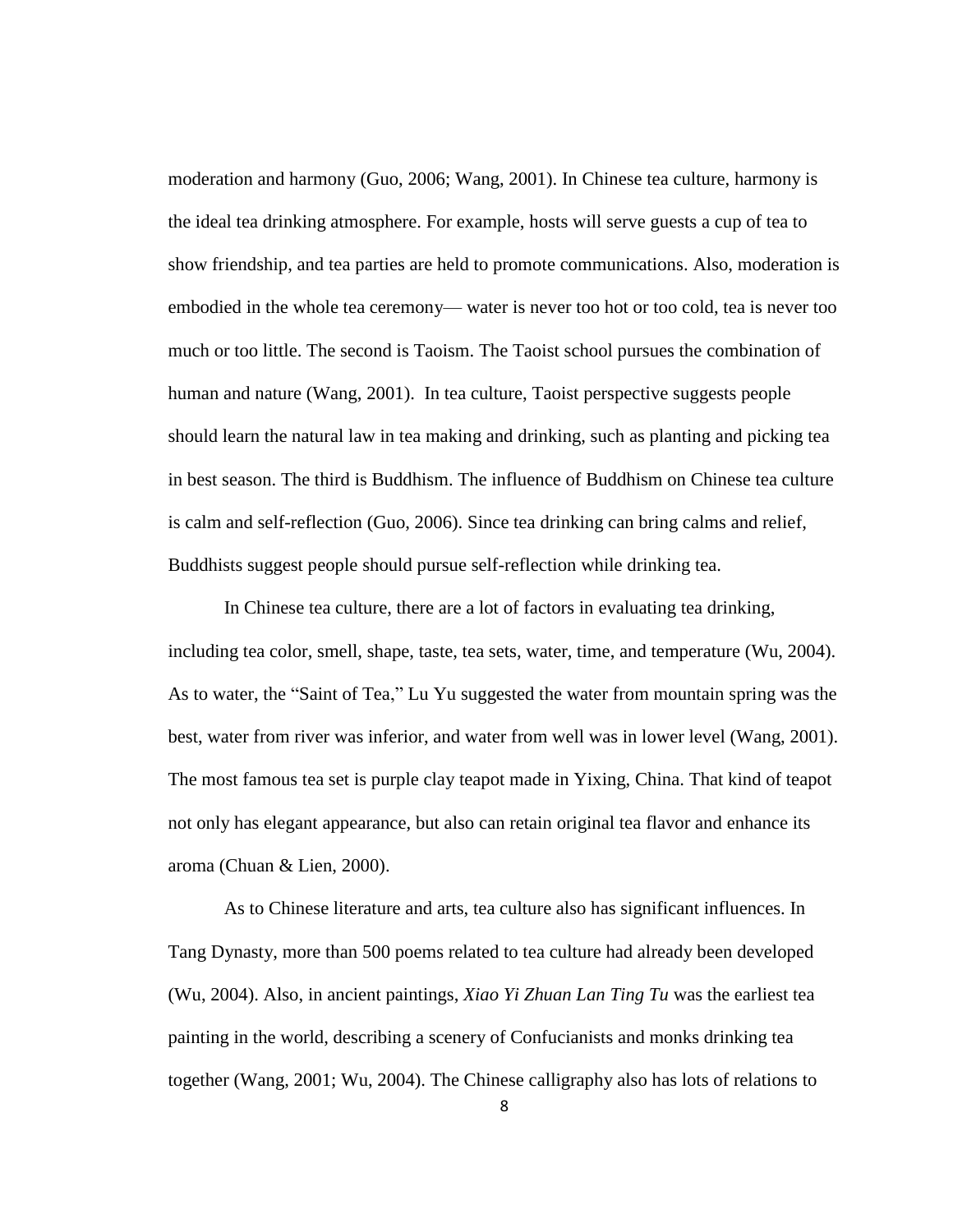moderation and harmony (Guo, 2006; Wang, 2001). In Chinese tea culture, harmony is the ideal tea drinking atmosphere. For example, hosts will serve guests a cup of tea to show friendship, and tea parties are held to promote communications. Also, moderation is embodied in the whole tea ceremony— water is never too hot or too cold, tea is never too much or too little. The second is Taoism. The Taoist school pursues the combination of human and nature (Wang, 2001). In tea culture, Taoist perspective suggests people should learn the natural law in tea making and drinking, such as planting and picking tea in best season. The third is Buddhism. The influence of Buddhism on Chinese tea culture is calm and self-reflection (Guo, 2006). Since tea drinking can bring calms and relief, Buddhists suggest people should pursue self-reflection while drinking tea.

In Chinese tea culture, there are a lot of factors in evaluating tea drinking, including tea color, smell, shape, taste, tea sets, water, time, and temperature (Wu, 2004). As to water, the "Saint of Tea," Lu Yu suggested the water from mountain spring was the best, water from river was inferior, and water from well was in lower level (Wang, 2001). The most famous tea set is purple clay teapot made in Yixing, China. That kind of teapot not only has elegant appearance, but also can retain original tea flavor and enhance its aroma (Chuan & Lien, 2000).

As to Chinese literature and arts, tea culture also has significant influences. In Tang Dynasty, more than 500 poems related to tea culture had already been developed (Wu, 2004). Also, in ancient paintings, *Xiao Yi Zhuan Lan Ting Tu* was the earliest tea painting in the world, describing a scenery of Confucianists and monks drinking tea together (Wang, 2001; Wu, 2004). The Chinese calligraphy also has lots of relations to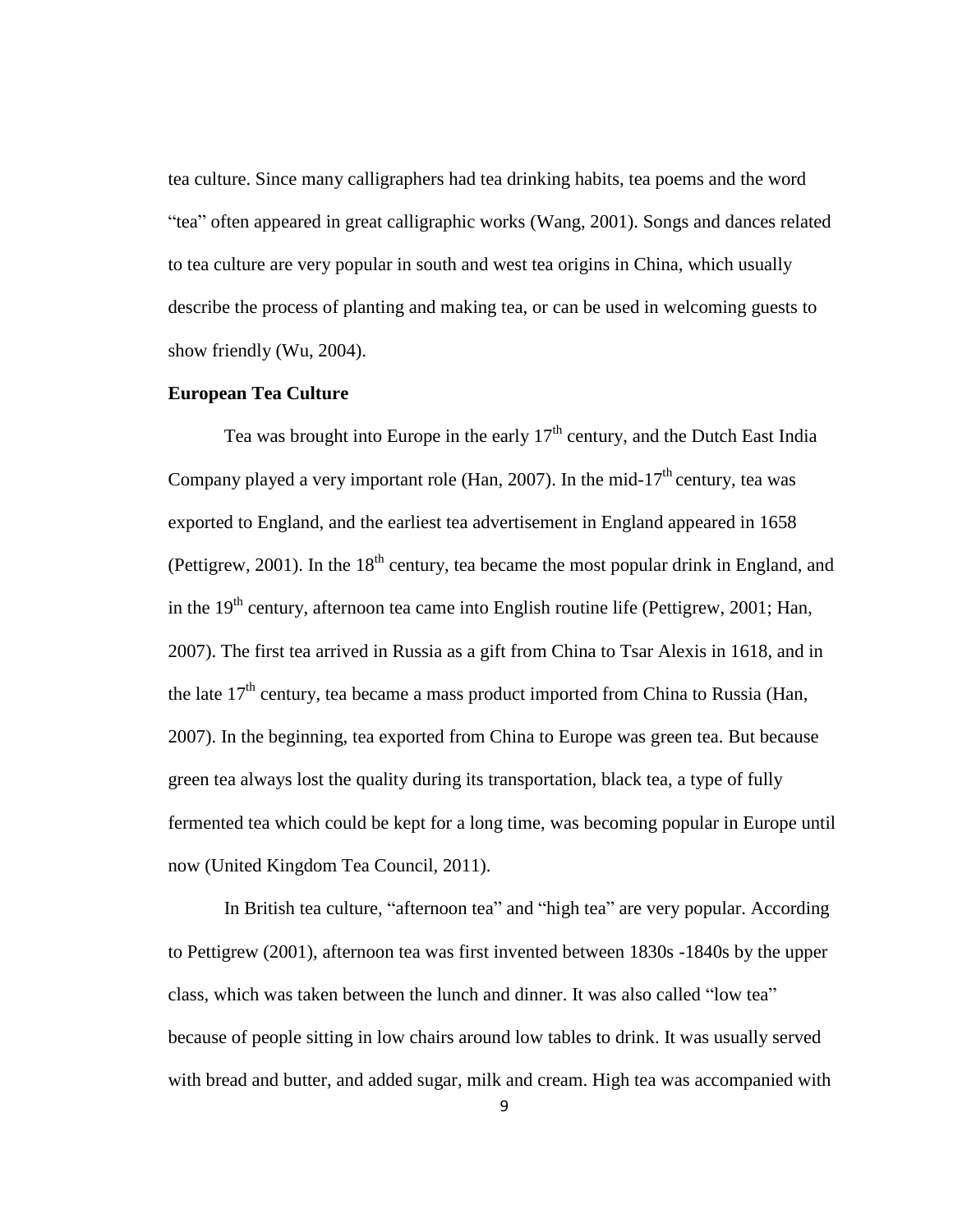tea culture. Since many calligraphers had tea drinking habits, tea poems and the word "tea" often appeared in great calligraphic works (Wang, 2001). Songs and dances related to tea culture are very popular in south and west tea origins in China, which usually describe the process of planting and making tea, or can be used in welcoming guests to show friendly (Wu, 2004).

**European Tea Culture**

Tea was brought into Europe in the early 17th century, and the Dutch East India Company played a very important role (Han, 2007). In the mid-17th century, tea was exported to England, and the earliest tea advertisement in England appeared in 1658 (Pettigrew, 2001). In the 18th century, tea became the most popular drink in England, and in the 19th century, afternoon tea came into English routine life (Pettigrew, 2001; Han, 2007). The first tea arrived in Russia as a gift from China to Tsar Alexis in 1618, and in the late 17th century, tea became a mass product imported from China to Russia (Han, 2007). In the beginning, tea exported from China to Europe was green tea. But because green tea always lost the quality during its transportation, black tea, a type of fully fermented tea which could be kept for a long time, was becoming popular in Europe until now (United Kingdom Tea Council, 2011).

In British tea culture, "afternoon tea" and "high tea" are very popular. According to Pettigrew (2001), afternoon tea was first invented between 1830s -1840s by the upper class, which was taken between the lunch and dinner. It was also called "low tea" because of people sitting in low chairs around low tables to drink. It was usually served with bread and butter, and added sugar, milk and cream. High tea was accompanied with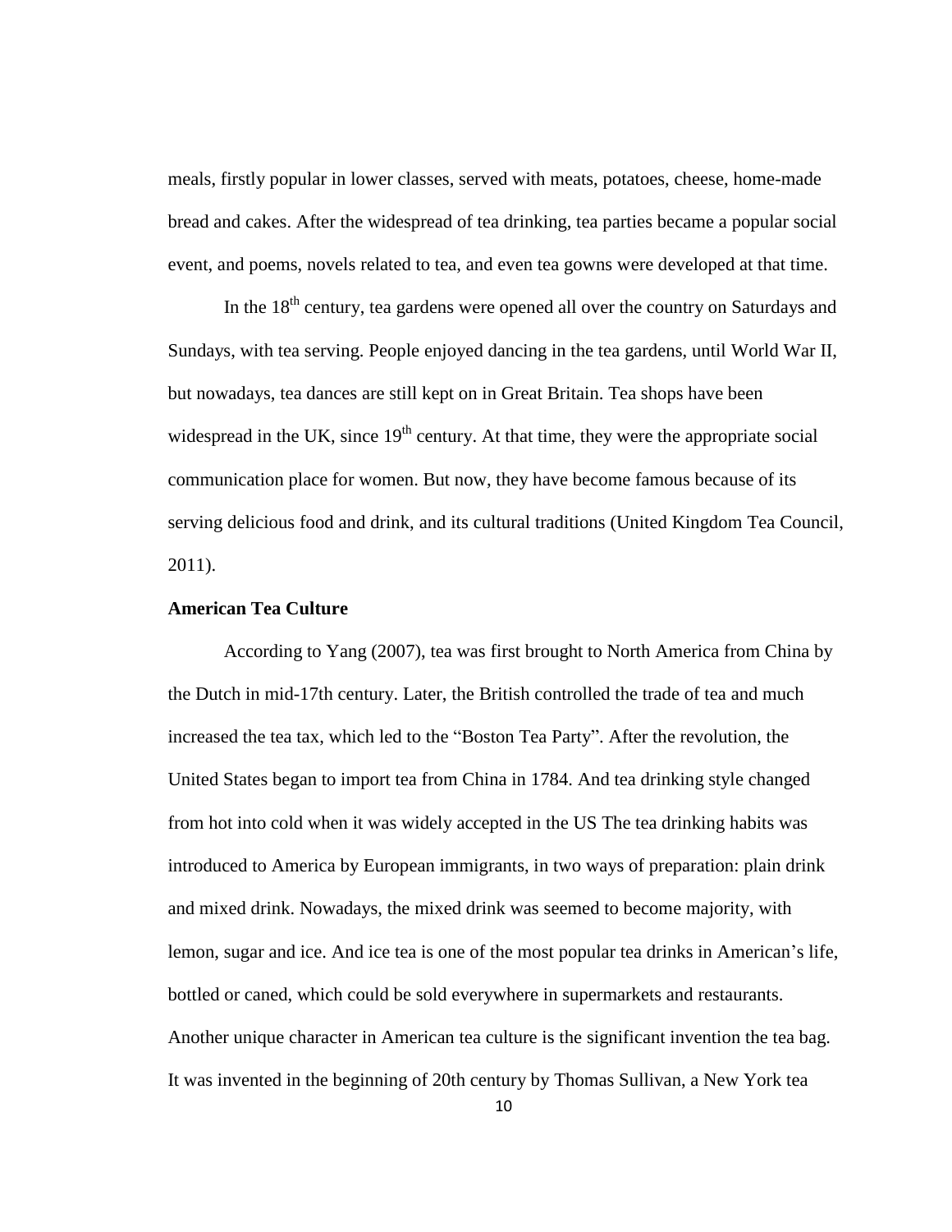meals, firstly popular in lower classes, served with meats, potatoes, cheese, home-made bread and cakes. After the widespread of tea drinking, tea parties became a popular social event, and poems, novels related to tea, and even tea gowns were developed at that time.

In the 18th century, tea gardens were opened all over the country on Saturdays and Sundays, with tea serving. People enjoyed dancing in the tea gardens, until World War II, but nowadays, tea dances are still kept on in Great Britain. Tea shops have been widespread in the UK, since 19th century. At that time, they were the appropriate social communication place for women. But now, they have become famous because of its serving delicious food and drink, and its cultural traditions (United Kingdom Tea Council, 2011).

**American Tea Culture**

According to Yang (2007), tea was first brought to North America from China by the Dutch in mid-17th century. Later, the British controlled the trade of tea and much increased the tea tax, which led to the "Boston Tea Party". After the revolution, the United States began to import tea from China in 1784. And tea drinking style changed from hot into cold when it was widely accepted in the US The tea drinking habits was introduced to America by European immigrants, in two ways of preparation: plain drink and mixed drink. Nowadays, the mixed drink was seemed to become majority, with lemon, sugar and ice. And ice tea is one of the most popular tea drinks in American's life, bottled or caned, which could be sold everywhere in supermarkets and restaurants. Another unique character in American tea culture is the significant invention the tea bag. It was invented in the beginning of 20th century by Thomas Sullivan, a New York tea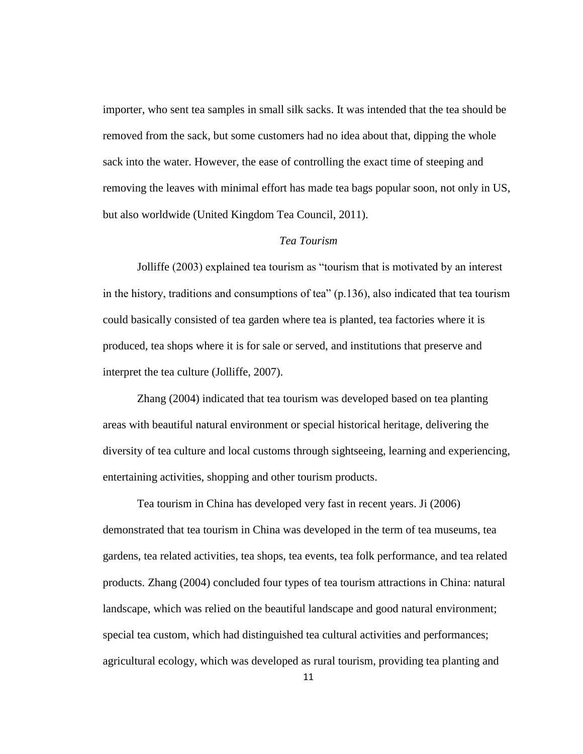importer, who sent tea samples in small silk sacks. It was intended that the tea should be removed from the sack, but some customers had no idea about that, dipping the whole sack into the water. However, the ease of controlling the exact time of steeping and removing the leaves with minimal effort has made tea bags popular soon, not only in US, but also worldwide (United Kingdom Tea Council, 2011).

### *Tea Tourism*

Jolliffe (2003) explained tea tourism as "tourism that is motivated by an interest in the history, traditions and consumptions of tea" (p.136), also indicated that tea tourism could basically consisted of tea garden where tea is planted, tea factories where it is produced, tea shops where it is for sale or served, and institutions that preserve and interpret the tea culture (Jolliffe, 2007).

Zhang (2004) indicated that tea tourism was developed based on tea planting areas with beautiful natural environment or special historical heritage, delivering the diversity of tea culture and local customs through sightseeing, learning and experiencing, entertaining activities, shopping and other tourism products.

Tea tourism in China has developed very fast in recent years. Ji (2006) demonstrated that tea tourism in China was developed in the term of tea museums, tea gardens, tea related activities, tea shops, tea events, tea folk performance, and tea related products. Zhang (2004) concluded four types of tea tourism attractions in China: natural landscape, which was relied on the beautiful landscape and good natural environment; special tea custom, which had distinguished tea cultural activities and performances; agricultural ecology, which was developed as rural tourism, providing tea planting and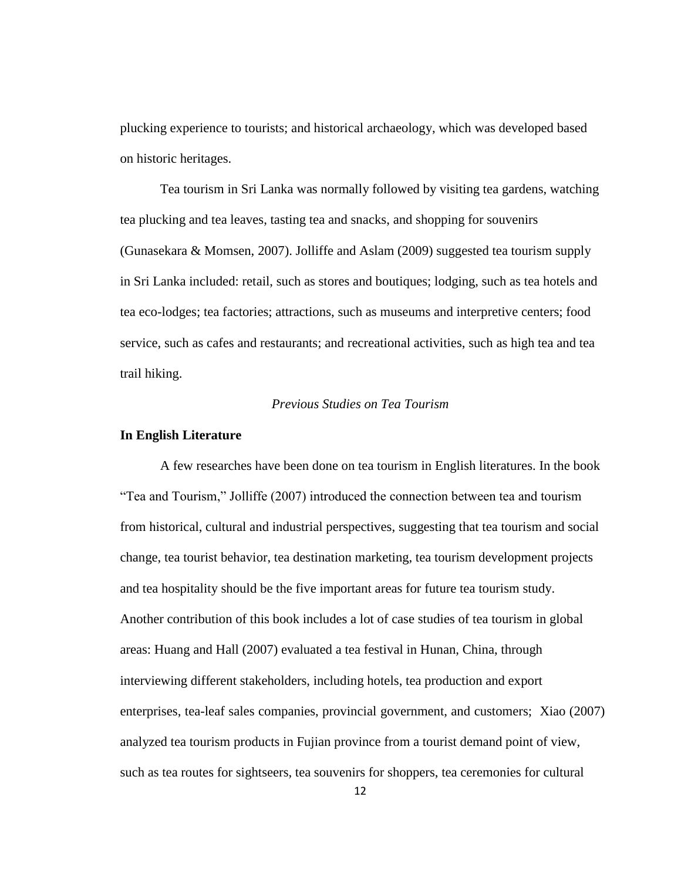plucking experience to tourists; and historical archaeology, which was developed based on historic heritages.

Tea tourism in Sri Lanka was normally followed by visiting tea gardens, watching tea plucking and tea leaves, tasting tea and snacks, and shopping for souvenirs (Gunasekara & Momsen, 2007). Jolliffe and Aslam (2009) suggested tea tourism supply in Sri Lanka included: retail, such as stores and boutiques; lodging, such as tea hotels and tea eco-lodges; tea factories; attractions, such as museums and interpretive centers; food service, such as cafes and restaurants; and recreational activities, such as high tea and tea trail hiking.

*Previous Studies on Tea Tourism*

**In English Literature**

A few researches have been done on tea tourism in English literatures. In the book "Tea and Tourism," Jolliffe (2007) introduced the connection between tea and tourism from historical, cultural and industrial perspectives, suggesting that tea tourism and social change, tea tourist behavior, tea destination marketing, tea tourism development projects and tea hospitality should be the five important areas for future tea tourism study. Another contribution of this book includes a lot of case studies of tea tourism in global areas: Huang and Hall (2007) evaluated a tea festival in Hunan, China, through interviewing different stakeholders, including hotels, tea production and export enterprises, tea-leaf sales companies, provincial government, and customers; Xiao (2007) analyzed tea tourism products in Fujian province from a tourist demand point of view, such as tea routes for sightseers, tea souvenirs for shoppers, tea ceremonies for cultural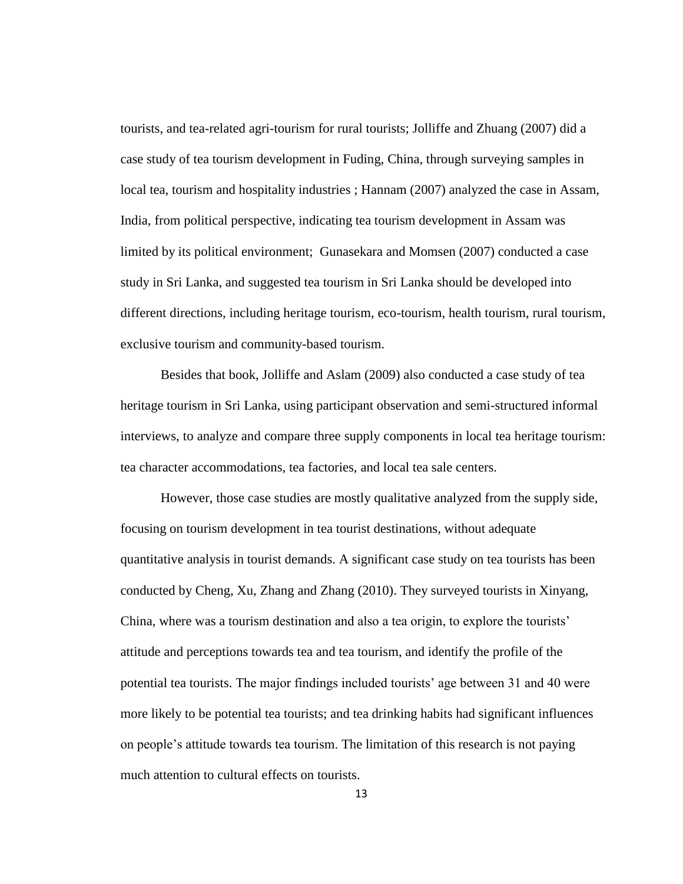tourists, and tea-related agri-tourism for rural tourists; Jolliffe and Zhuang (2007) did a case study of tea tourism development in Fuding, China, through surveying samples in local tea, tourism and hospitality industries ; Hannam (2007) analyzed the case in Assam, India, from political perspective, indicating tea tourism development in Assam was limited by its political environment; Gunasekara and Momsen (2007) conducted a case study in Sri Lanka, and suggested tea tourism in Sri Lanka should be developed into different directions, including heritage tourism, eco-tourism, health tourism, rural tourism, exclusive tourism and community-based tourism.

Besides that book, Jolliffe and Aslam (2009) also conducted a case study of tea heritage tourism in Sri Lanka, using participant observation and semi-structured informal interviews, to analyze and compare three supply components in local tea heritage tourism: tea character accommodations, tea factories, and local tea sale centers.

However, those case studies are mostly qualitative analyzed from the supply side, focusing on tourism development in tea tourist destinations, without adequate quantitative analysis in tourist demands. A significant case study on tea tourists has been conducted by Cheng, Xu, Zhang and Zhang (2010). They surveyed tourists in Xinyang, China, where was a tourism destination and also a tea origin, to explore the tourists' attitude and perceptions towards tea and tea tourism, and identify the profile of the potential tea tourists. The major findings included tourists' age between 31 and 40 were more likely to be potential tea tourists; and tea drinking habits had significant influences on people's attitude towards tea tourism. The limitation of this research is not paying much attention to cultural effects on tourists.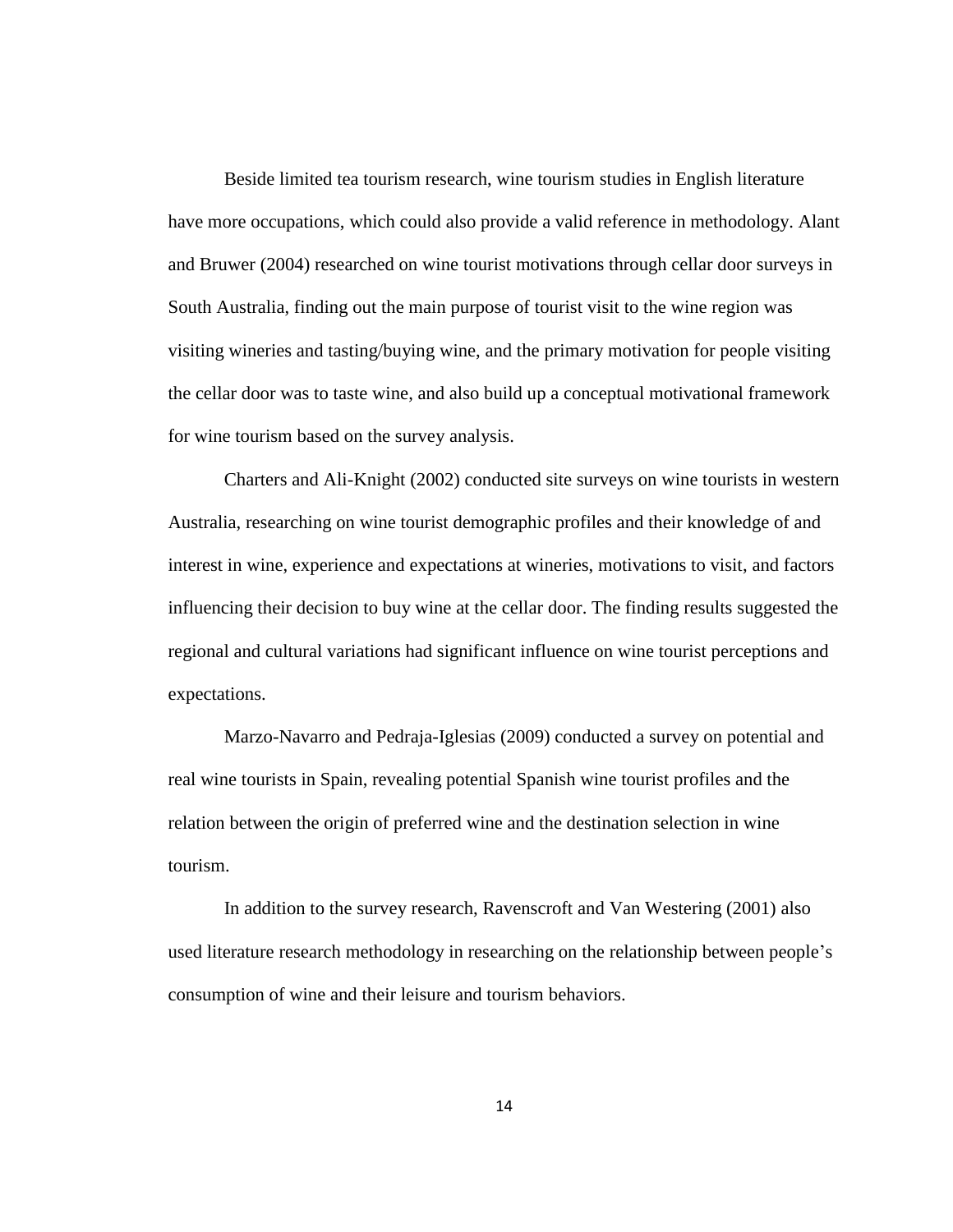Beside limited tea tourism research, wine tourism studies in English literature have more occupations, which could also provide a valid reference in methodology. Alant and Bruwer (2004) researched on wine tourist motivations through cellar door surveys in South Australia, finding out the main purpose of tourist visit to the wine region was visiting wineries and tasting/buying wine, and the primary motivation for people visiting the cellar door was to taste wine, and also build up a conceptual motivational framework for wine tourism based on the survey analysis.

Charters and Ali-Knight (2002) conducted site surveys on wine tourists in western Australia, researching on wine tourist demographic profiles and their knowledge of and interest in wine, experience and expectations at wineries, motivations to visit, and factors influencing their decision to buy wine at the cellar door. The finding results suggested the regional and cultural variations had significant influence on wine tourist perceptions and expectations.

Marzo-Navarro and Pedraja-Iglesias (2009) conducted a survey on potential and real wine tourists in Spain, revealing potential Spanish wine tourist profiles and the relation between the origin of preferred wine and the destination selection in wine tourism.

In addition to the survey research, Ravenscroft and Van Westering (2001) also used literature research methodology in researching on the relationship between people's consumption of wine and their leisure and tourism behaviors.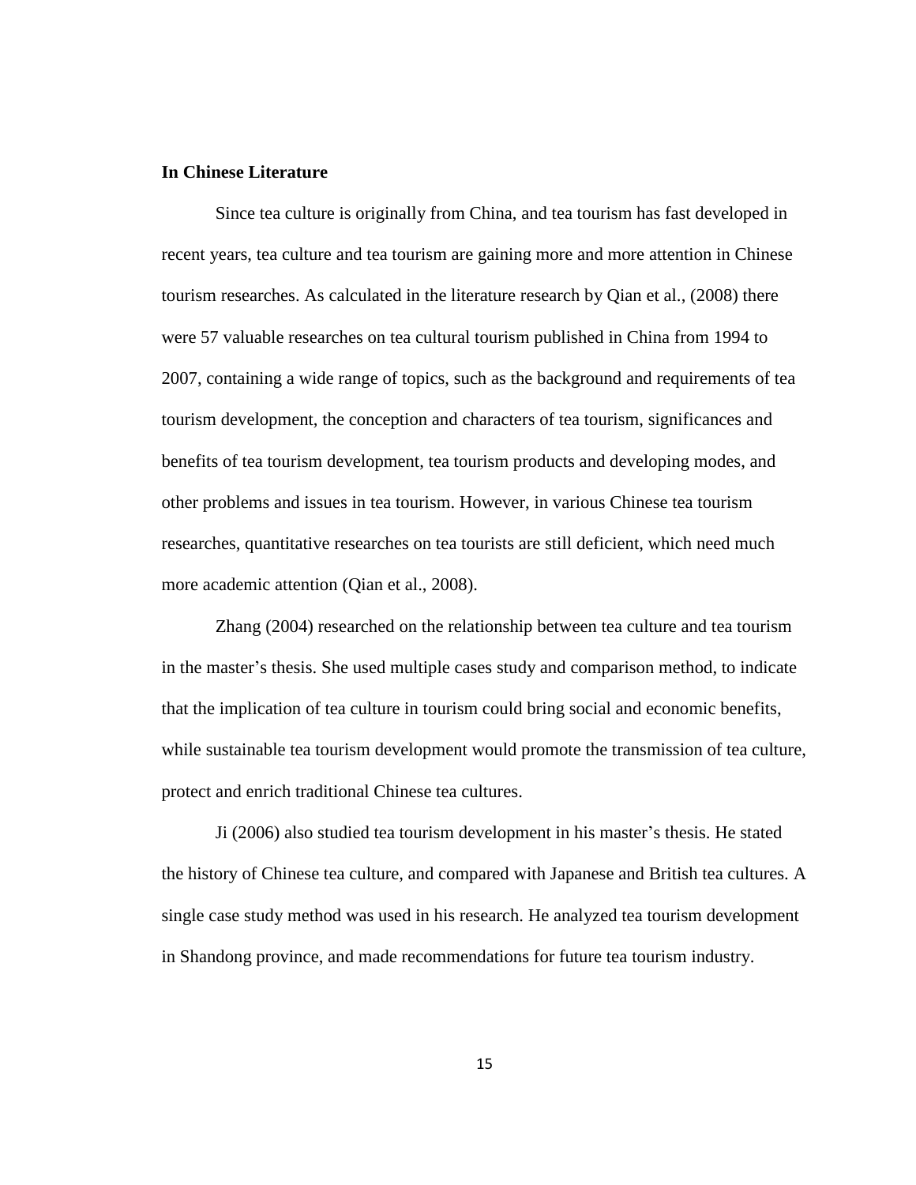**In Chinese Literature**

Since tea culture is originally from China, and tea tourism has fast developed in recent years, tea culture and tea tourism are gaining more and more attention in Chinese tourism researches. As calculated in the literature research by Qian et al., (2008) there were 57 valuable researches on tea cultural tourism published in China from 1994 to 2007, containing a wide range of topics, such as the background and requirements of tea tourism development, the conception and characters of tea tourism, significances and benefits of tea tourism development, tea tourism products and developing modes, and other problems and issues in tea tourism. However, in various Chinese tea tourism researches, quantitative researches on tea tourists are still deficient, which need much more academic attention (Qian et al., 2008).

Zhang (2004) researched on the relationship between tea culture and tea tourism in the master's thesis. She used multiple cases study and comparison method, to indicate that the implication of tea culture in tourism could bring social and economic benefits, while sustainable tea tourism development would promote the transmission of tea culture, protect and enrich traditional Chinese tea cultures.

Ji (2006) also studied tea tourism development in his master's thesis. He stated the history of Chinese tea culture, and compared with Japanese and British tea cultures. A single case study method was used in his research. He analyzed tea tourism development in Shandong province, and made recommendations for future tea tourism industry.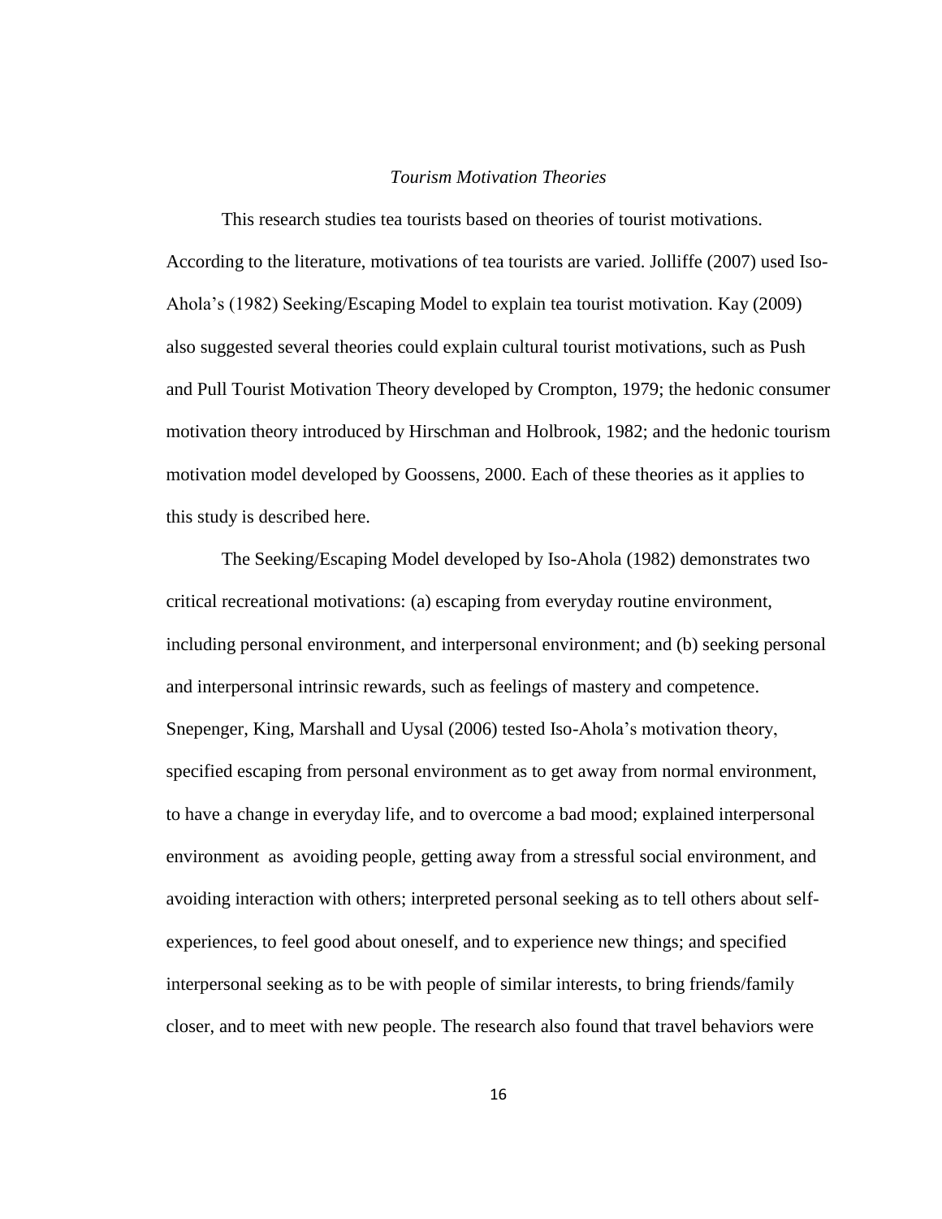*Tourism Motivation Theories*

This research studies tea tourists based on theories of tourist motivations. According to the literature, motivations of tea tourists are varied. Jolliffe (2007) used Iso-Ahola's (1982) Seeking/Escaping Model to explain tea tourist motivation. Kay (2009) also suggested several theories could explain cultural tourist motivations, such as Push and Pull Tourist Motivation Theory developed by Crompton, 1979; the hedonic consumer motivation theory introduced by Hirschman and Holbrook, 1982; and the hedonic tourism motivation model developed by Goossens, 2000. Each of these theories as it applies to this study is described here.

The Seeking/Escaping Model developed by Iso-Ahola (1982) demonstrates two critical recreational motivations: (a) escaping from everyday routine environment, including personal environment, and interpersonal environment; and (b) seeking personal and interpersonal intrinsic rewards, such as feelings of mastery and competence. Snepenger, King, Marshall and Uysal (2006) tested Iso-Ahola's motivation theory, specified escaping from personal environment as to get away from normal environment, to have a change in everyday life, and to overcome a bad mood; explained interpersonal environment as avoiding people, getting away from a stressful social environment, and avoiding interaction with others; interpreted personal seeking as to tell others about self-experiences, to feel good about oneself, and to experience new things; and specified interpersonal seeking as to be with people of similar interests, to bring friends/family closer, and to meet with new people. The research also found that travel behaviors were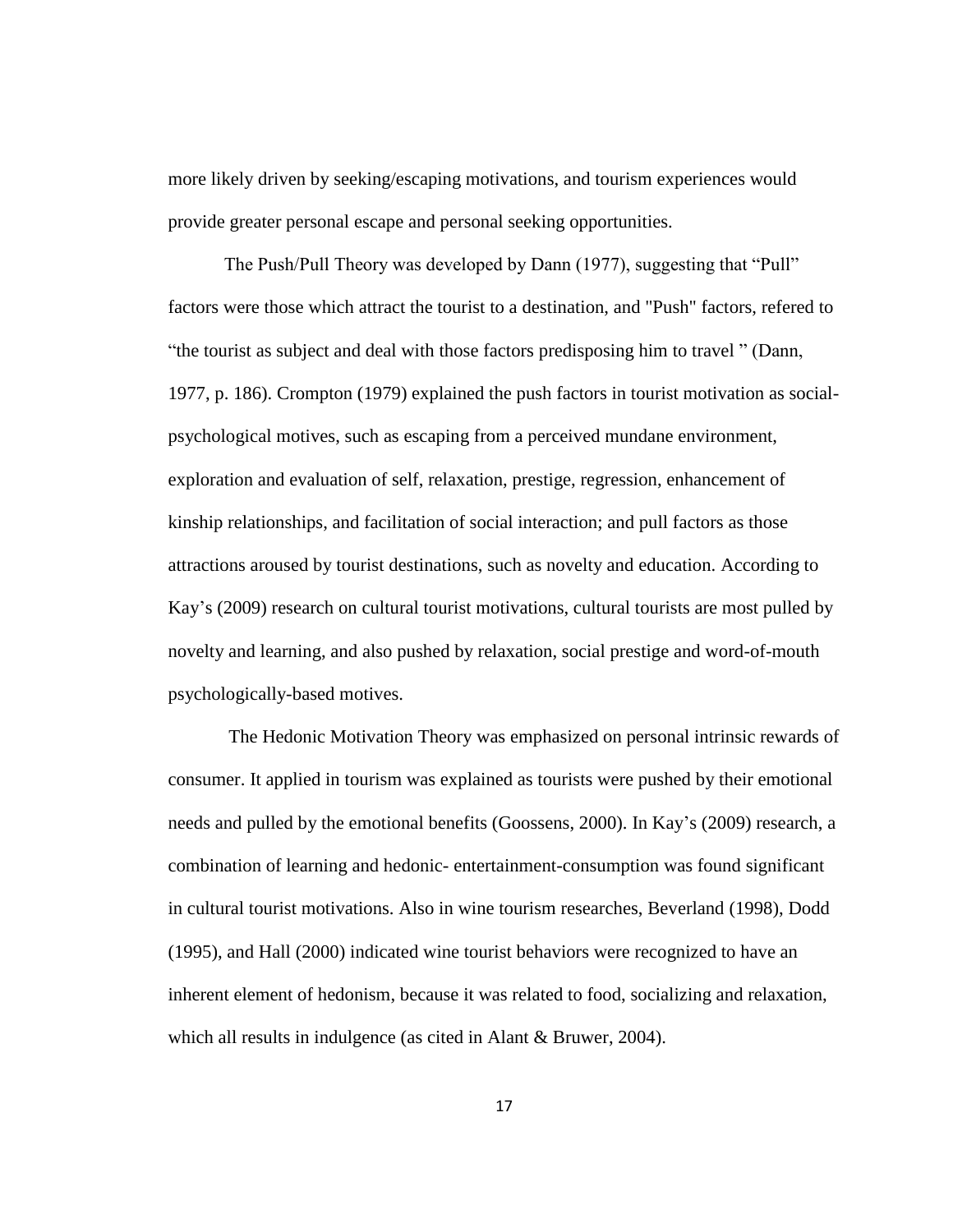more likely driven by seeking/escaping motivations, and tourism experiences would provide greater personal escape and personal seeking opportunities.

The Push/Pull Theory was developed by Dann (1977), suggesting that "Pull" factors were those which attract the tourist to a destination, and "Push" factors, refered to "the tourist as subject and deal with those factors predisposing him to travel " (Dann, 1977, p. 186). Crompton (1979) explained the push factors in tourist motivation as social-psychological motives, such as escaping from a perceived mundane environment, exploration and evaluation of self, relaxation, prestige, regression, enhancement of kinship relationships, and facilitation of social interaction; and pull factors as those attractions aroused by tourist destinations, such as novelty and education. According to Kay's (2009) research on cultural tourist motivations, cultural tourists are most pulled by novelty and learning, and also pushed by relaxation, social prestige and word-of-mouth psychologically-based motives.

The Hedonic Motivation Theory was emphasized on personal intrinsic rewards of consumer. It applied in tourism was explained as tourists were pushed by their emotional needs and pulled by the emotional benefits (Goossens, 2000). In Kay's (2009) research, a combination of learning and hedonic- entertainment-consumption was found significant in cultural tourist motivations. Also in wine tourism researches, Beverland (1998), Dodd (1995), and Hall (2000) indicated wine tourist behaviors were recognized to have an inherent element of hedonism, because it was related to food, socializing and relaxation, which all results in indulgence (as cited in Alant & Bruwer, 2004).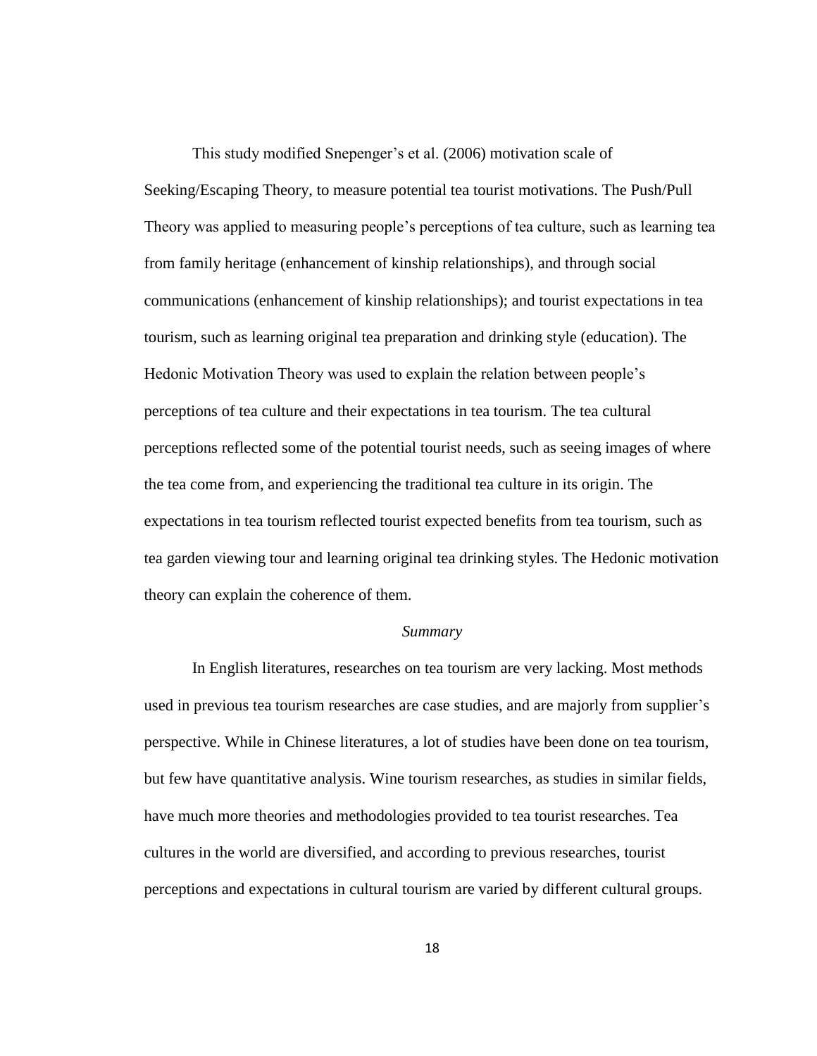This study modified Snepenger's et al. (2006) motivation scale of Seeking/Escaping Theory, to measure potential tea tourist motivations. The Push/Pull Theory was applied to measuring people's perceptions of tea culture, such as learning tea from family heritage (enhancement of kinship relationships), and through social communications (enhancement of kinship relationships); and tourist expectations in tea tourism, such as learning original tea preparation and drinking style (education). The Hedonic Motivation Theory was used to explain the relation between people's perceptions of tea culture and their expectations in tea tourism. The tea cultural perceptions reflected some of the potential tourist needs, such as seeing images of where the tea come from, and experiencing the traditional tea culture in its origin. The expectations in tea tourism reflected tourist expected benefits from tea tourism, such as tea garden viewing tour and learning original tea drinking styles. The Hedonic motivation theory can explain the coherence of them.

### *Summary*

In English literatures, researches on tea tourism are very lacking. Most methods used in previous tea tourism researches are case studies, and are majorly from supplier's perspective. While in Chinese literatures, a lot of studies have been done on tea tourism, but few have quantitative analysis. Wine tourism researches, as studies in similar fields, have much more theories and methodologies provided to tea tourist researches. Tea cultures in the world are diversified, and according to previous researches, tourist perceptions and expectations in cultural tourism are varied by different cultural groups.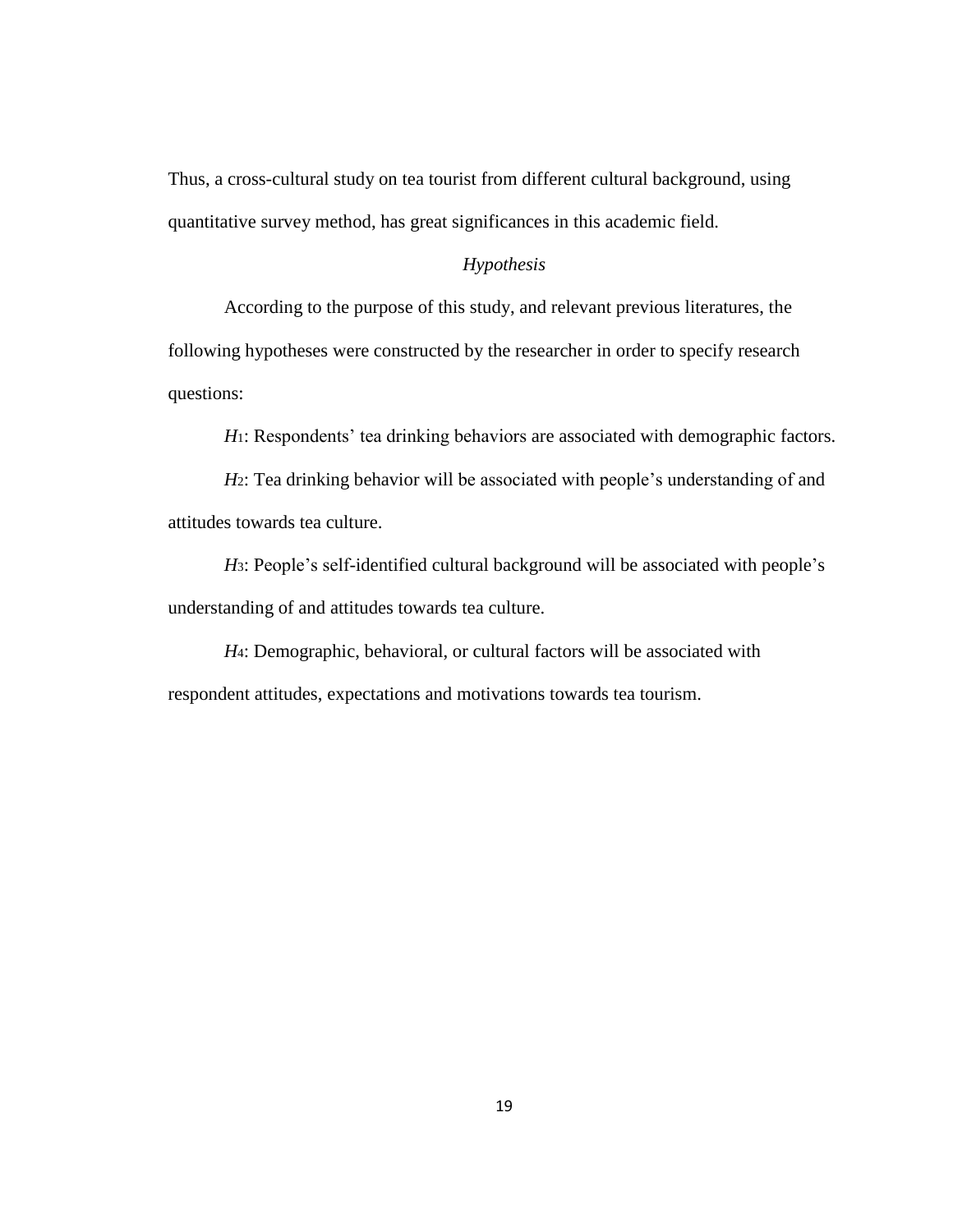Thus, a cross-cultural study on tea tourist from different cultural background, using quantitative survey method, has great significances in this academic field.

### *Hypothesis*

According to the purpose of this study, and relevant previous literatures, the following hypotheses were constructed by the researcher in order to specify research questions:

$H_1$: Respondents' tea drinking behaviors are associated with demographic factors.

$H_2$: Tea drinking behavior will be associated with people's understanding of and attitudes towards tea culture.

$H_3$: People's self-identified cultural background will be associated with people's understanding of and attitudes towards tea culture.

$H_4$: Demographic, behavioral, or cultural factors will be associated with respondent attitudes, expectations and motivations towards tea tourism.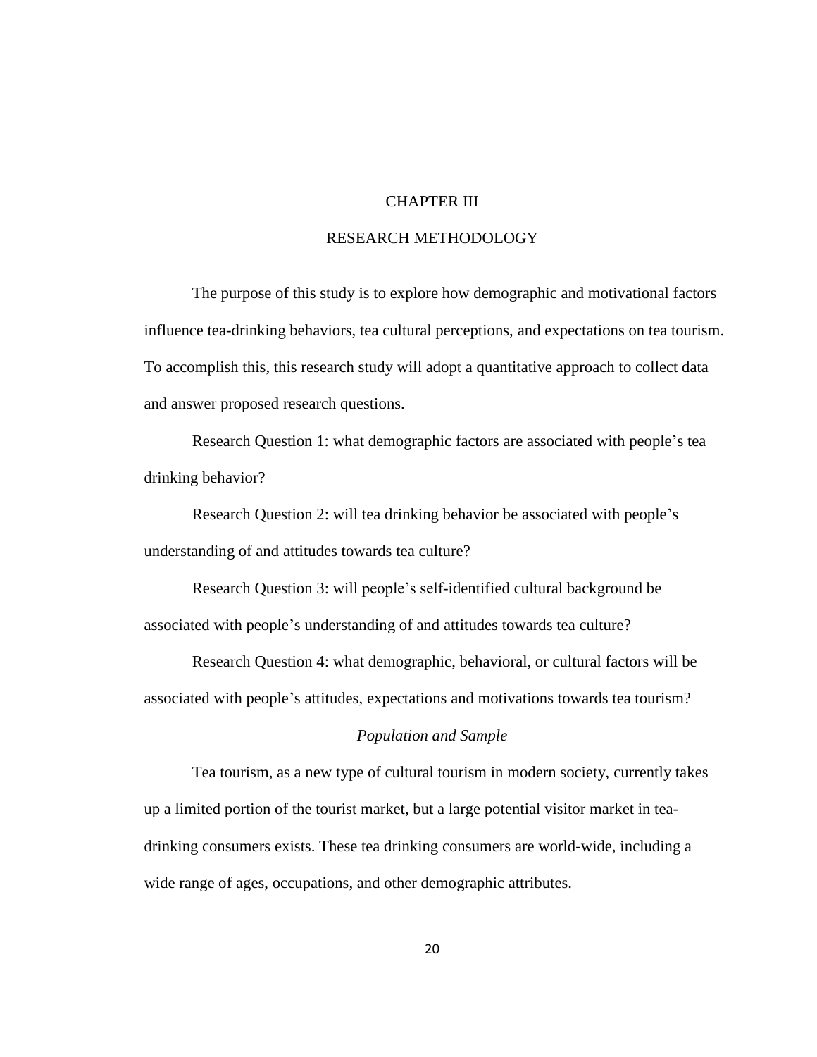# CHAPTER III

# RESEARCH METHODOLOGY

The purpose of this study is to explore how demographic and motivational factors influence tea-drinking behaviors, tea cultural perceptions, and expectations on tea tourism. To accomplish this, this research study will adopt a quantitative approach to collect data and answer proposed research questions.

Research Question 1: what demographic factors are associated with people's tea drinking behavior?

Research Question 2: will tea drinking behavior be associated with people's understanding of and attitudes towards tea culture?

Research Question 3: will people's self-identified cultural background be associated with people's understanding of and attitudes towards tea culture?

Research Question 4: what demographic, behavioral, or cultural factors will be associated with people's attitudes, expectations and motivations towards tea tourism?

## *Population and Sample*

Tea tourism, as a new type of cultural tourism in modern society, currently takes up a limited portion of the tourist market, but a large potential visitor market in tea-drinking consumers exists. These tea drinking consumers are world-wide, including a wide range of ages, occupations, and other demographic attributes.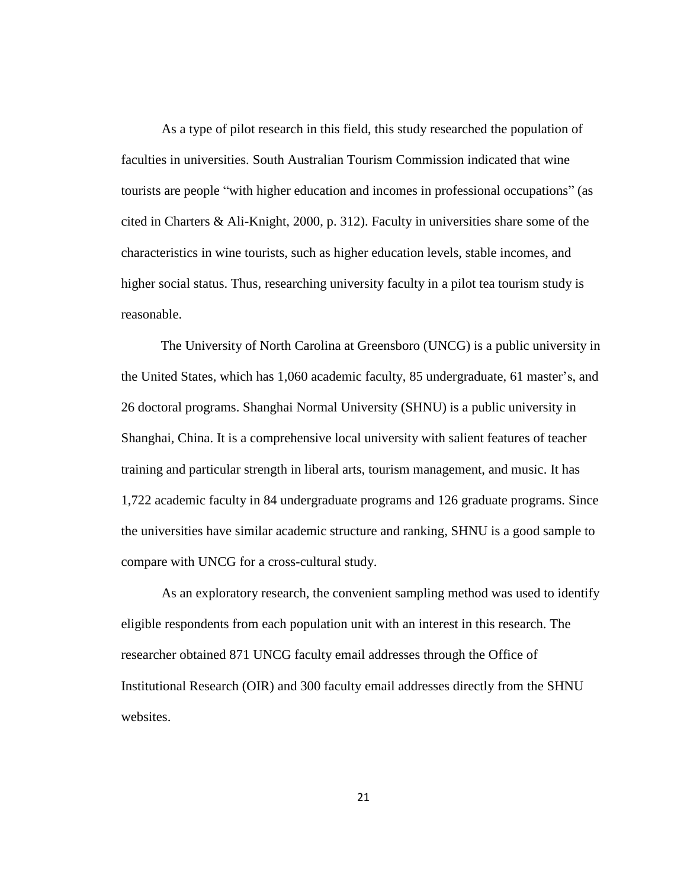As a type of pilot research in this field, this study researched the population of faculties in universities. South Australian Tourism Commission indicated that wine tourists are people "with higher education and incomes in professional occupations" (as cited in Charters & Ali-Knight, 2000, p. 312). Faculty in universities share some of the characteristics in wine tourists, such as higher education levels, stable incomes, and higher social status. Thus, researching university faculty in a pilot tea tourism study is reasonable.

The University of North Carolina at Greensboro (UNCG) is a public university in the United States, which has 1,060 academic faculty, 85 undergraduate, 61 master's, and 26 doctoral programs. Shanghai Normal University (SHNU) is a public university in Shanghai, China. It is a comprehensive local university with salient features of teacher training and particular strength in liberal arts, tourism management, and music. It has 1,722 academic faculty in 84 undergraduate programs and 126 graduate programs. Since the universities have similar academic structure and ranking, SHNU is a good sample to compare with UNCG for a cross-cultural study.

As an exploratory research, the convenient sampling method was used to identify eligible respondents from each population unit with an interest in this research. The researcher obtained 871 UNCG faculty email addresses through the Office of Institutional Research (OIR) and 300 faculty email addresses directly from the SHNU websites.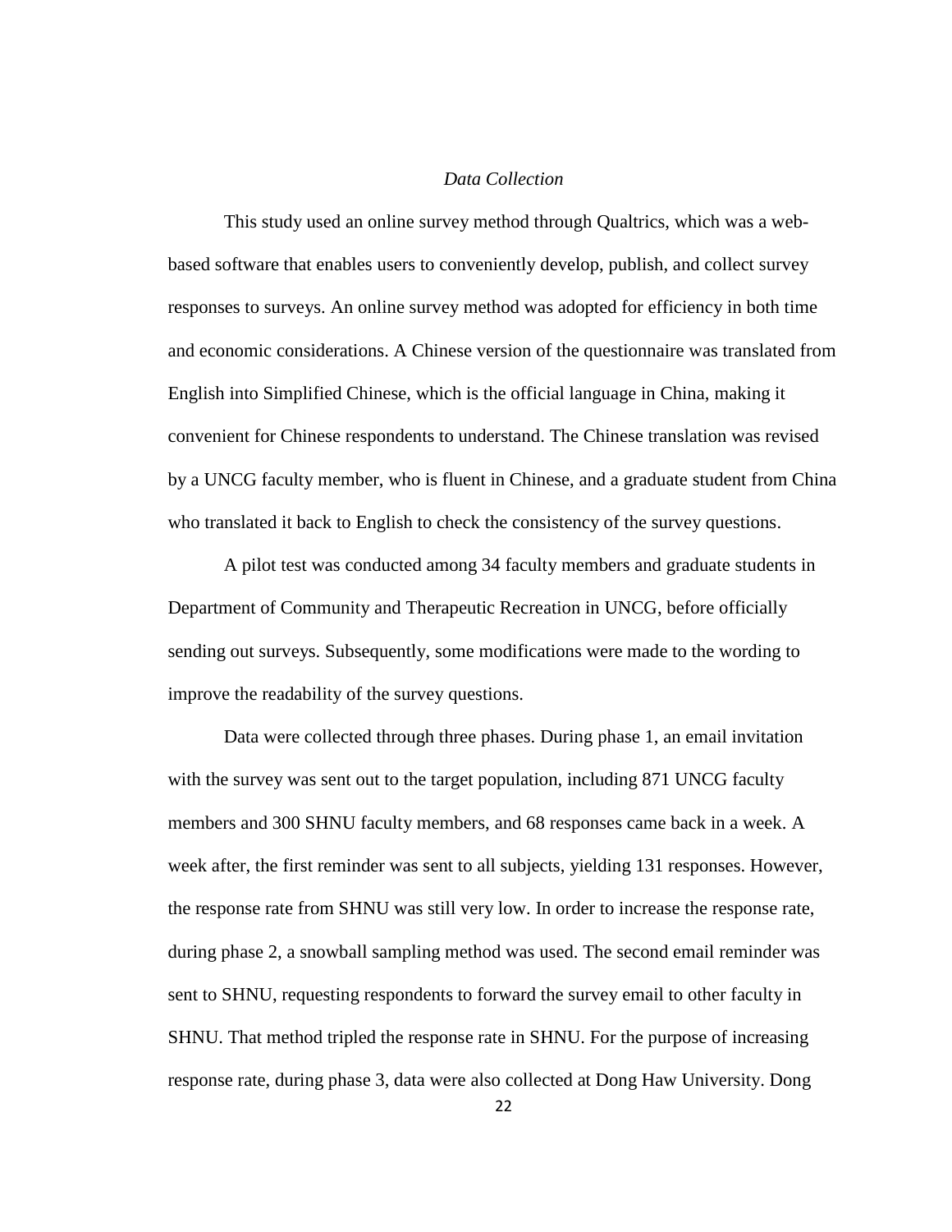*Data Collection*

This study used an online survey method through Qualtrics, which was a web-based software that enables users to conveniently develop, publish, and collect survey responses to surveys. An online survey method was adopted for efficiency in both time and economic considerations. A Chinese version of the questionnaire was translated from English into Simplified Chinese, which is the official language in China, making it convenient for Chinese respondents to understand. The Chinese translation was revised by a UNCG faculty member, who is fluent in Chinese, and a graduate student from China who translated it back to English to check the consistency of the survey questions.

A pilot test was conducted among 34 faculty members and graduate students in Department of Community and Therapeutic Recreation in UNCG, before officially sending out surveys. Subsequently, some modifications were made to the wording to improve the readability of the survey questions.

Data were collected through three phases. During phase 1, an email invitation with the survey was sent out to the target population, including 871 UNCG faculty members and 300 SHNU faculty members, and 68 responses came back in a week. A week after, the first reminder was sent to all subjects, yielding 131 responses. However, the response rate from SHNU was still very low. In order to increase the response rate, during phase 2, a snowball sampling method was used. The second email reminder was sent to SHNU, requesting respondents to forward the survey email to other faculty in SHNU. That method tripled the response rate in SHNU. For the purpose of increasing response rate, during phase 3, data were also collected at Dong Haw University. Dong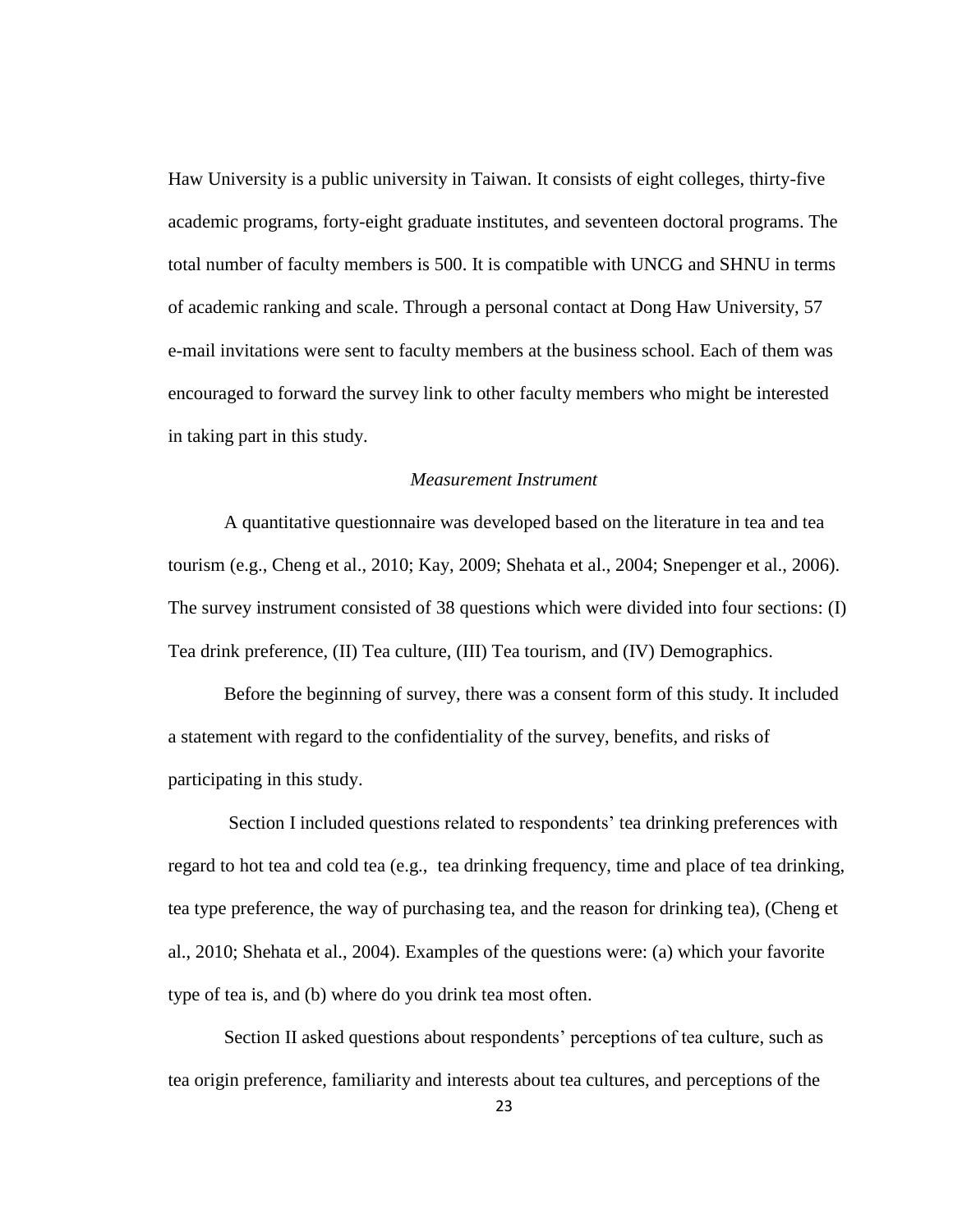Haw University is a public university in Taiwan. It consists of eight colleges, thirty-five academic programs, forty-eight graduate institutes, and seventeen doctoral programs. The total number of faculty members is 500. It is compatible with UNCG and SHNU in terms of academic ranking and scale. Through a personal contact at Dong Haw University, 57 e-mail invitations were sent to faculty members at the business school. Each of them was encouraged to forward the survey link to other faculty members who might be interested in taking part in this study.

*Measurement Instrument*

A quantitative questionnaire was developed based on the literature in tea and tea tourism (e.g., Cheng et al., 2010; Kay, 2009; Shehata et al., 2004; Snepenger et al., 2006). The survey instrument consisted of 38 questions which were divided into four sections: (I) Tea drink preference, (II) Tea culture, (III) Tea tourism, and (IV) Demographics.

Before the beginning of survey, there was a consent form of this study. It included a statement with regard to the confidentiality of the survey, benefits, and risks of participating in this study.

Section I included questions related to respondents' tea drinking preferences with regard to hot tea and cold tea (e.g., tea drinking frequency, time and place of tea drinking, tea type preference, the way of purchasing tea, and the reason for drinking tea), (Cheng et al., 2010; Shehata et al., 2004). Examples of the questions were: (a) which your favorite type of tea is, and (b) where do you drink tea most often.

Section II asked questions about respondents' perceptions of tea culture, such as tea origin preference, familiarity and interests about tea cultures, and perceptions of the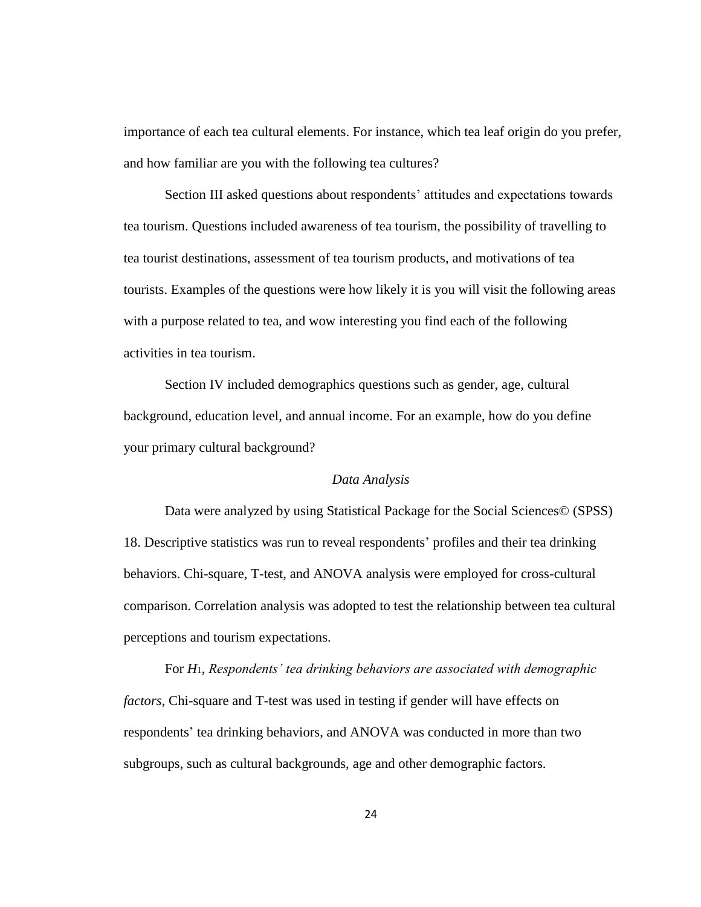importance of each tea cultural elements. For instance, which tea leaf origin do you prefer, and how familiar are you with the following tea cultures?

Section III asked questions about respondents' attitudes and expectations towards tea tourism. Questions included awareness of tea tourism, the possibility of travelling to tea tourist destinations, assessment of tea tourism products, and motivations of tea tourists. Examples of the questions were how likely it is you will visit the following areas with a purpose related to tea, and wow interesting you find each of the following activities in tea tourism.

Section IV included demographics questions such as gender, age, cultural background, education level, and annual income. For an example, how do you define your primary cultural background?

### *Data Analysis*

Data were analyzed by using Statistical Package for the Social Sciences© (SPSS) 18. Descriptive statistics was run to reveal respondents' profiles and their tea drinking behaviors. Chi-square, T-test, and ANOVA analysis were employed for cross-cultural comparison. Correlation analysis was adopted to test the relationship between tea cultural perceptions and tourism expectations.

For $H_1$, *Respondents' tea drinking behaviors are associated with demographic factors*, Chi-square and T-test was used in testing if gender will have effects on respondents' tea drinking behaviors, and ANOVA was conducted in more than two subgroups, such as cultural backgrounds, age and other demographic factors.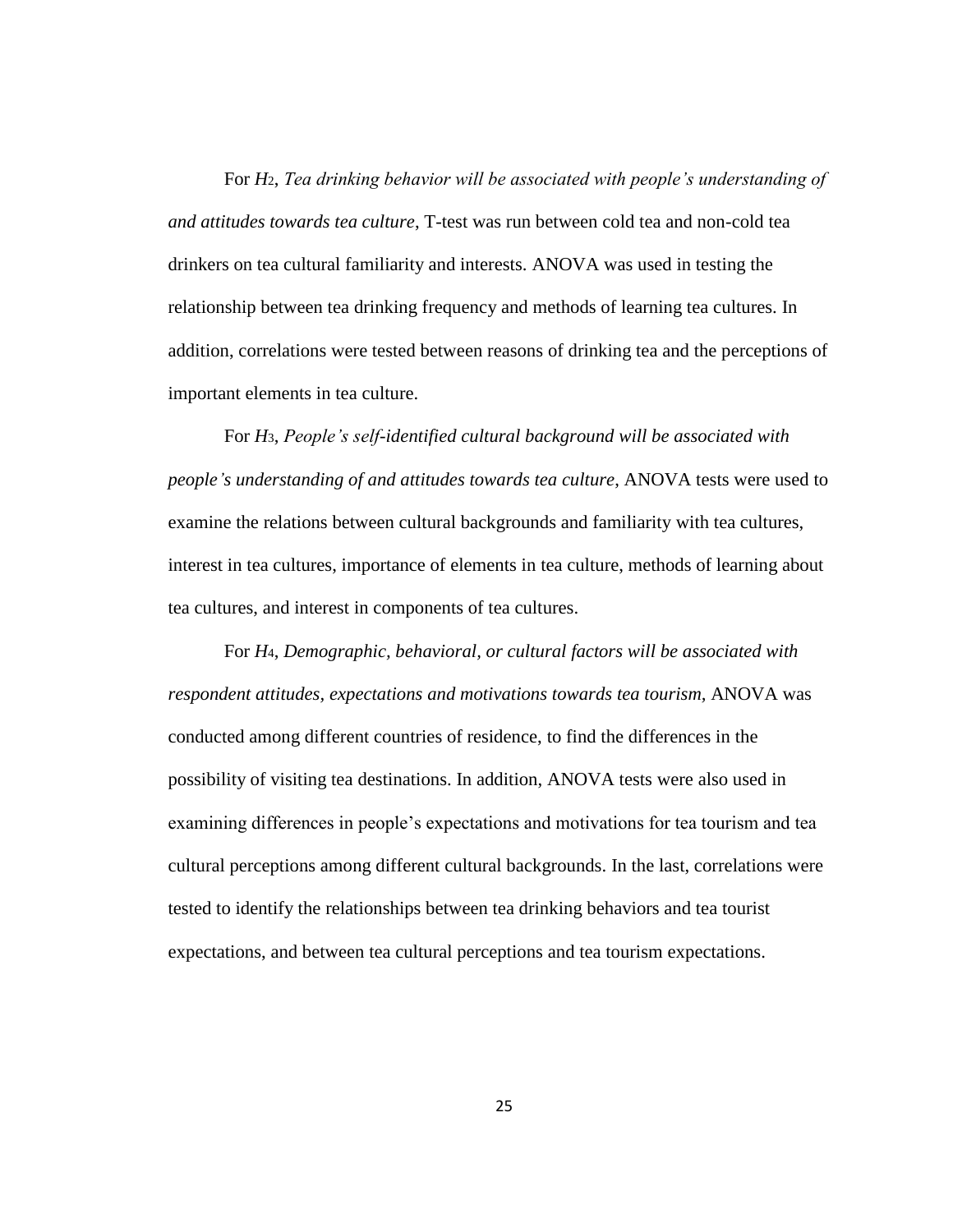For *H*$_2$, *Tea drinking behavior will be associated with people's understanding of and attitudes towards tea culture*, T-test was run between cold tea and non-cold tea drinkers on tea cultural familiarity and interests. ANOVA was used in testing the relationship between tea drinking frequency and methods of learning tea cultures. In addition, correlations were tested between reasons of drinking tea and the perceptions of important elements in tea culture.

For *H*$_3$, *People's self-identified cultural background will be associated with people's understanding of and attitudes towards tea culture*, ANOVA tests were used to examine the relations between cultural backgrounds and familiarity with tea cultures, interest in tea cultures, importance of elements in tea culture, methods of learning about tea cultures, and interest in components of tea cultures.

For *H*$_4$, *Demographic, behavioral, or cultural factors will be associated with respondent attitudes, expectations and motivations towards tea tourism*, ANOVA was conducted among different countries of residence, to find the differences in the possibility of visiting tea destinations. In addition, ANOVA tests were also used in examining differences in people's expectations and motivations for tea tourism and tea cultural perceptions among different cultural backgrounds. In the last, correlations were tested to identify the relationships between tea drinking behaviors and tea tourist expectations, and between tea cultural perceptions and tea tourism expectations.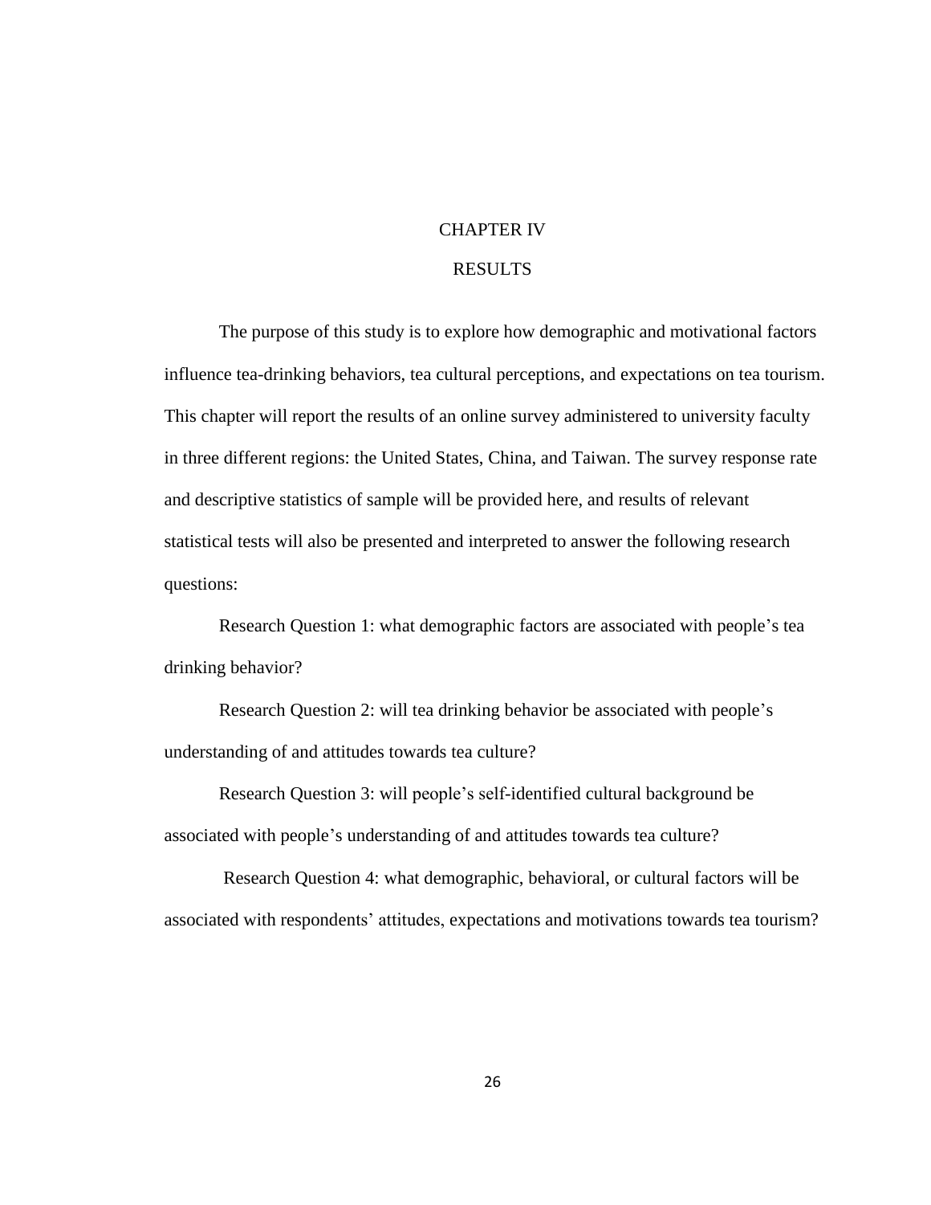# CHAPTER IV

# RESULTS

The purpose of this study is to explore how demographic and motivational factors influence tea-drinking behaviors, tea cultural perceptions, and expectations on tea tourism. This chapter will report the results of an online survey administered to university faculty in three different regions: the United States, China, and Taiwan. The survey response rate and descriptive statistics of sample will be provided here, and results of relevant statistical tests will also be presented and interpreted to answer the following research questions:

Research Question 1: what demographic factors are associated with people's tea drinking behavior?

Research Question 2: will tea drinking behavior be associated with people's understanding of and attitudes towards tea culture?

Research Question 3: will people's self-identified cultural background be associated with people's understanding of and attitudes towards tea culture?

Research Question 4: what demographic, behavioral, or cultural factors will be associated with respondents' attitudes, expectations and motivations towards tea tourism?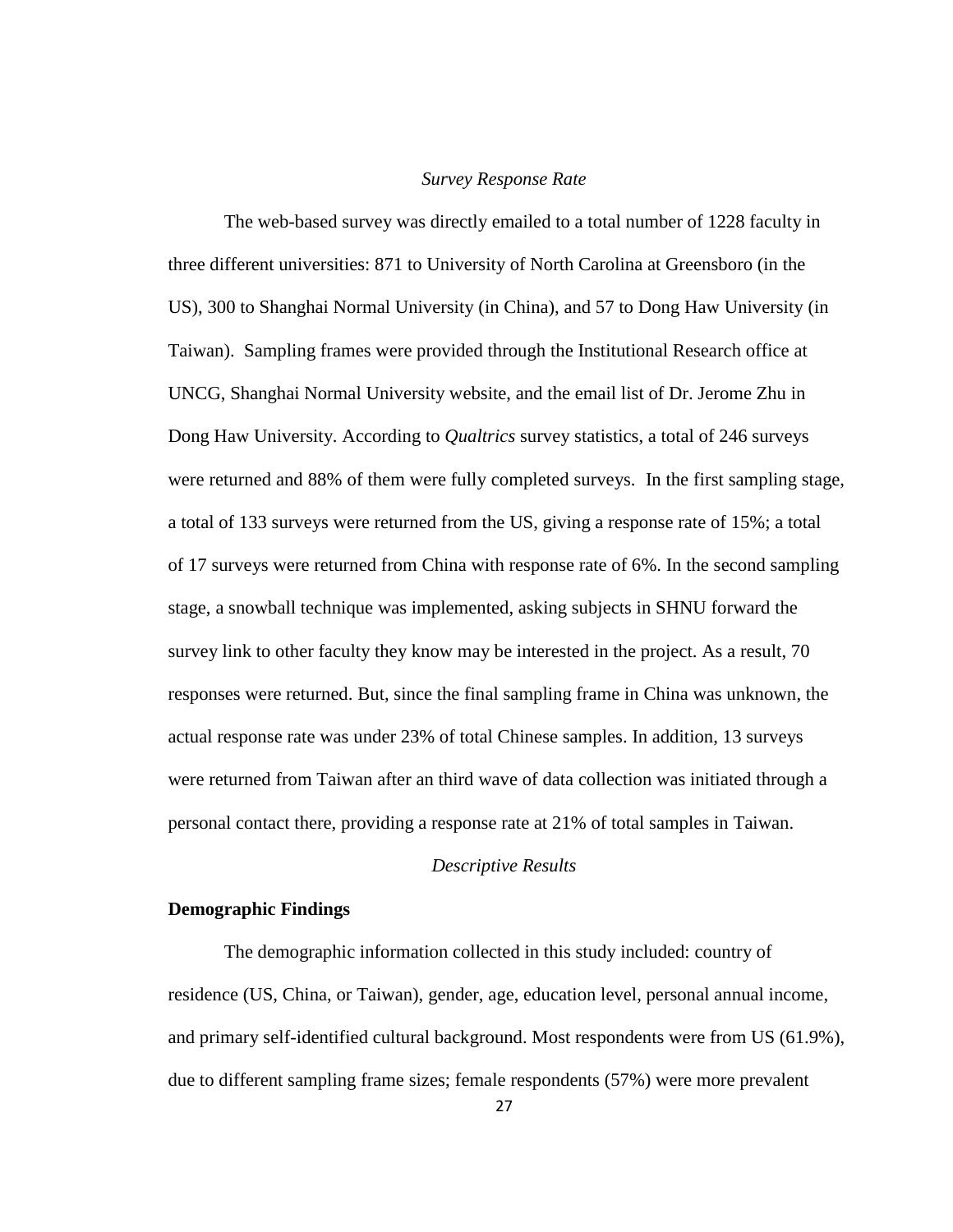*Survey Response Rate*

The web-based survey was directly emailed to a total number of 1228 faculty in three different universities: 871 to University of North Carolina at Greensboro (in the US), 300 to Shanghai Normal University (in China), and 57 to Dong Haw University (in Taiwan). Sampling frames were provided through the Institutional Research office at UNCG, Shanghai Normal University website, and the email list of Dr. Jerome Zhu in Dong Haw University. According to *Qualtrics* survey statistics, a total of 246 surveys were returned and 88% of them were fully completed surveys. In the first sampling stage, a total of 133 surveys were returned from the US, giving a response rate of 15%; a total of 17 surveys were returned from China with response rate of 6%. In the second sampling stage, a snowball technique was implemented, asking subjects in SHNU forward the survey link to other faculty they know may be interested in the project. As a result, 70 responses were returned. But, since the final sampling frame in China was unknown, the actual response rate was under 23% of total Chinese samples. In addition, 13 surveys were returned from Taiwan after an third wave of data collection was initiated through a personal contact there, providing a response rate at 21% of total samples in Taiwan.

*Descriptive Results*

**Demographic Findings**

The demographic information collected in this study included: country of residence (US, China, or Taiwan), gender, age, education level, personal annual income, and primary self-identified cultural background. Most respondents were from US (61.9%), due to different sampling frame sizes; female respondents (57%) were more prevalent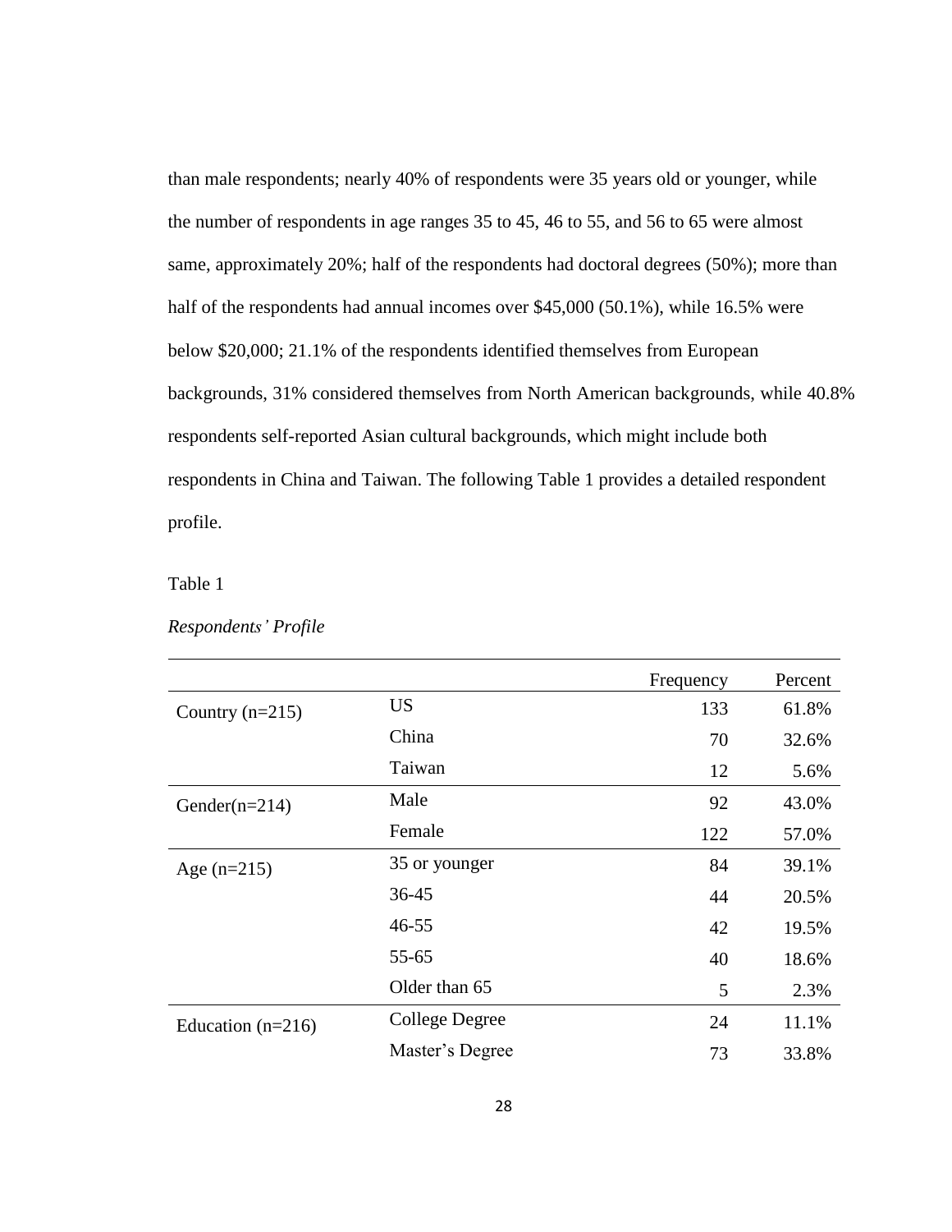than male respondents; nearly 40% of respondents were 35 years old or younger, while the number of respondents in age ranges 35 to 45, 46 to 55, and 56 to 65 were almost same, approximately 20%; half of the respondents had doctoral degrees (50%); more than half of the respondents had annual incomes over $45,000 (50.1%), while 16.5% were below $20,000; 21.1% of the respondents identified themselves from European backgrounds, 31% considered themselves from North American backgrounds, while 40.8% respondents self-reported Asian cultural backgrounds, which might include both respondents in China and Taiwan. The following Table 1 provides a detailed respondent profile.

Table 1

*Respondents' Profile*

| | | Frequency | Percent |
|---|---|---|---|
| Country (n=215) | US | 133 | 61.8% |
| | China | 70 | 32.6% |
| | Taiwan | 12 | 5.6% |
| Gender(n=214) | Male | 92 | 43.0% |
| | Female | 122 | 57.0% |
| Age (n=215) | 35 or younger | 84 | 39.1% |
| | 36-45 | 44 | 20.5% |
| | 46-55 | 42 | 19.5% |
| | 55-65 | 40 | 18.6% |
| | Older than 65 | 5 | 2.3% |
| Education (n=216) | College Degree | 24 | 11.1% |
| | Master's Degree | 73 | 33.8% |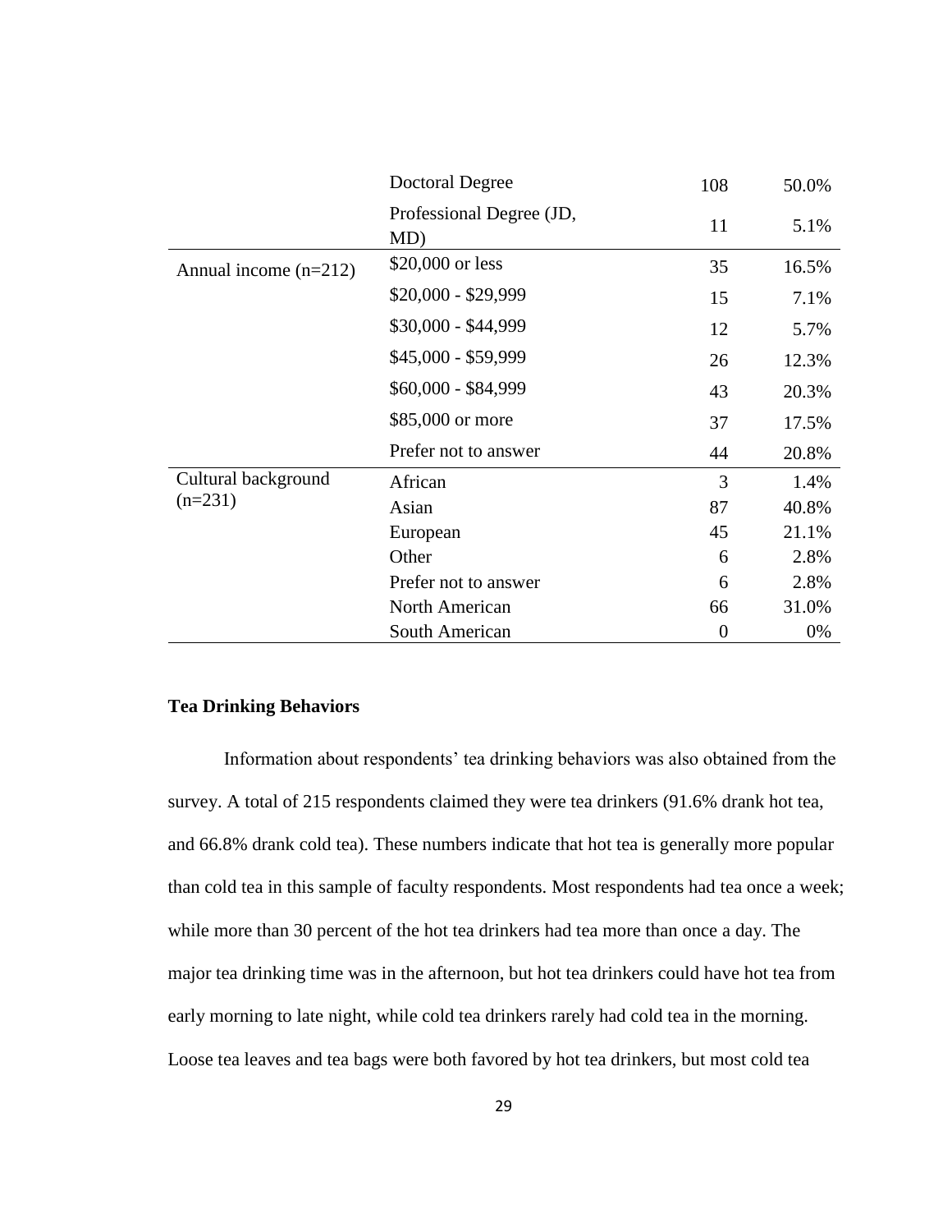| | | | |
|---|---|---|---|
| | Doctoral Degree | 108 | 50.0% |
| | Professional Degree (JD, MD) | 11 | 5.1% |
| Annual income (n=212) | $20,000 or less | 35 | 16.5% |
| | $20,000 - $29,999 | 15 | 7.1% |
| | $30,000 - $44,999 | 12 | 5.7% |
| | $45,000 - $59,999 | 26 | 12.3% |
| | $60,000 - $84,999 | 43 | 20.3% |
| | $85,000 or more | 37 | 17.5% |
| | Prefer not to answer | 44 | 20.8% |
| Cultural background (n=231) | African | 3 | 1.4% |
| | Asian | 87 | 40.8% |
| | European | 45 | 21.1% |
| | Other | 6 | 2.8% |
| | Prefer not to answer | 6 | 2.8% |
| | North American | 66 | 31.0% |
| | South American | 0 | 0% |

**Tea Drinking Behaviors**

Information about respondents' tea drinking behaviors was also obtained from the survey. A total of 215 respondents claimed they were tea drinkers (91.6% drank hot tea, and 66.8% drank cold tea). These numbers indicate that hot tea is generally more popular than cold tea in this sample of faculty respondents. Most respondents had tea once a week; while more than 30 percent of the hot tea drinkers had tea more than once a day. The major tea drinking time was in the afternoon, but hot tea drinkers could have hot tea from early morning to late night, while cold tea drinkers rarely had cold tea in the morning. Loose tea leaves and tea bags were both favored by hot tea drinkers, but most cold tea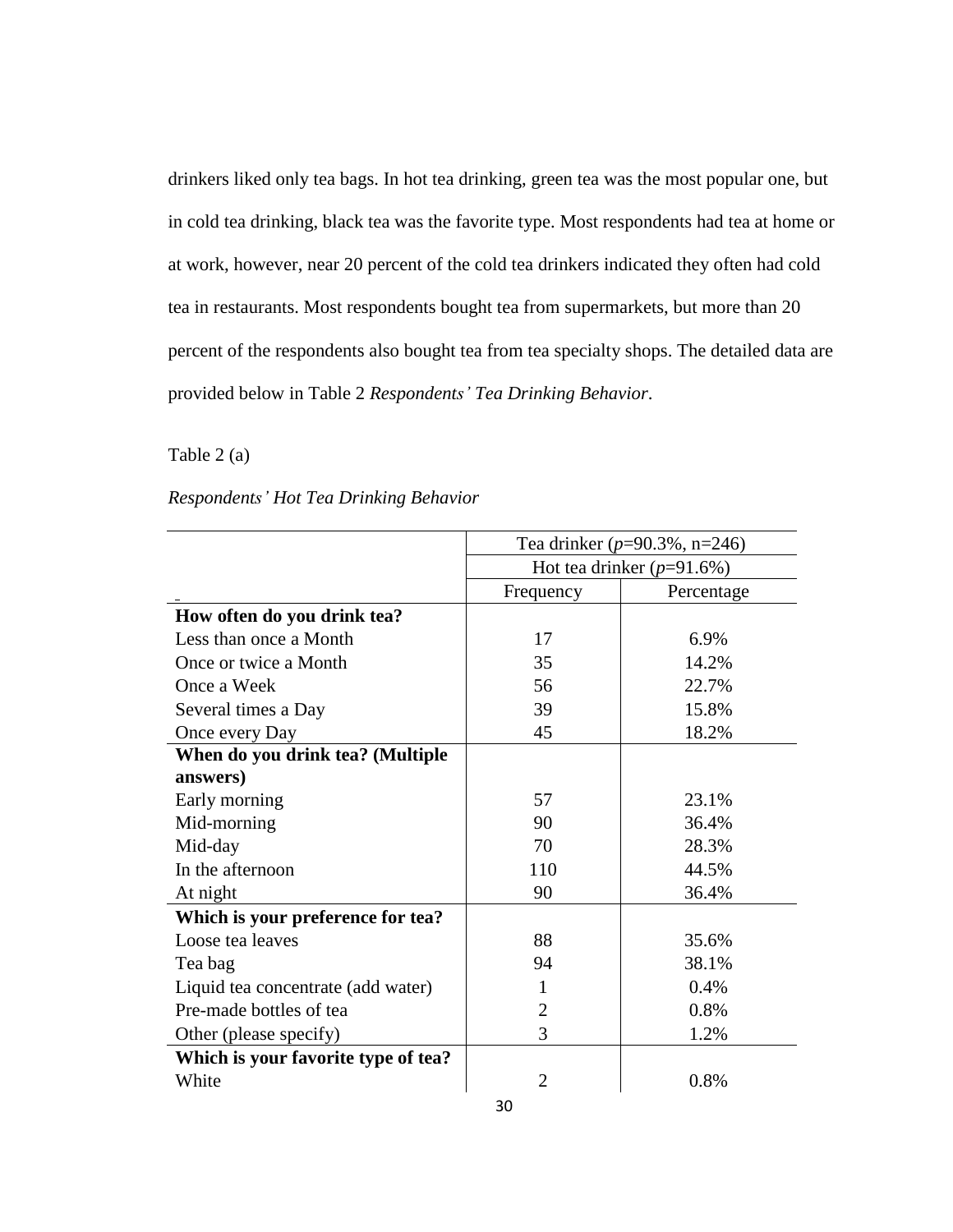drinkers liked only tea bags. In hot tea drinking, green tea was the most popular one, but in cold tea drinking, black tea was the favorite type. Most respondents had tea at home or at work, however, near 20 percent of the cold tea drinkers indicated they often had cold tea in restaurants. Most respondents bought tea from supermarkets, but more than 20 percent of the respondents also bought tea from tea specialty shops. The detailed data are provided below in Table 2 *Respondents' Tea Drinking Behavior*.

Table 2 (a)

*Respondents' Hot Tea Drinking Behavior*

| | Tea drinker (*p*=90.3%, n=246) | |
|---|---|---|
| | Hot tea drinker (*p*=91.6%) | |
| | Frequency | Percentage |
| **How often do you drink tea?** | | |
| Less than once a Month | 17 | 6.9% |
| Once or twice a Month | 35 | 14.2% |
| Once a Week | 56 | 22.7% |
| Several times a Day | 39 | 15.8% |
| Once every Day | 45 | 18.2% |
| **When do you drink tea? (Multiple answers)** | | |
| Early morning | 57 | 23.1% |
| Mid-morning | 90 | 36.4% |
| Mid-day | 70 | 28.3% |
| In the afternoon | 110 | 44.5% |
| At night | 90 | 36.4% |
| **Which is your preference for tea?** | | |
| Loose tea leaves | 88 | 35.6% |
| Tea bag | 94 | 38.1% |
| Liquid tea concentrate (add water) | 1 | 0.4% |
| Pre-made bottles of tea | 2 | 0.8% |
| Other (please specify) | 3 | 1.2% |
| **Which is your favorite type of tea?** | | |
| White | 2 | 0.8% |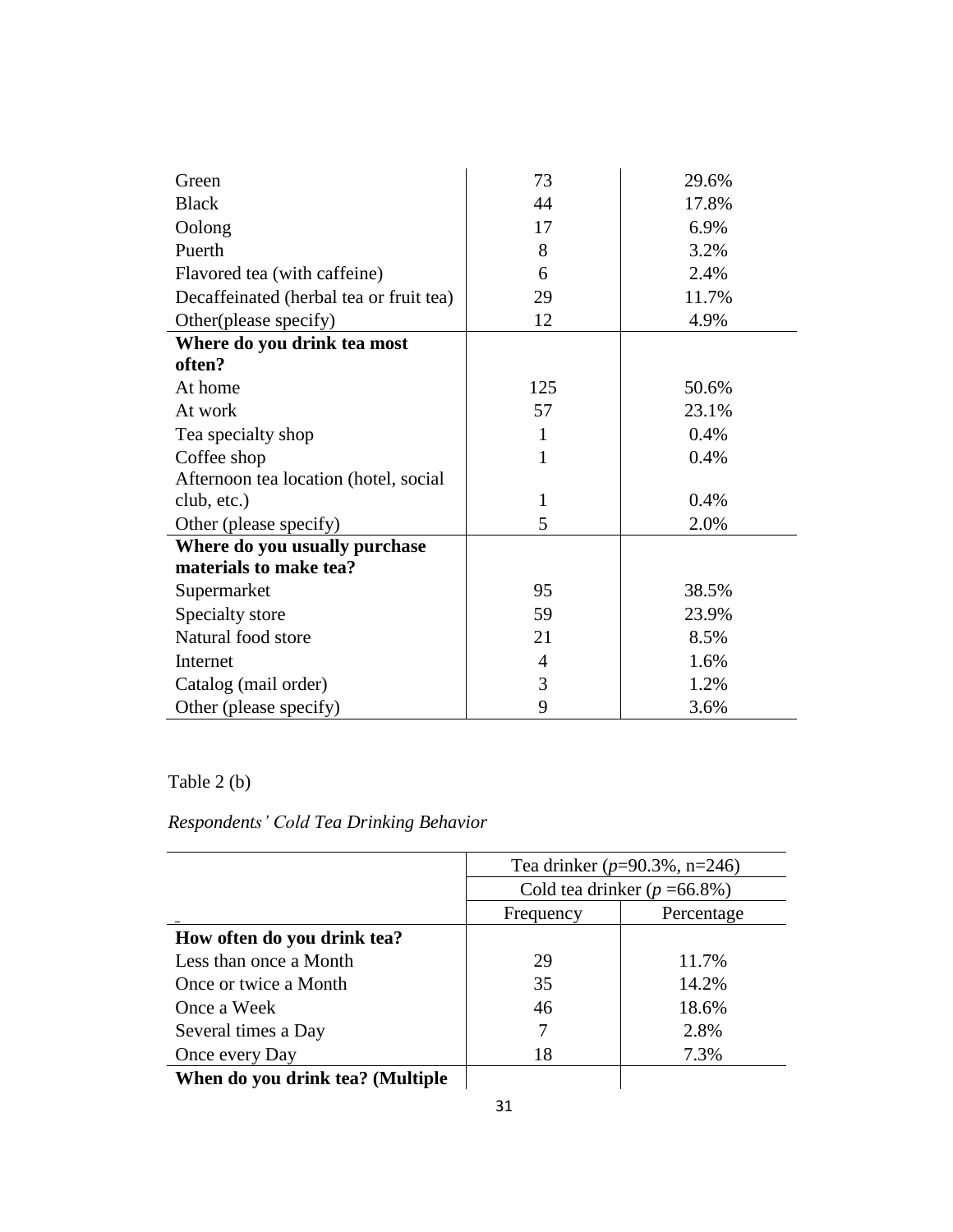| | | |
|---|---|---|
| Green | 73 | 29.6% |
| Black | 44 | 17.8% |
| Oolong | 17 | 6.9% |
| Puerth | 8 | 3.2% |
| Flavored tea (with caffeine) | 6 | 2.4% |
| Decaffeinated (herbal tea or fruit tea) | 29 | 11.7% |
| Other(please specify) | 12 | 4.9% |
| **Where do you drink tea most often?** | | |
| At home | 125 | 50.6% |
| At work | 57 | 23.1% |
| Tea specialty shop | 1 | 0.4% |
| Coffee shop | 1 | 0.4% |
| Afternoon tea location (hotel, social club, etc.) | 1 | 0.4% |
| Other (please specify) | 5 | 2.0% |
| **Where do you usually purchase materials to make tea?** | | |
| Supermarket | 95 | 38.5% |
| Specialty store | 59 | 23.9% |
| Natural food store | 21 | 8.5% |
| Internet | 4 | 1.6% |
| Catalog (mail order) | 3 | 1.2% |
| Other (please specify) | 9 | 3.6% |

Table 2 (b)

*Respondents' Cold Tea Drinking Behavior*

| | Tea drinker ($p$=90.3%, n=246) | |
|---|---|---|
| | Cold tea drinker ($p$ =66.8%) | |
| | Frequency | Percentage |
| **How often do you drink tea?** | | |
| Less than once a Month | 29 | 11.7% |
| Once or twice a Month | 35 | 14.2% |
| Once a Week | 46 | 18.6% |
| Several times a Day | 7 | 2.8% |
| Once every Day | 18 | 7.3% |
| **When do you drink tea? (Multiple** | | |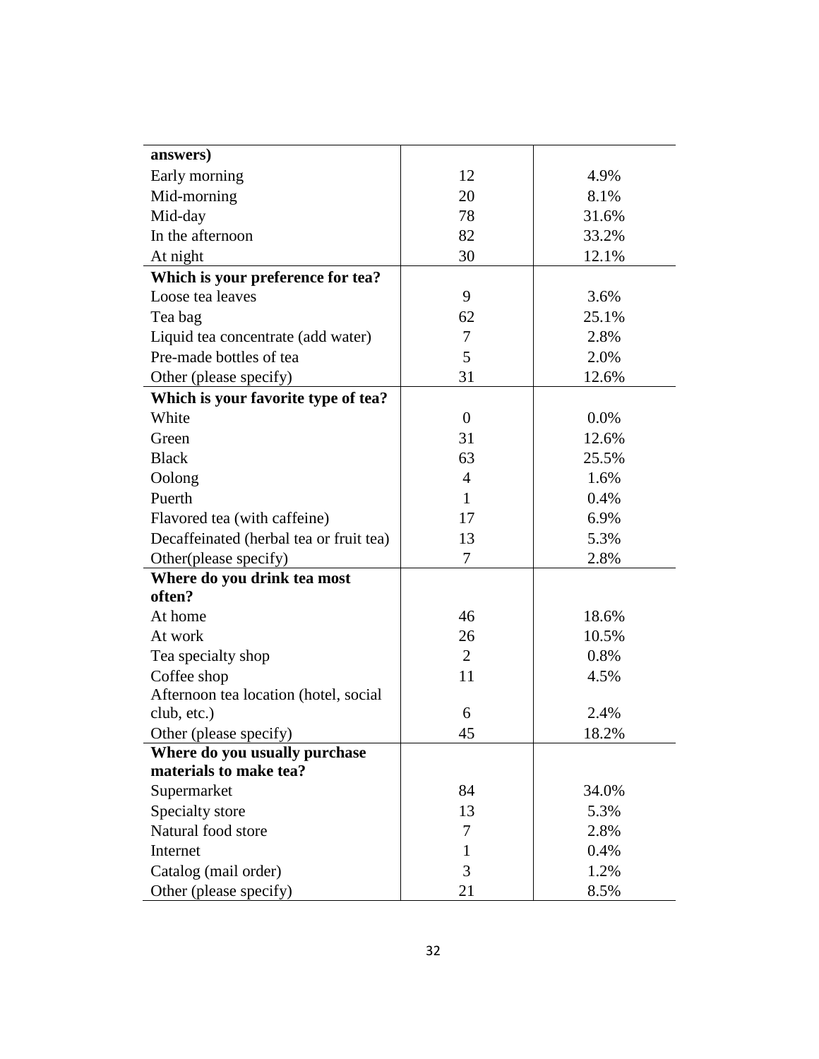| **answers)** | | |
|---|---|---|
| Early morning | 12 | 4.9% |
| Mid-morning | 20 | 8.1% |
| Mid-day | 78 | 31.6% |
| In the afternoon | 82 | 33.2% |
| At night | 30 | 12.1% |
| **Which is your preference for tea?** | | |
| Loose tea leaves | 9 | 3.6% |
| Tea bag | 62 | 25.1% |
| Liquid tea concentrate (add water) | 7 | 2.8% |
| Pre-made bottles of tea | 5 | 2.0% |
| Other (please specify) | 31 | 12.6% |
| **Which is your favorite type of tea?** | | |
| White | 0 | 0.0% |
| Green | 31 | 12.6% |
| Black | 63 | 25.5% |
| Oolong | 4 | 1.6% |
| Puerth | 1 | 0.4% |
| Flavored tea (with caffeine) | 17 | 6.9% |
| Decaffeinated (herbal tea or fruit tea) | 13 | 5.3% |
| Other(please specify) | 7 | 2.8% |
| **Where do you drink tea most often?** | | |
| At home | 46 | 18.6% |
| At work | 26 | 10.5% |
| Tea specialty shop | 2 | 0.8% |
| Coffee shop | 11 | 4.5% |
| Afternoon tea location (hotel, social club, etc.) | 6 | 2.4% |
| Other (please specify) | 45 | 18.2% |
| **Where do you usually purchase materials to make tea?** | | |
| Supermarket | 84 | 34.0% |
| Specialty store | 13 | 5.3% |
| Natural food store | 7 | 2.8% |
| Internet | 1 | 0.4% |
| Catalog (mail order) | 3 | 1.2% |
| Other (please specify) | 21 | 8.5% |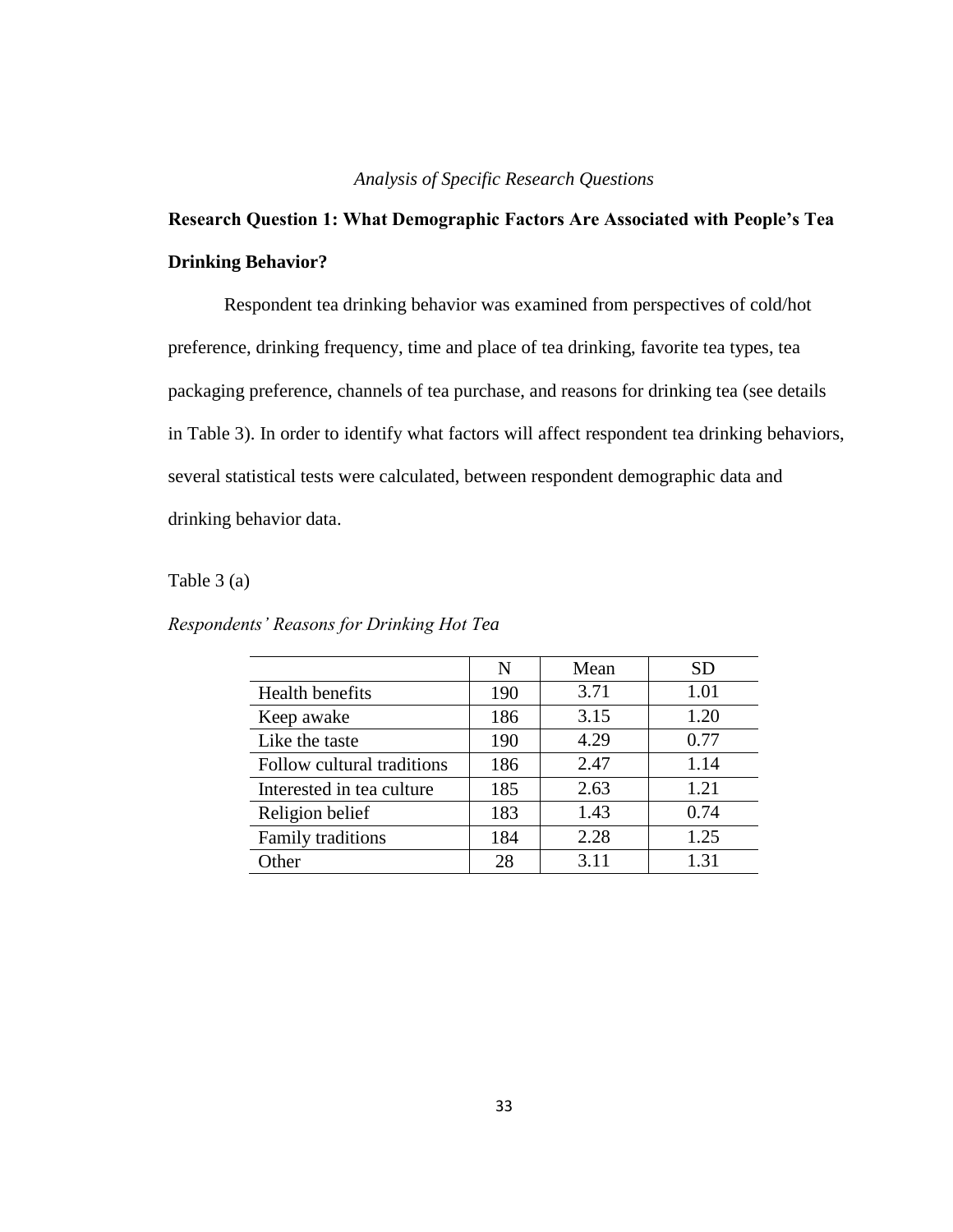*Analysis of Specific Research Questions*

## Research Question 1: What Demographic Factors Are Associated with People's Tea Drinking Behavior?

Respondent tea drinking behavior was examined from perspectives of cold/hot preference, drinking frequency, time and place of tea drinking, favorite tea types, tea packaging preference, channels of tea purchase, and reasons for drinking tea (see details in Table 3). In order to identify what factors will affect respondent tea drinking behaviors, several statistical tests were calculated, between respondent demographic data and drinking behavior data.

Table 3 (a)

*Respondents' Reasons for Drinking Hot Tea*

| | N | Mean | SD |
|---|---|---|---|
| Health benefits | 190 | 3.71 | 1.01 |
| Keep awake | 186 | 3.15 | 1.20 |
| Like the taste | 190 | 4.29 | 0.77 |
| Follow cultural traditions | 186 | 2.47 | 1.14 |
| Interested in tea culture | 185 | 2.63 | 1.21 |
| Religion belief | 183 | 1.43 | 0.74 |
| Family traditions | 184 | 2.28 | 1.25 |
| Other | 28 | 3.11 | 1.31 |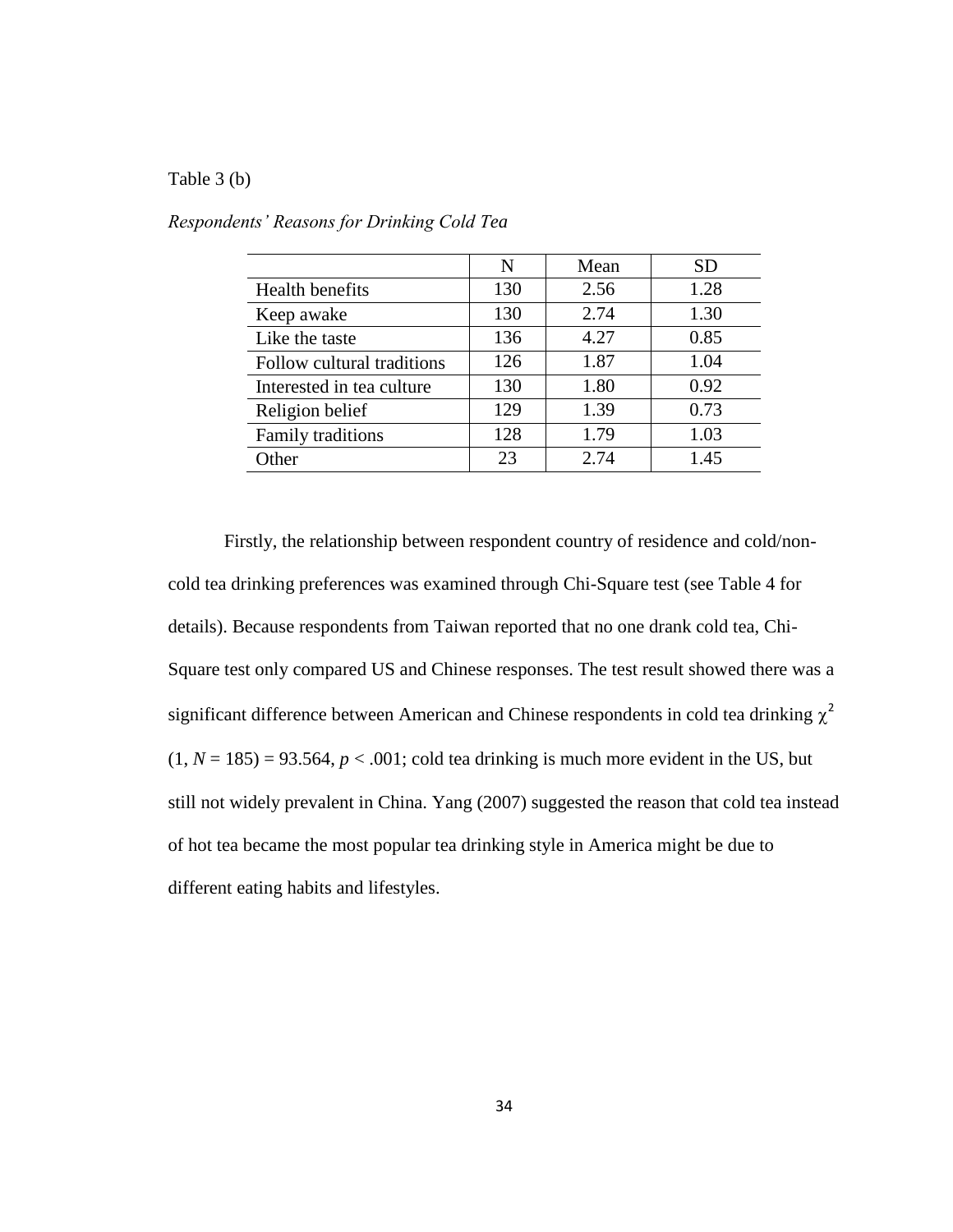Table 3 (b)

*Respondents' Reasons for Drinking Cold Tea*

| | N | Mean | SD |
|---|---|---|---|
| Health benefits | 130 | 2.56 | 1.28 |
| Keep awake | 130 | 2.74 | 1.30 |
| Like the taste | 136 | 4.27 | 0.85 |
| Follow cultural traditions | 126 | 1.87 | 1.04 |
| Interested in tea culture | 130 | 1.80 | 0.92 |
| Religion belief | 129 | 1.39 | 0.73 |
| Family traditions | 128 | 1.79 | 1.03 |
| Other | 23 | 2.74 | 1.45 |

Firstly, the relationship between respondent country of residence and cold/non-cold tea drinking preferences was examined through Chi-Square test (see Table 4 for details). Because respondents from Taiwan reported that no one drank cold tea, Chi-Square test only compared US and Chinese responses. The test result showed there was a significant difference between American and Chinese respondents in cold tea drinking $\chi^2$ $(1, N = 185) = 93.564$, $p < .001$; cold tea drinking is much more evident in the US, but still not widely prevalent in China. Yang (2007) suggested the reason that cold tea instead of hot tea became the most popular tea drinking style in America might be due to different eating habits and lifestyles.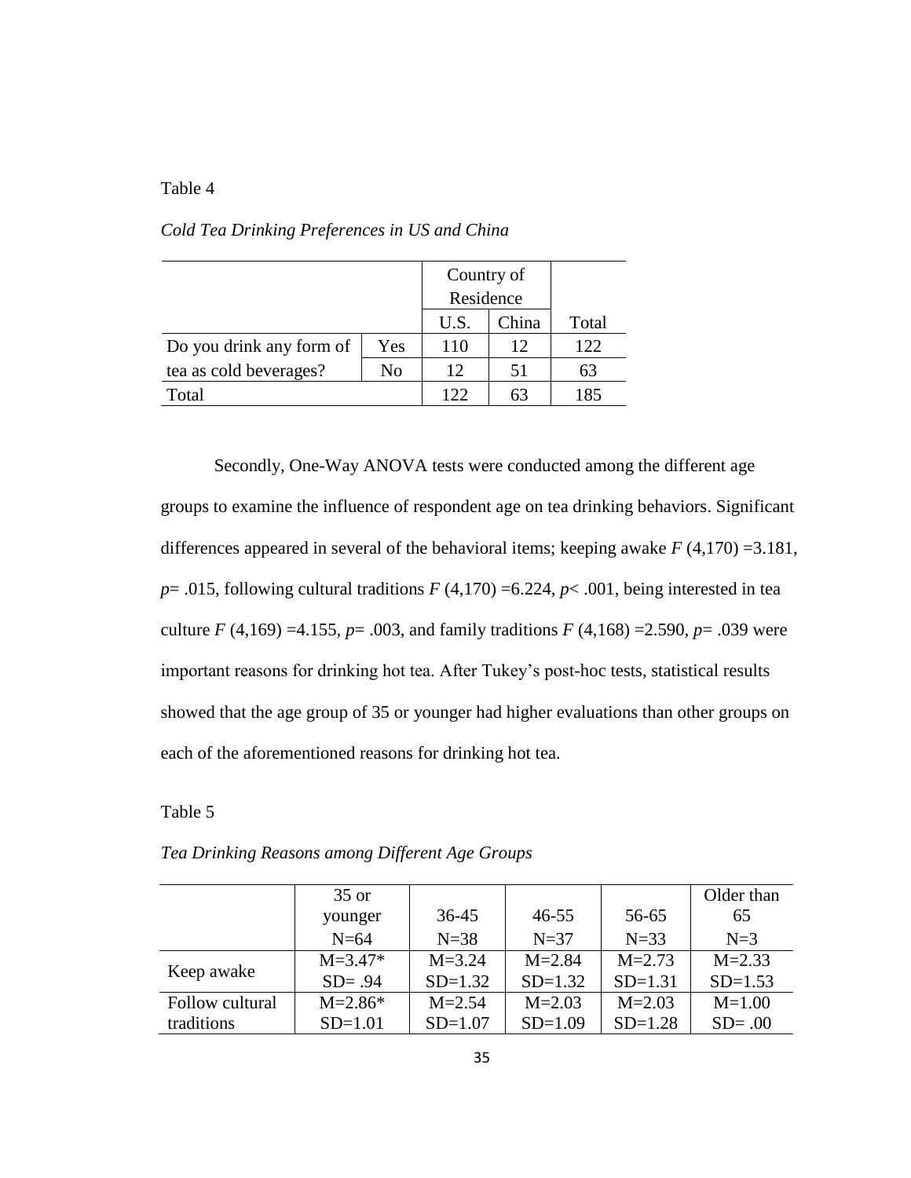Table 4

*Cold Tea Drinking Preferences in US and China*

| | | Country of Residence | | |
|---|---|---|---|---|
| | | U.S. | China | Total |
| Do you drink any form of tea as cold beverages? | Yes | 110 | 12 | 122 |
| | No | 12 | 51 | 63 |
| Total | | 122 | 63 | 185 |

Secondly, One-Way ANOVA tests were conducted among the different age groups to examine the influence of respondent age on tea drinking behaviors. Significant differences appeared in several of the behavioral items; keeping awake $F(4,170) = 3.181$, $p = .015$, following cultural traditions $F(4,170) = 6.224$, $p < .001$, being interested in tea culture $F(4,169) = 4.155$, $p = .003$, and family traditions $F(4,168) = 2.590$, $p = .039$ were important reasons for drinking hot tea. After Tukey's post-hoc tests, statistical results showed that the age group of 35 or younger had higher evaluations than other groups on each of the aforementioned reasons for drinking hot tea.

Table 5

*Tea Drinking Reasons among Different Age Groups*

| | 35 or younger N=64 | 36-45 N=38 | 46-55 N=37 | 56-65 N=33 | Older than 65 N=3 |
|---|---|---|---|---|---|
| Keep awake | M=3.47* SD= .94 | M=3.24 SD=1.32 | M=2.84 SD=1.32 | M=2.73 SD=1.31 | M=2.33 SD=1.53 |
| Follow cultural traditions | M=2.86* SD=1.01 | M=2.54 SD=1.07 | M=2.03 SD=1.09 | M=2.03 SD=1.28 | M=1.00 SD= .00 |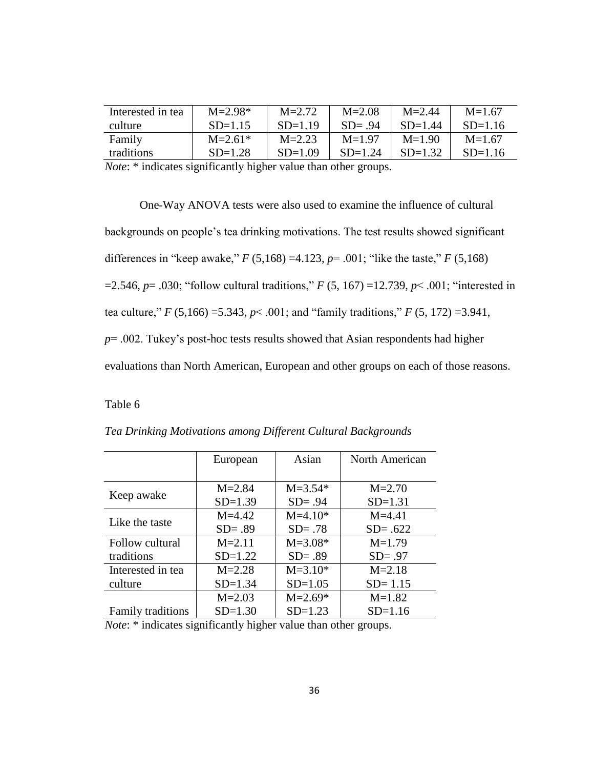| | | | | | |
|---|---|---|---|---|---|
| Interested in tea culture | M=2.98* SD=1.15 | M=2.72 SD=1.19 | M=2.08 SD= .94 | M=2.44 SD=1.44 | M=1.67 SD=1.16 |
| Family traditions | M=2.61* SD=1.28 | M=2.23 SD=1.09 | M=1.97 SD=1.24 | M=1.90 SD=1.32 | M=1.67 SD=1.16 |

*Note*: * indicates significantly higher value than other groups.

One-Way ANOVA tests were also used to examine the influence of cultural backgrounds on people's tea drinking motivations. The test results showed significant differences in "keep awake," $F$ (5,168) =4.123, $p$= .001; "like the taste," $F$ (5,168) =2.546, $p$= .030; "follow cultural traditions," $F$ (5, 167) =12.739, $p$< .001; "interested in tea culture," $F$ (5,166) =5.343, $p$< .001; and "family traditions," $F$ (5, 172) =3.941, $p$= .002. Tukey's post-hoc tests results showed that Asian respondents had higher evaluations than North American, European and other groups on each of those reasons.

Table 6

*Tea Drinking Motivations among Different Cultural Backgrounds*

| | European | Asian | North American |
|---|---|---|---|
| Keep awake | M=2.84 SD=1.39 | M=3.54* SD= .94 | M=2.70 SD=1.31 |
| Like the taste | M=4.42 SD= .89 | M=4.10* SD= .78 | M=4.41 SD= .622 |
| Follow cultural traditions | M=2.11 SD=1.22 | M=3.08* SD= .89 | M=1.79 SD= .97 |
| Interested in tea culture | M=2.28 SD=1.34 | M=3.10* SD=1.05 | M=2.18 SD= 1.15 |
| Family traditions | M=2.03 SD=1.30 | M=2.69* SD=1.23 | M=1.82 SD=1.16 |

*Note*: * indicates significantly higher value than other groups.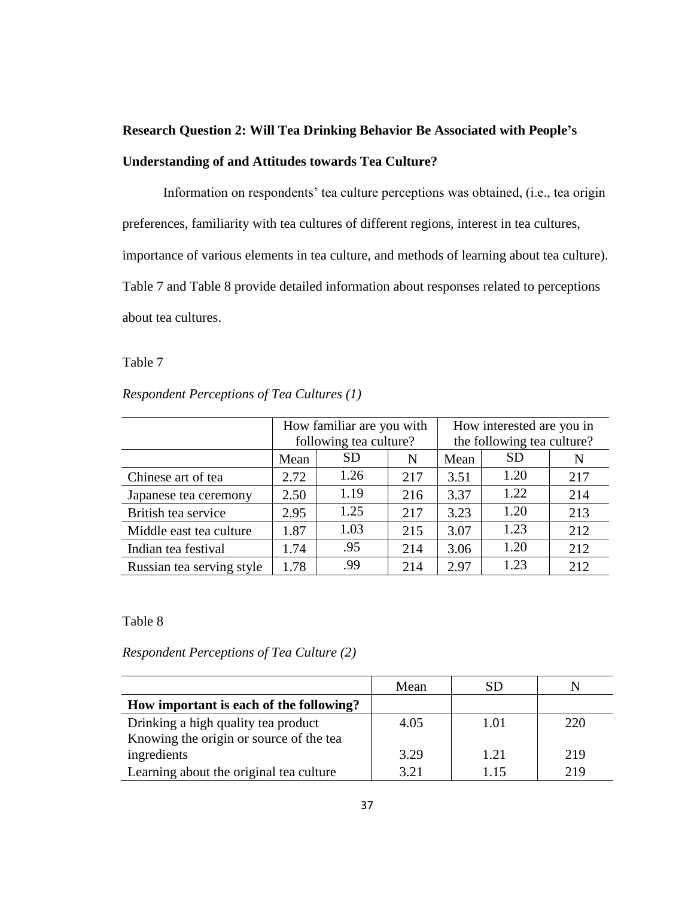**Research Question 2: Will Tea Drinking Behavior Be Associated with People's Understanding of and Attitudes towards Tea Culture?**

Information on respondents' tea culture perceptions was obtained, (i.e., tea origin preferences, familiarity with tea cultures of different regions, interest in tea cultures, importance of various elements in tea culture, and methods of learning about tea culture). Table 7 and Table 8 provide detailed information about responses related to perceptions about tea cultures.

Table 7

*Respondent Perceptions of Tea Cultures (1)*

| | How familiar are you with following tea culture? | | | How interested are you in the following tea culture? | | |
|---|---|---|---|---|---|---|
| | Mean | SD | N | Mean | SD | N |
| Chinese art of tea | 2.72 | 1.26 | 217 | 3.51 | 1.20 | 217 |
| Japanese tea ceremony | 2.50 | 1.19 | 216 | 3.37 | 1.22 | 214 |
| British tea service | 2.95 | 1.25 | 217 | 3.23 | 1.20 | 213 |
| Middle east tea culture | 1.87 | 1.03 | 215 | 3.07 | 1.23 | 212 |
| Indian tea festival | 1.74 | .95 | 214 | 3.06 | 1.20 | 212 |
| Russian tea serving style | 1.78 | .99 | 214 | 2.97 | 1.23 | 212 |

Table 8

*Respondent Perceptions of Tea Culture (2)*

| | Mean | SD | N |
|---|---|---|---|
| **How important is each of the following?** | | | |
| Drinking a high quality tea product | 4.05 | 1.01 | 220 |
| Knowing the origin or source of the tea ingredients | 3.29 | 1.21 | 219 |
| Learning about the original tea culture | 3.21 | 1.15 | 219 |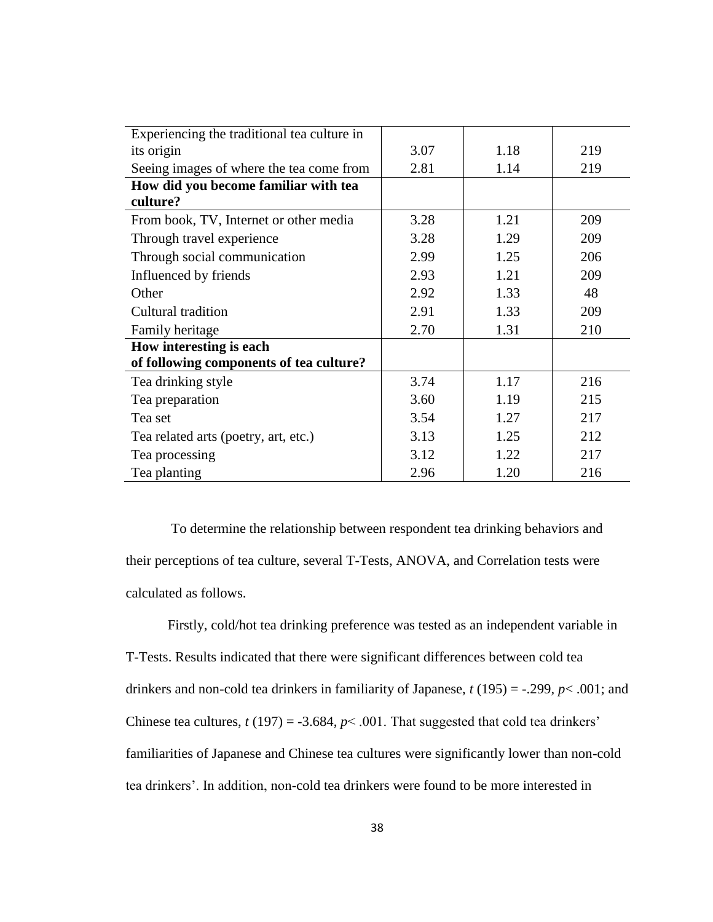| | | | |
|---|---|---|---|
| Experiencing the traditional tea culture in its origin | 3.07 | 1.18 | 219 |
| Seeing images of where the tea come from | 2.81 | 1.14 | 219 |
| **How did you become familiar with tea culture?** | | | |
| From book, TV, Internet or other media | 3.28 | 1.21 | 209 |
| Through travel experience | 3.28 | 1.29 | 209 |
| Through social communication | 2.99 | 1.25 | 206 |
| Influenced by friends | 2.93 | 1.21 | 209 |
| Other | 2.92 | 1.33 | 48 |
| Cultural tradition | 2.91 | 1.33 | 209 |
| Family heritage | 2.70 | 1.31 | 210 |
| **How interesting is each of following components of tea culture?** | | | |
| Tea drinking style | 3.74 | 1.17 | 216 |
| Tea preparation | 3.60 | 1.19 | 215 |
| Tea set | 3.54 | 1.27 | 217 |
| Tea related arts (poetry, art, etc.) | 3.13 | 1.25 | 212 |
| Tea processing | 3.12 | 1.22 | 217 |
| Tea planting | 2.96 | 1.20 | 216 |

To determine the relationship between respondent tea drinking behaviors and their perceptions of tea culture, several T-Tests, ANOVA, and Correlation tests were calculated as follows.

Firstly, cold/hot tea drinking preference was tested as an independent variable in T-Tests. Results indicated that there were significant differences between cold tea drinkers and non-cold tea drinkers in familiarity of Japanese, $t(195) = -.299$, $p < .001$; and Chinese tea cultures, $t(197) = -3.684$, $p < .001$. That suggested that cold tea drinkers' familiarities of Japanese and Chinese tea cultures were significantly lower than non-cold tea drinkers'. In addition, non-cold tea drinkers were found to be more interested in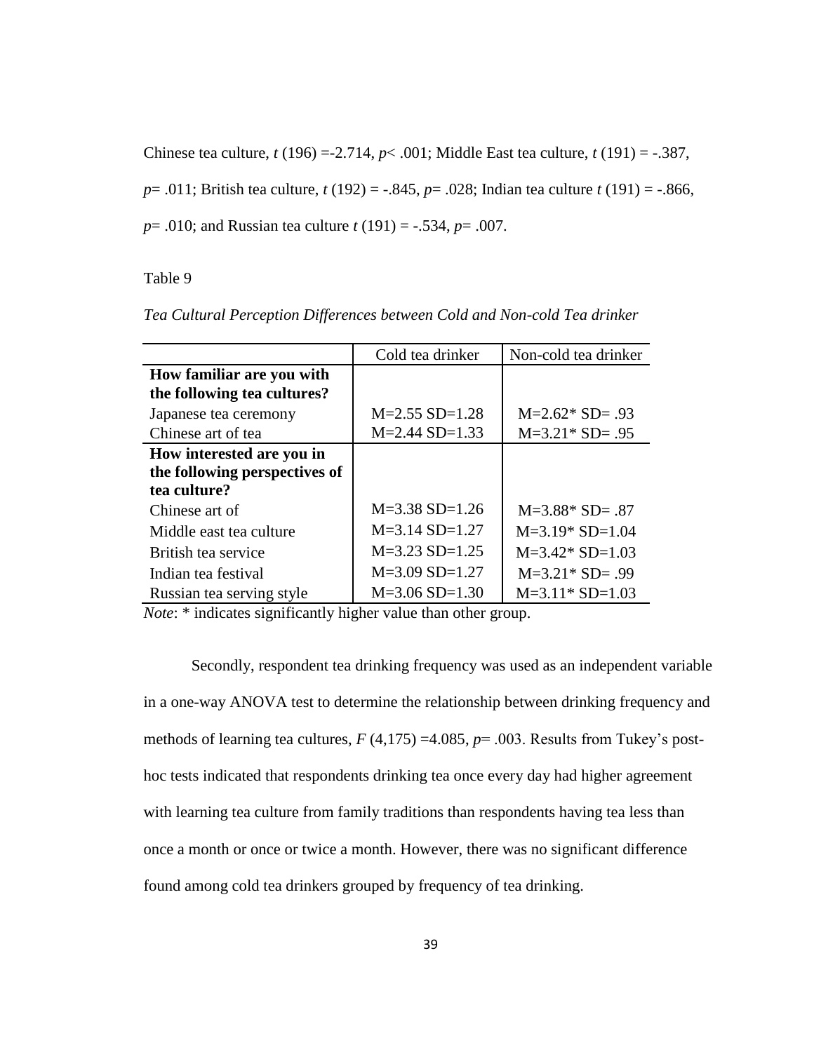Chinese tea culture, $t$ (196) =-2.714, $p$< .001; Middle East tea culture, $t$ (191) = -.387, $p$= .011; British tea culture, $t$ (192) = -.845, $p$= .028; Indian tea culture $t$ (191) = -.866, $p$= .010; and Russian tea culture $t$ (191) = -.534, $p$= .007.

Table 9

*Tea Cultural Perception Differences between Cold and Non-cold Tea drinker*

| | Cold tea drinker | Non-cold tea drinker |
|---|---|---|
| **How familiar are you with the following tea cultures?** | | |
| Japanese tea ceremony | M=2.55 SD=1.28 | M=2.62* SD= .93 |
| Chinese art of tea | M=2.44 SD=1.33 | M=3.21* SD= .95 |
| **How interested are you in the following perspectives of tea culture?** | | |
| Chinese art of | M=3.38 SD=1.26 | M=3.88* SD= .87 |
| Middle east tea culture | M=3.14 SD=1.27 | M=3.19* SD=1.04 |
| British tea service | M=3.23 SD=1.25 | M=3.42* SD=1.03 |
| Indian tea festival | M=3.09 SD=1.27 | M=3.21* SD= .99 |
| Russian tea serving style | M=3.06 SD=1.30 | M=3.11* SD=1.03 |

*Note*: * indicates significantly higher value than other group.

Secondly, respondent tea drinking frequency was used as an independent variable in a one-way ANOVA test to determine the relationship between drinking frequency and methods of learning tea cultures, $F$ (4,175) =4.085, $p$= .003. Results from Tukey's post-hoc tests indicated that respondents drinking tea once every day had higher agreement with learning tea culture from family traditions than respondents having tea less than once a month or once or twice a month. However, there was no significant difference found among cold tea drinkers grouped by frequency of tea drinking.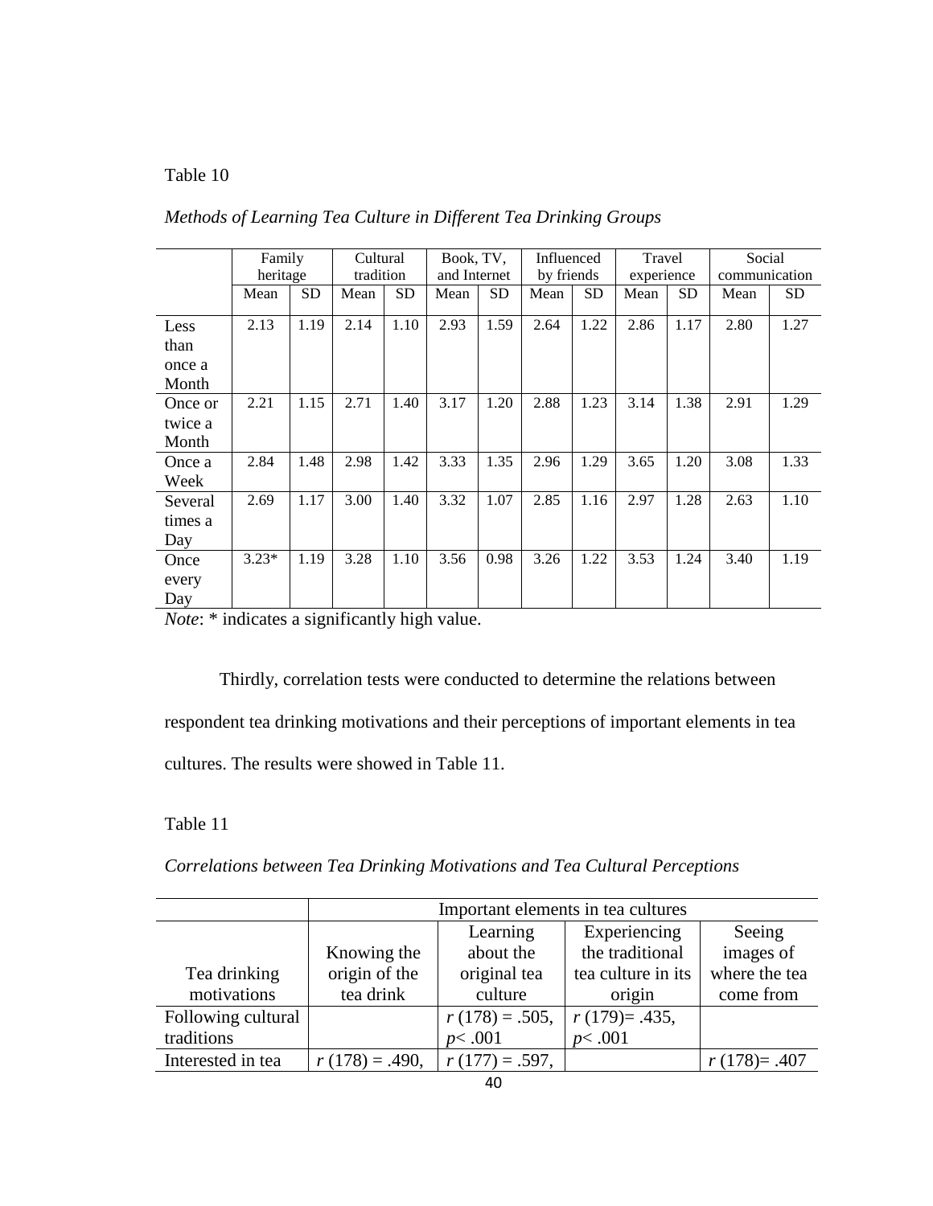Table 10

*Methods of Learning Tea Culture in Different Tea Drinking Groups*

| | Family heritage | | Cultural tradition | | Book, TV, and Internet | | Influenced by friends | | Travel experience | | Social communication | |
|---|---|---|---|---|---|---|---|---|---|---|---|---|
| | Mean | SD | Mean | SD | Mean | SD | Mean | SD | Mean | SD | Mean | SD |
| Less than once a Month | 2.13 | 1.19 | 2.14 | 1.10 | 2.93 | 1.59 | 2.64 | 1.22 | 2.86 | 1.17 | 2.80 | 1.27 |
| Once or twice a Month | 2.21 | 1.15 | 2.71 | 1.40 | 3.17 | 1.20 | 2.88 | 1.23 | 3.14 | 1.38 | 2.91 | 1.29 |
| Once a Week | 2.84 | 1.48 | 2.98 | 1.42 | 3.33 | 1.35 | 2.96 | 1.29 | 3.65 | 1.20 | 3.08 | 1.33 |
| Several times a Day | 2.69 | 1.17 | 3.00 | 1.40 | 3.32 | 1.07 | 2.85 | 1.16 | 2.97 | 1.28 | 2.63 | 1.10 |
| Once every Day | 3.23* | 1.19 | 3.28 | 1.10 | 3.56 | 0.98 | 3.26 | 1.22 | 3.53 | 1.24 | 3.40 | 1.19 |

*Note*: * indicates a significantly high value.

Thirdly, correlation tests were conducted to determine the relations between respondent tea drinking motivations and their perceptions of important elements in tea cultures. The results were showed in Table 11.

Table 11

*Correlations between Tea Drinking Motivations and Tea Cultural Perceptions*

| | Important elements in tea cultures | | | |
|---|---|---|---|---|
| Tea drinking motivations | Knowing the origin of the tea drink | Learning about the original tea culture | Experiencing the traditional tea culture in its origin | Seeing images of where the tea come from |
| Following cultural traditions | | $r\,(178) = .505$, $p < .001$ | $r\,(179) = .435$, $p < .001$ | |
| Interested in tea | $r\,(178) = .490$, | $r\,(177) = .597$, | | $r\,(178) = .407$ |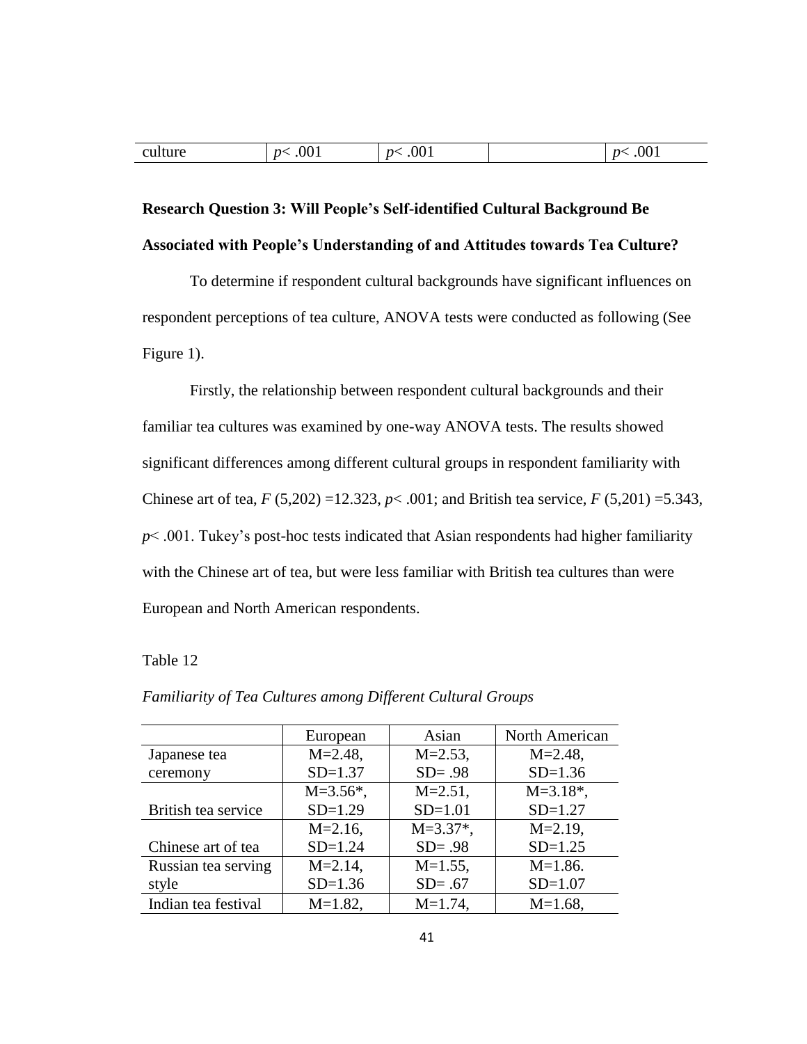| culture | $p < .001$ | $p < .001$ | | $p < .001$ |
|---|---|---|---|---|

**Research Question 3: Will People's Self-identified Cultural Background Be Associated with People's Understanding of and Attitudes towards Tea Culture?**

To determine if respondent cultural backgrounds have significant influences on respondent perceptions of tea culture, ANOVA tests were conducted as following (See Figure 1).

Firstly, the relationship between respondent cultural backgrounds and their familiar tea cultures was examined by one-way ANOVA tests. The results showed significant differences among different cultural groups in respondent familiarity with Chinese art of tea, $F(5,202) = 12.323$, $p < .001$; and British tea service, $F(5,201) = 5.343$, $p < .001$. Tukey's post-hoc tests indicated that Asian respondents had higher familiarity with the Chinese art of tea, but were less familiar with British tea cultures than were European and North American respondents.

Table 12

*Familiarity of Tea Cultures among Different Cultural Groups*

| | European | Asian | North American |
|---|---|---|---|
| Japanese tea ceremony | M=2.48, SD=1.37 | M=2.53, SD= .98 | M=2.48, SD=1.36 |
| British tea service | M=3.56*, SD=1.29 | M=2.51, SD=1.01 | M=3.18*, SD=1.27 |
| Chinese art of tea | M=2.16, SD=1.24 | M=3.37*, SD= .98 | M=2.19, SD=1.25 |
| Russian tea serving style | M=2.14, SD=1.36 | M=1.55, SD= .67 | M=1.86. SD=1.07 |
| Indian tea festival | M=1.82, | M=1.74, | M=1.68, |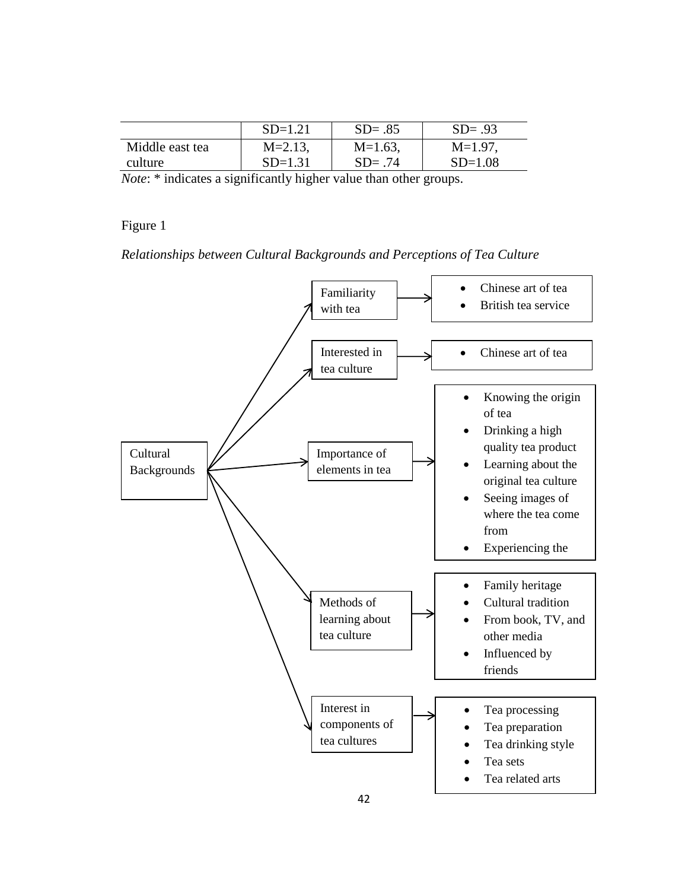| | SD=1.21 | SD= .85 | SD= .93 |
|---|---|---|---|
| Middle east tea culture | M=2.13, SD=1.31 | M=1.63, SD= .74 | M=1.97, SD=1.08 |

*Note*: * indicates a significantly higher value than other groups.

Figure 1

*Relationships between Cultural Backgrounds and Perceptions of Tea Culture*

Cultural Backgrounds →

- Familiarity with tea →
  - Chinese art of tea
  - British tea service
- Interested in tea culture →
  - Chinese art of tea
- Importance of elements in tea →
  - Knowing the origin of tea
  - Drinking a high quality tea product
  - Learning about the original tea culture
  - Seeing images of where the tea come from
  - Experiencing the
- Methods of learning about tea culture →
  - Family heritage
  - Cultural tradition
  - From book, TV, and other media
  - Influenced by friends
- Interest in components of tea cultures →
  - Tea processing
  - Tea preparation
  - Tea drinking style
  - Tea sets
  - Tea related arts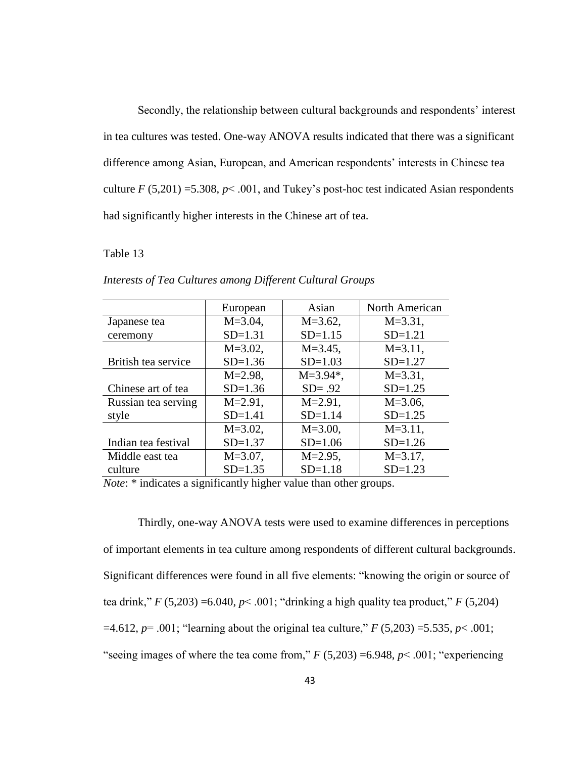Secondly, the relationship between cultural backgrounds and respondents' interest in tea cultures was tested. One-way ANOVA results indicated that there was a significant difference among Asian, European, and American respondents' interests in Chinese tea culture $F$ (5,201) =5.308, $p < .001$, and Tukey's post-hoc test indicated Asian respondents had significantly higher interests in the Chinese art of tea.

Table 13

*Interests of Tea Cultures among Different Cultural Groups*

| | European | Asian | North American |
|---|---|---|---|
| Japanese tea ceremony | M=3.04, SD=1.31 | M=3.62, SD=1.15 | M=3.31, SD=1.21 |
| British tea service | M=3.02, SD=1.36 | M=3.45, SD=1.03 | M=3.11, SD=1.27 |
| Chinese art of tea | M=2.98, SD=1.36 | M=3.94*, SD= .92 | M=3.31, SD=1.25 |
| Russian tea serving style | M=2.91, SD=1.41 | M=2.91, SD=1.14 | M=3.06, SD=1.25 |
| Indian tea festival | M=3.02, SD=1.37 | M=3.00, SD=1.06 | M=3.11, SD=1.26 |
| Middle east tea culture | M=3.07, SD=1.35 | M=2.95, SD=1.18 | M=3.17, SD=1.23 |

*Note*: * indicates a significantly higher value than other groups.

Thirdly, one-way ANOVA tests were used to examine differences in perceptions of important elements in tea culture among respondents of different cultural backgrounds. Significant differences were found in all five elements: "knowing the origin or source of tea drink," $F$ (5,203) =6.040, $p < .001$; "drinking a high quality tea product," $F$ (5,204) =4.612, $p = .001$; "learning about the original tea culture," $F$ (5,203) =5.535, $p < .001$; "seeing images of where the tea come from," $F$ (5,203) =6.948, $p < .001$; "experiencing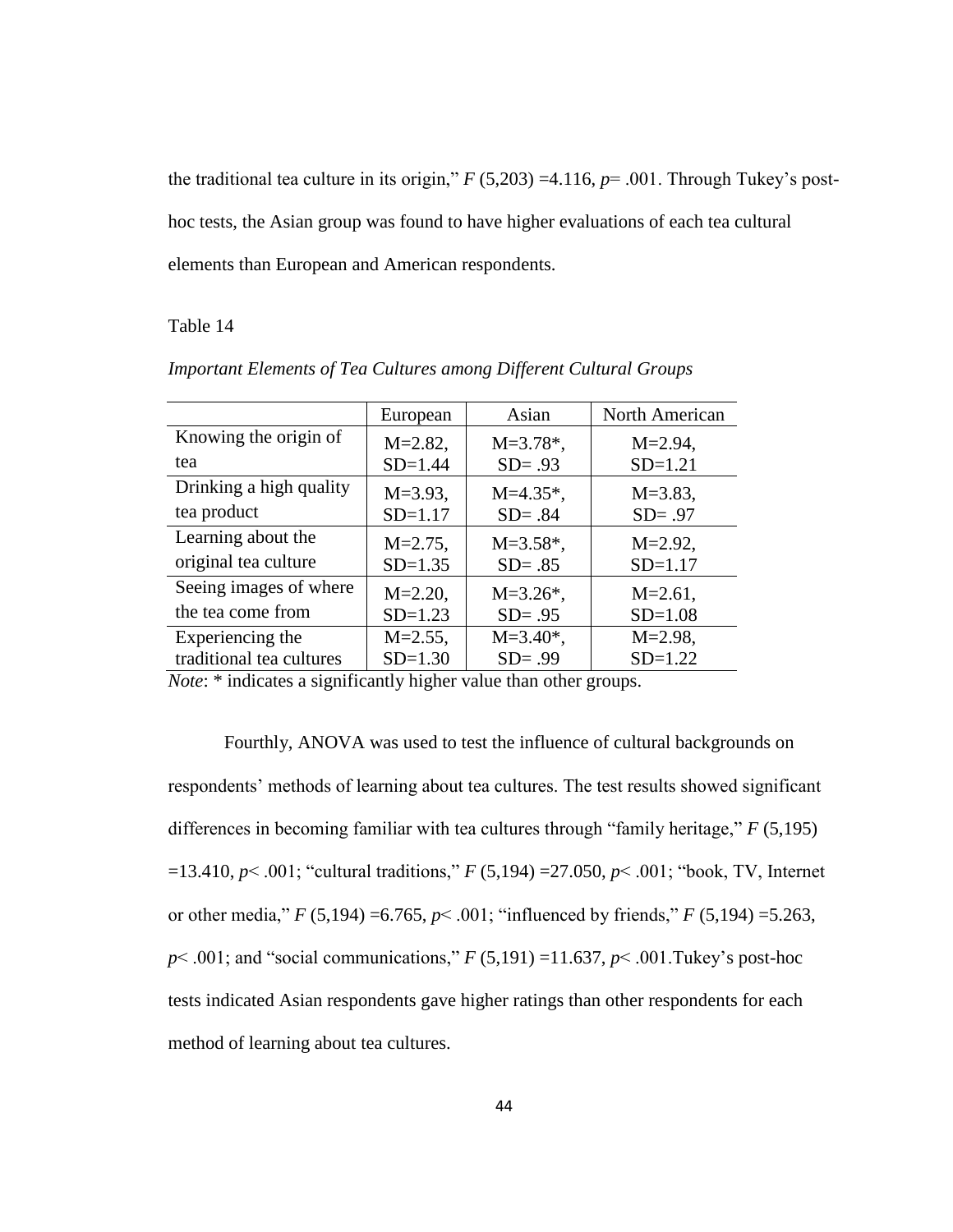the traditional tea culture in its origin," $F$ (5,203) =4.116, $p$= .001. Through Tukey's post-hoc tests, the Asian group was found to have higher evaluations of each tea cultural elements than European and American respondents.

Table 14

*Important Elements of Tea Cultures among Different Cultural Groups*

| | European | Asian | North American |
|---|---|---|---|
| Knowing the origin of tea | M=2.82, SD=1.44 | M=3.78*, SD= .93 | M=2.94, SD=1.21 |
| Drinking a high quality tea product | M=3.93, SD=1.17 | M=4.35*, SD= .84 | M=3.83, SD= .97 |
| Learning about the original tea culture | M=2.75, SD=1.35 | M=3.58*, SD= .85 | M=2.92, SD=1.17 |
| Seeing images of where the tea come from | M=2.20, SD=1.23 | M=3.26*, SD= .95 | M=2.61, SD=1.08 |
| Experiencing the traditional tea cultures | M=2.55, SD=1.30 | M=3.40*, SD= .99 | M=2.98, SD=1.22 |

*Note*: * indicates a significantly higher value than other groups.

Fourthly, ANOVA was used to test the influence of cultural backgrounds on respondents' methods of learning about tea cultures. The test results showed significant differences in becoming familiar with tea cultures through "family heritage," $F$ (5,195) =13.410, $p$< .001; "cultural traditions," $F$ (5,194) =27.050, $p$< .001; "book, TV, Internet or other media," $F$ (5,194) =6.765, $p$< .001; "influenced by friends," $F$ (5,194) =5.263, $p$< .001; and "social communications," $F$ (5,191) =11.637, $p$< .001.Tukey's post-hoc tests indicated Asian respondents gave higher ratings than other respondents for each method of learning about tea cultures.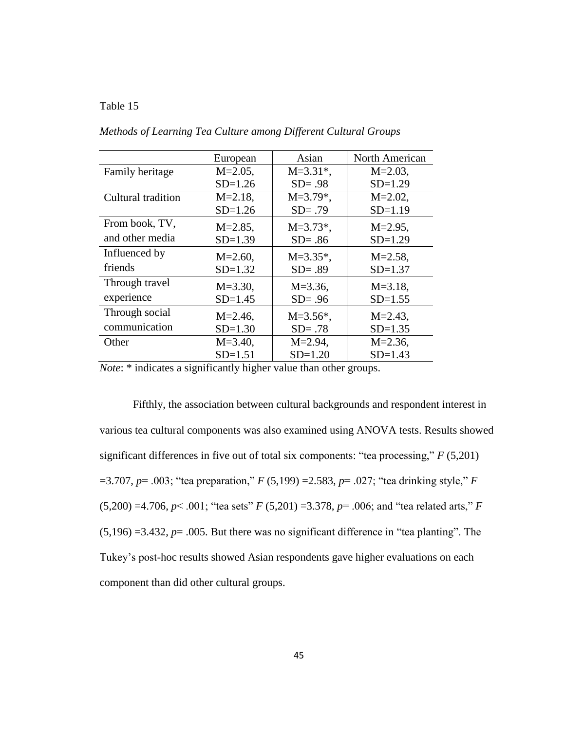Table 15

*Methods of Learning Tea Culture among Different Cultural Groups*

| | European | Asian | North American |
|---|---|---|---|
| Family heritage | M=2.05, SD=1.26 | M=3.31*, SD= .98 | M=2.03, SD=1.29 |
| Cultural tradition | M=2.18, SD=1.26 | M=3.79*, SD= .79 | M=2.02, SD=1.19 |
| From book, TV, and other media | M=2.85, SD=1.39 | M=3.73*, SD= .86 | M=2.95, SD=1.29 |
| Influenced by friends | M=2.60, SD=1.32 | M=3.35*, SD= .89 | M=2.58, SD=1.37 |
| Through travel experience | M=3.30, SD=1.45 | M=3.36, SD= .96 | M=3.18, SD=1.55 |
| Through social communication | M=2.46, SD=1.30 | M=3.56*, SD= .78 | M=2.43, SD=1.35 |
| Other | M=3.40, SD=1.51 | M=2.94, SD=1.20 | M=2.36, SD=1.43 |

*Note*: * indicates a significantly higher value than other groups.

Fifthly, the association between cultural backgrounds and respondent interest in various tea cultural components was also examined using ANOVA tests. Results showed significant differences in five out of total six components: "tea processing," $F\ (5,201) = 3.707$, $p = .003$; "tea preparation," $F\ (5,199) = 2.583$, $p = .027$; "tea drinking style," $F\ (5,200) = 4.706$, $p < .001$; "tea sets" $F\ (5,201) = 3.378$, $p = .006$; and "tea related arts," $F\ (5,196) = 3.432$, $p = .005$. But there was no significant difference in "tea planting". The Tukey's post-hoc results showed Asian respondents gave higher evaluations on each component than did other cultural groups.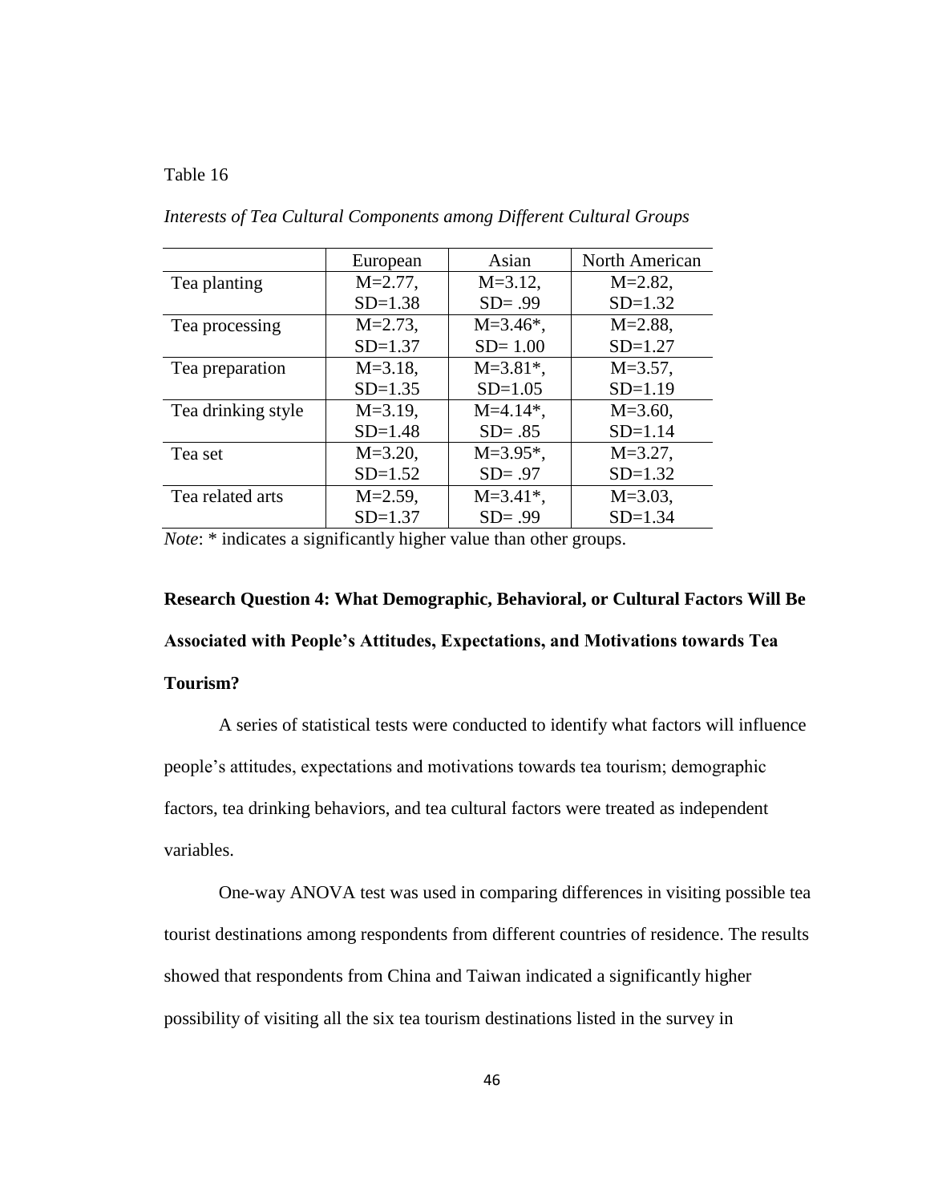Table 16

*Interests of Tea Cultural Components among Different Cultural Groups*

| | European | Asian | North American |
|---|---|---|---|
| Tea planting | M=2.77, SD=1.38 | M=3.12, SD= .99 | M=2.82, SD=1.32 |
| Tea processing | M=2.73, SD=1.37 | M=3.46*, SD= 1.00 | M=2.88, SD=1.27 |
| Tea preparation | M=3.18, SD=1.35 | M=3.81*, SD=1.05 | M=3.57, SD=1.19 |
| Tea drinking style | M=3.19, SD=1.48 | M=4.14*, SD= .85 | M=3.60, SD=1.14 |
| Tea set | M=3.20, SD=1.52 | M=3.95*, SD= .97 | M=3.27, SD=1.32 |
| Tea related arts | M=2.59, SD=1.37 | M=3.41*, SD= .99 | M=3.03, SD=1.34 |

*Note*: * indicates a significantly higher value than other groups.

**Research Question 4: What Demographic, Behavioral, or Cultural Factors Will Be Associated with People's Attitudes, Expectations, and Motivations towards Tea Tourism?**

A series of statistical tests were conducted to identify what factors will influence people's attitudes, expectations and motivations towards tea tourism; demographic factors, tea drinking behaviors, and tea cultural factors were treated as independent variables.

One-way ANOVA test was used in comparing differences in visiting possible tea tourist destinations among respondents from different countries of residence. The results showed that respondents from China and Taiwan indicated a significantly higher possibility of visiting all the six tea tourism destinations listed in the survey in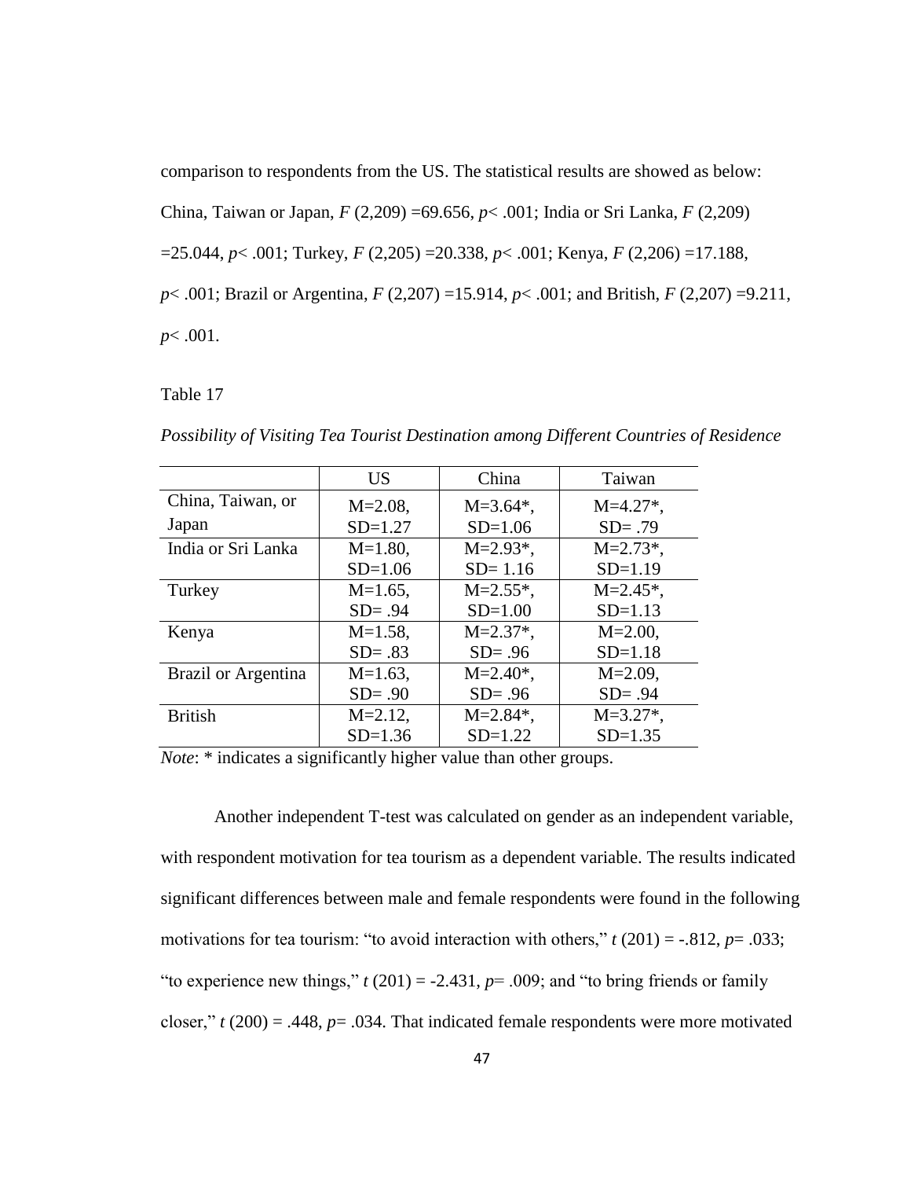comparison to respondents from the US. The statistical results are showed as below: China, Taiwan or Japan, $F$ (2,209) =69.656, $p$< .001; India or Sri Lanka, $F$ (2,209) =25.044, $p$< .001; Turkey, $F$ (2,205) =20.338, $p$< .001; Kenya, $F$ (2,206) =17.188, $p$< .001; Brazil or Argentina, $F$ (2,207) =15.914, $p$< .001; and British, $F$ (2,207) =9.211, $p$< .001.

Table 17

*Possibility of Visiting Tea Tourist Destination among Different Countries of Residence*

| | US | China | Taiwan |
|---|---|---|---|
| China, Taiwan, or Japan | M=2.08, SD=1.27 | M=3.64*, SD=1.06 | M=4.27*, SD= .79 |
| India or Sri Lanka | M=1.80, SD=1.06 | M=2.93*, SD= 1.16 | M=2.73*, SD=1.19 |
| Turkey | M=1.65, SD= .94 | M=2.55*, SD=1.00 | M=2.45*, SD=1.13 |
| Kenya | M=1.58, SD= .83 | M=2.37*, SD= .96 | M=2.00, SD=1.18 |
| Brazil or Argentina | M=1.63, SD= .90 | M=2.40*, SD= .96 | M=2.09, SD= .94 |
| British | M=2.12, SD=1.36 | M=2.84*, SD=1.22 | M=3.27*, SD=1.35 |

*Note*: * indicates a significantly higher value than other groups.

Another independent T-test was calculated on gender as an independent variable, with respondent motivation for tea tourism as a dependent variable. The results indicated significant differences between male and female respondents were found in the following motivations for tea tourism: "to avoid interaction with others," $t$ (201) = -.812, $p$= .033; "to experience new things," $t$ (201) = -2.431, $p$= .009; and "to bring friends or family closer," $t$ (200) = .448, $p$= .034. That indicated female respondents were more motivated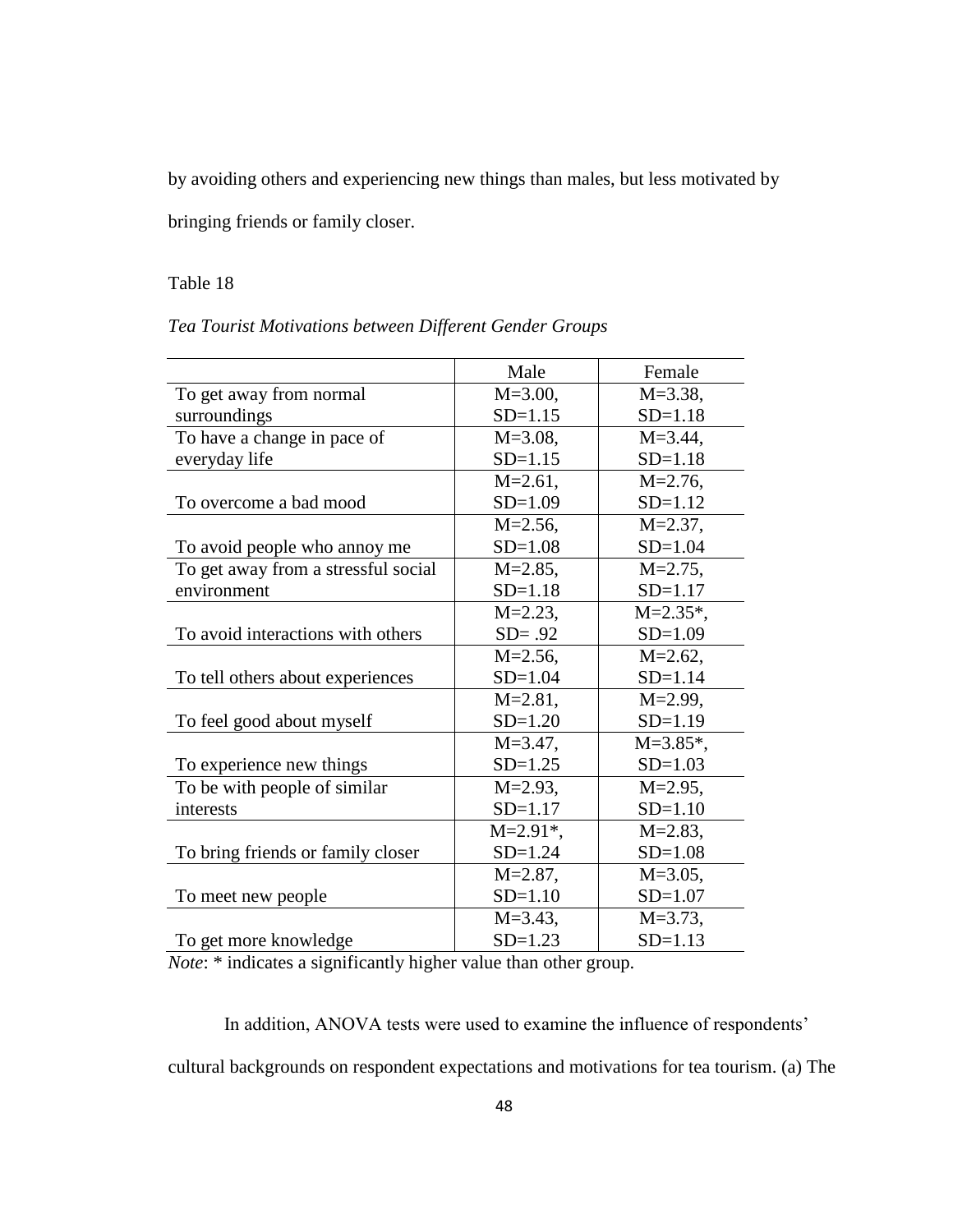by avoiding others and experiencing new things than males, but less motivated by bringing friends or family closer.

Table 18

*Tea Tourist Motivations between Different Gender Groups*

| | Male | Female |
|---|---|---|
| To get away from normal surroundings | M=3.00, SD=1.15 | M=3.38, SD=1.18 |
| To have a change in pace of everyday life | M=3.08, SD=1.15 | M=3.44, SD=1.18 |
| To overcome a bad mood | M=2.61, SD=1.09 | M=2.76, SD=1.12 |
| To avoid people who annoy me | M=2.56, SD=1.08 | M=2.37, SD=1.04 |
| To get away from a stressful social environment | M=2.85, SD=1.18 | M=2.75, SD=1.17 |
| To avoid interactions with others | M=2.23, SD= .92 | M=2.35*, SD=1.09 |
| To tell others about experiences | M=2.56, SD=1.04 | M=2.62, SD=1.14 |
| To feel good about myself | M=2.81, SD=1.20 | M=2.99, SD=1.19 |
| To experience new things | M=3.47, SD=1.25 | M=3.85*, SD=1.03 |
| To be with people of similar interests | M=2.93, SD=1.17 | M=2.95, SD=1.10 |
| To bring friends or family closer | M=2.91*, SD=1.24 | M=2.83, SD=1.08 |
| To meet new people | M=2.87, SD=1.10 | M=3.05, SD=1.07 |
| To get more knowledge | M=3.43, SD=1.23 | M=3.73, SD=1.13 |

*Note*: * indicates a significantly higher value than other group.

In addition, ANOVA tests were used to examine the influence of respondents' cultural backgrounds on respondent expectations and motivations for tea tourism. (a) The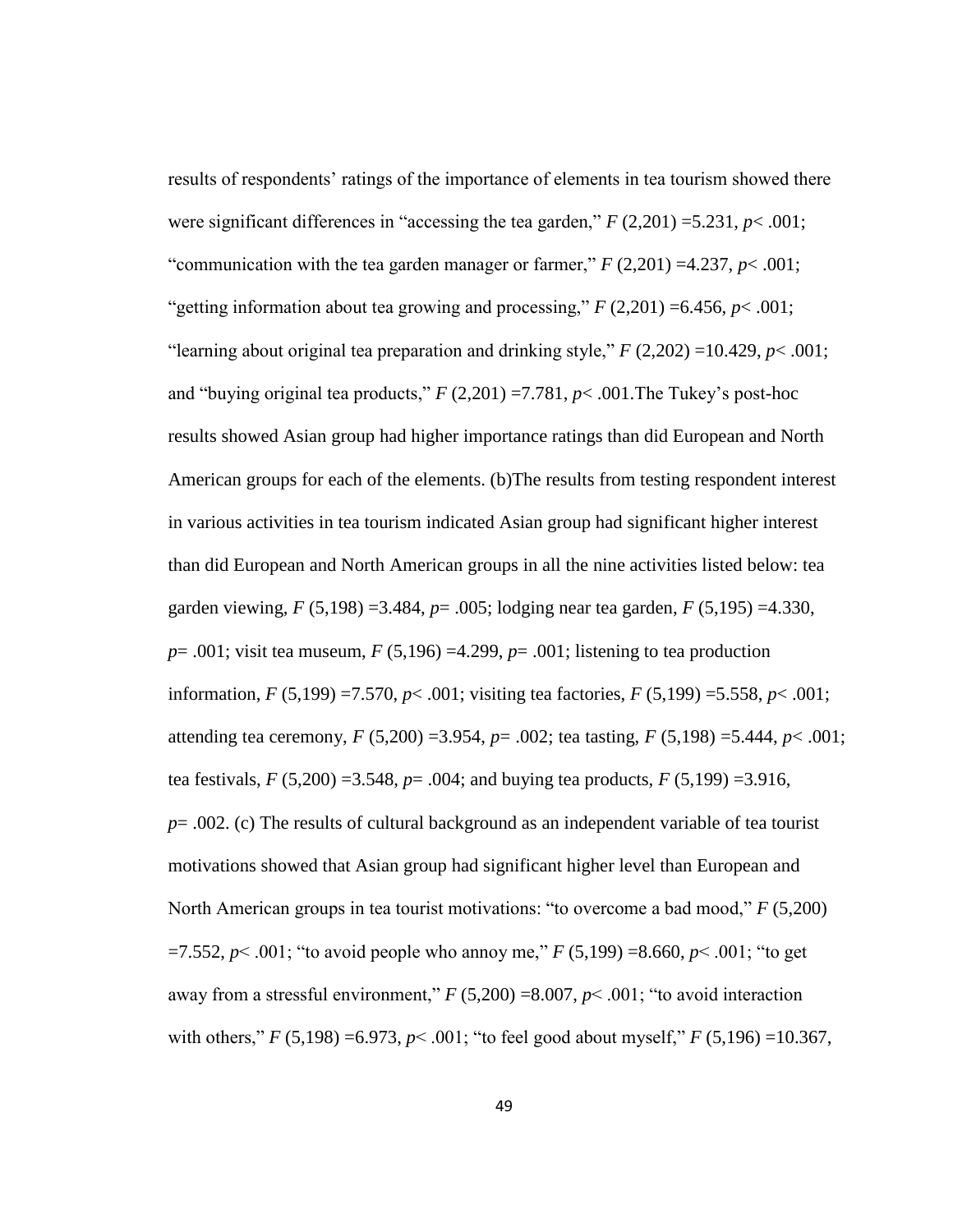results of respondents' ratings of the importance of elements in tea tourism showed there were significant differences in "accessing the tea garden," $F$ (2,201) =5.231, $p < .001$; "communication with the tea garden manager or farmer," $F$ (2,201) =4.237, $p < .001$; "getting information about tea growing and processing," $F$ (2,201) =6.456, $p < .001$; "learning about original tea preparation and drinking style," $F$ (2,202) =10.429, $p < .001$; and "buying original tea products," $F$ (2,201) =7.781, $p < .001$.The Tukey's post-hoc results showed Asian group had higher importance ratings than did European and North American groups for each of the elements. (b)The results from testing respondent interest in various activities in tea tourism indicated Asian group had significant higher interest than did European and North American groups in all the nine activities listed below: tea garden viewing, $F$ (5,198) =3.484, $p = .005$; lodging near tea garden, $F$ (5,195) =4.330, $p = .001$; visit tea museum, $F$ (5,196) =4.299, $p = .001$; listening to tea production information, $F$ (5,199) =7.570, $p < .001$; visiting tea factories, $F$ (5,199) =5.558, $p < .001$; attending tea ceremony, $F$ (5,200) =3.954, $p = .002$; tea tasting, $F$ (5,198) =5.444, $p < .001$; tea festivals, $F$ (5,200) =3.548, $p = .004$; and buying tea products, $F$ (5,199) =3.916, $p = .002$. (c) The results of cultural background as an independent variable of tea tourist motivations showed that Asian group had significant higher level than European and North American groups in tea tourist motivations: "to overcome a bad mood," $F$ (5,200) =7.552, $p < .001$; "to avoid people who annoy me," $F$ (5,199) =8.660, $p < .001$; "to get away from a stressful environment," $F$ (5,200) =8.007, $p < .001$; "to avoid interaction with others," $F$ (5,198) =6.973, $p < .001$; "to feel good about myself," $F$ (5,196) =10.367,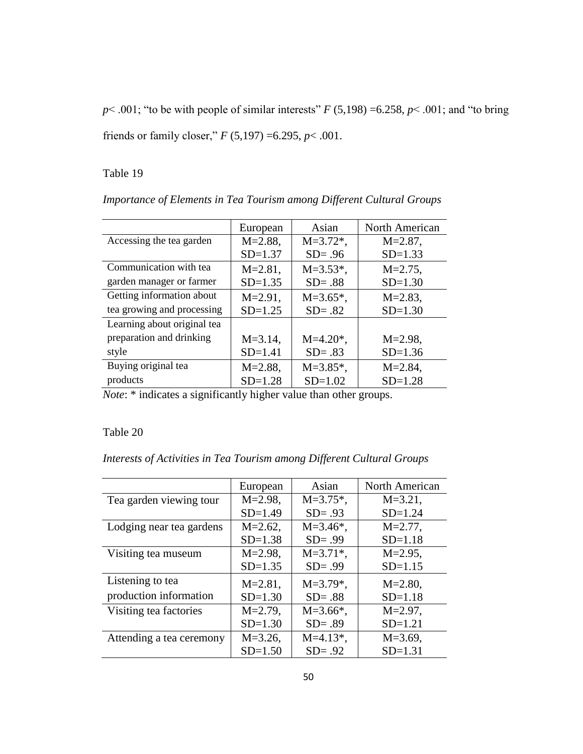$p < .001$; “to be with people of similar interests” $F$ (5,198) =6.258, $p < .001$; and “to bring friends or family closer,” $F$ (5,197) =6.295, $p < .001$.

Table 19

*Importance of Elements in Tea Tourism among Different Cultural Groups*

| | European | Asian | North American |
|---|---|---|---|
| Accessing the tea garden | M=2.88, SD=1.37 | M=3.72*, SD= .96 | M=2.87, SD=1.33 |
| Communication with tea garden manager or farmer | M=2.81, SD=1.35 | M=3.53*, SD= .88 | M=2.75, SD=1.30 |
| Getting information about tea growing and processing | M=2.91, SD=1.25 | M=3.65*, SD= .82 | M=2.83, SD=1.30 |
| Learning about original tea preparation and drinking style | M=3.14, SD=1.41 | M=4.20*, SD= .83 | M=2.98, SD=1.36 |
| Buying original tea products | M=2.88, SD=1.28 | M=3.85*, SD=1.02 | M=2.84, SD=1.28 |

*Note*: * indicates a significantly higher value than other groups.

Table 20

*Interests of Activities in Tea Tourism among Different Cultural Groups*

| | European | Asian | North American |
|---|---|---|---|
| Tea garden viewing tour | M=2.98, SD=1.49 | M=3.75*, SD= .93 | M=3.21, SD=1.24 |
| Lodging near tea gardens | M=2.62, SD=1.38 | M=3.46*, SD= .99 | M=2.77, SD=1.18 |
| Visiting tea museum | M=2.98, SD=1.35 | M=3.71*, SD= .99 | M=2.95, SD=1.15 |
| Listening to tea production information | M=2.81, SD=1.30 | M=3.79*, SD= .88 | M=2.80, SD=1.18 |
| Visiting tea factories | M=2.79, SD=1.30 | M=3.66*, SD= .89 | M=2.97, SD=1.21 |
| Attending a tea ceremony | M=3.26, SD=1.50 | M=4.13*, SD= .92 | M=3.69, SD=1.31 |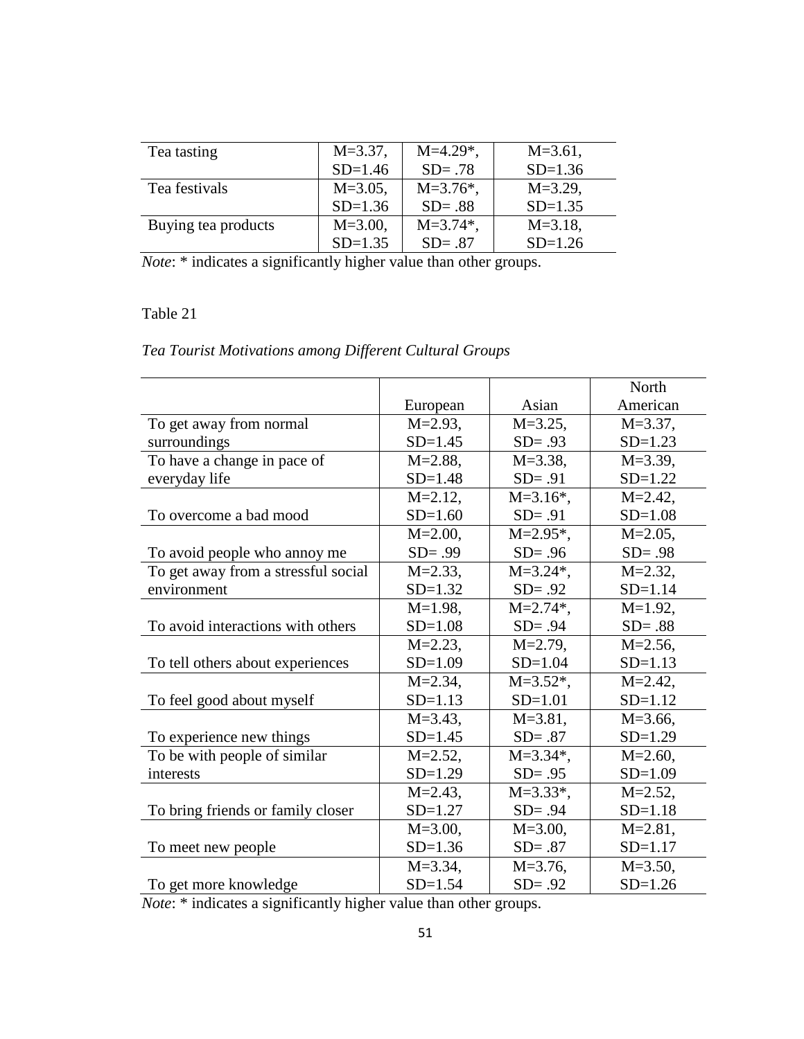| | | | |
|---|---|---|---|
| Tea tasting | M=3.37, SD=1.46 | M=4.29*, SD= .78 | M=3.61, SD=1.36 |
| Tea festivals | M=3.05, SD=1.36 | M=3.76*, SD= .88 | M=3.29, SD=1.35 |
| Buying tea products | M=3.00, SD=1.35 | M=3.74*, SD= .87 | M=3.18, SD=1.26 |

*Note*: * indicates a significantly higher value than other groups.

Table 21

*Tea Tourist Motivations among Different Cultural Groups*

| | European | Asian | North American |
|---|---|---|---|
| To get away from normal surroundings | M=2.93, SD=1.45 | M=3.25, SD= .93 | M=3.37, SD=1.23 |
| To have a change in pace of everyday life | M=2.88, SD=1.48 | M=3.38, SD= .91 | M=3.39, SD=1.22 |
| To overcome a bad mood | M=2.12, SD=1.60 | M=3.16*, SD= .91 | M=2.42, SD=1.08 |
| To avoid people who annoy me | M=2.00, SD= .99 | M=2.95*, SD= .96 | M=2.05, SD= .98 |
| To get away from a stressful social environment | M=2.33, SD=1.32 | M=3.24*, SD= .92 | M=2.32, SD=1.14 |
| To avoid interactions with others | M=1.98, SD=1.08 | M=2.74*, SD= .94 | M=1.92, SD= .88 |
| To tell others about experiences | M=2.23, SD=1.09 | M=2.79, SD=1.04 | M=2.56, SD=1.13 |
| To feel good about myself | M=2.34, SD=1.13 | M=3.52*, SD=1.01 | M=2.42, SD=1.12 |
| To experience new things | M=3.43, SD=1.45 | M=3.81, SD= .87 | M=3.66, SD=1.29 |
| To be with people of similar interests | M=2.52, SD=1.29 | M=3.34*, SD= .95 | M=2.60, SD=1.09 |
| To bring friends or family closer | M=2.43, SD=1.27 | M=3.33*, SD= .94 | M=2.52, SD=1.18 |
| To meet new people | M=3.00, SD=1.36 | M=3.00, SD= .87 | M=2.81, SD=1.17 |
| To get more knowledge | M=3.34, SD=1.54 | M=3.76, SD= .92 | M=3.50, SD=1.26 |

*Note*: * indicates a significantly higher value than other groups.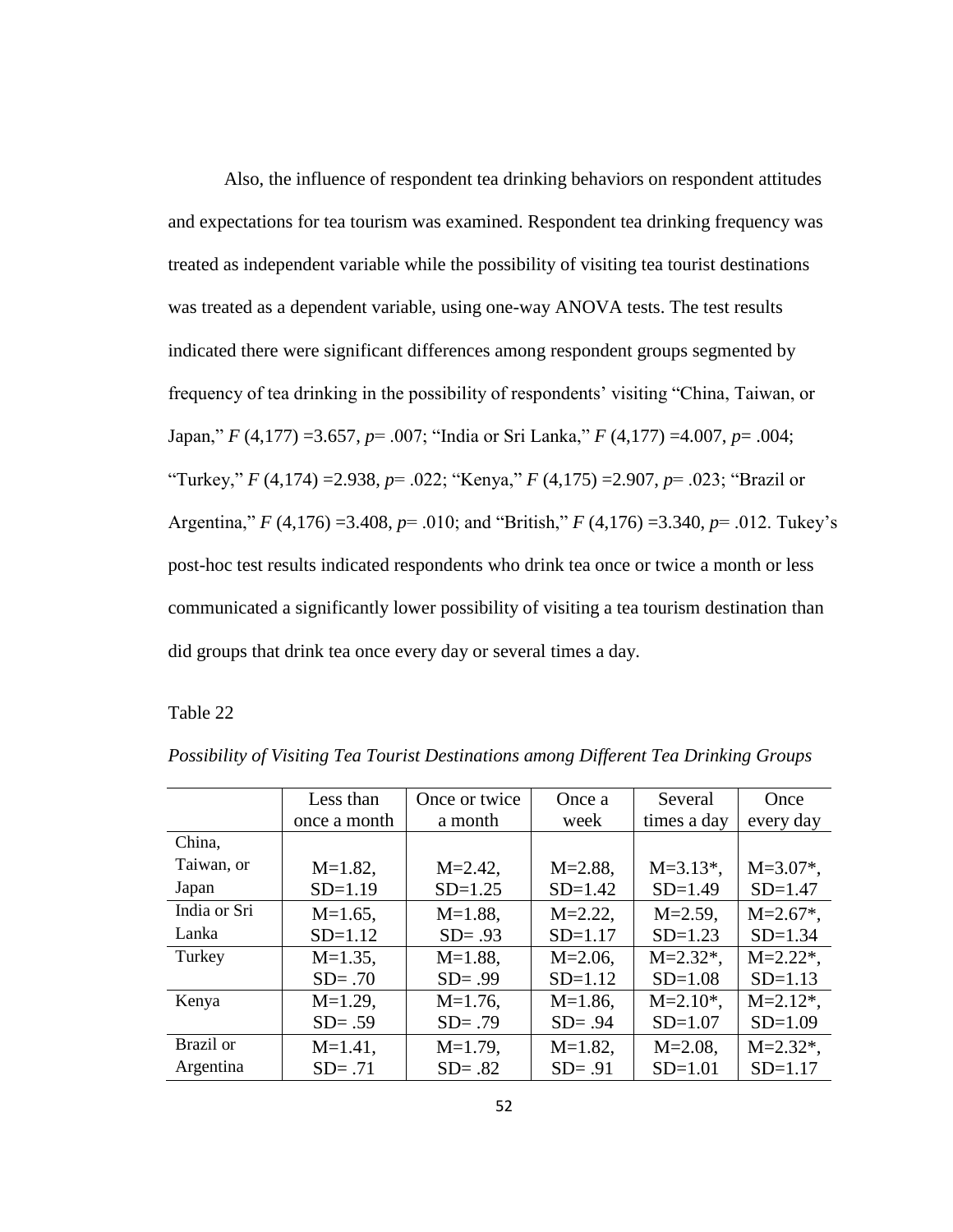Also, the influence of respondent tea drinking behaviors on respondent attitudes and expectations for tea tourism was examined. Respondent tea drinking frequency was treated as independent variable while the possibility of visiting tea tourist destinations was treated as a dependent variable, using one-way ANOVA tests. The test results indicated there were significant differences among respondent groups segmented by frequency of tea drinking in the possibility of respondents' visiting "China, Taiwan, or Japan," $F(4,177) = 3.657$, $p = .007$; "India or Sri Lanka," $F(4,177) = 4.007$, $p = .004$; "Turkey," $F(4,174) = 2.938$, $p = .022$; "Kenya," $F(4,175) = 2.907$, $p = .023$; "Brazil or Argentina," $F(4,176) = 3.408$, $p = .010$; and "British," $F(4,176) = 3.340$, $p = .012$. Tukey's post-hoc test results indicated respondents who drink tea once or twice a month or less communicated a significantly lower possibility of visiting a tea tourism destination than did groups that drink tea once every day or several times a day.

Table 22

*Possibility of Visiting Tea Tourist Destinations among Different Tea Drinking Groups*

| | Less than once a month | Once or twice a month | Once a week | Several times a day | Once every day |
|---|---|---|---|---|---|
| China, Taiwan, or Japan | M=1.82, SD=1.19 | M=2.42, SD=1.25 | M=2.88, SD=1.42 | M=3.13*, SD=1.49 | M=3.07*, SD=1.47 |
| India or Sri Lanka | M=1.65, SD=1.12 | M=1.88, SD= .93 | M=2.22, SD=1.17 | M=2.59, SD=1.23 | M=2.67*, SD=1.34 |
| Turkey | M=1.35, SD= .70 | M=1.88, SD= .99 | M=2.06, SD=1.12 | M=2.32*, SD=1.08 | M=2.22*, SD=1.13 |
| Kenya | M=1.29, SD= .59 | M=1.76, SD= .79 | M=1.86, SD= .94 | M=2.10*, SD=1.07 | M=2.12*, SD=1.09 |
| Brazil or Argentina | M=1.41, SD= .71 | M=1.79, SD= .82 | M=1.82, SD= .91 | M=2.08, SD=1.01 | M=2.32*, SD=1.17 |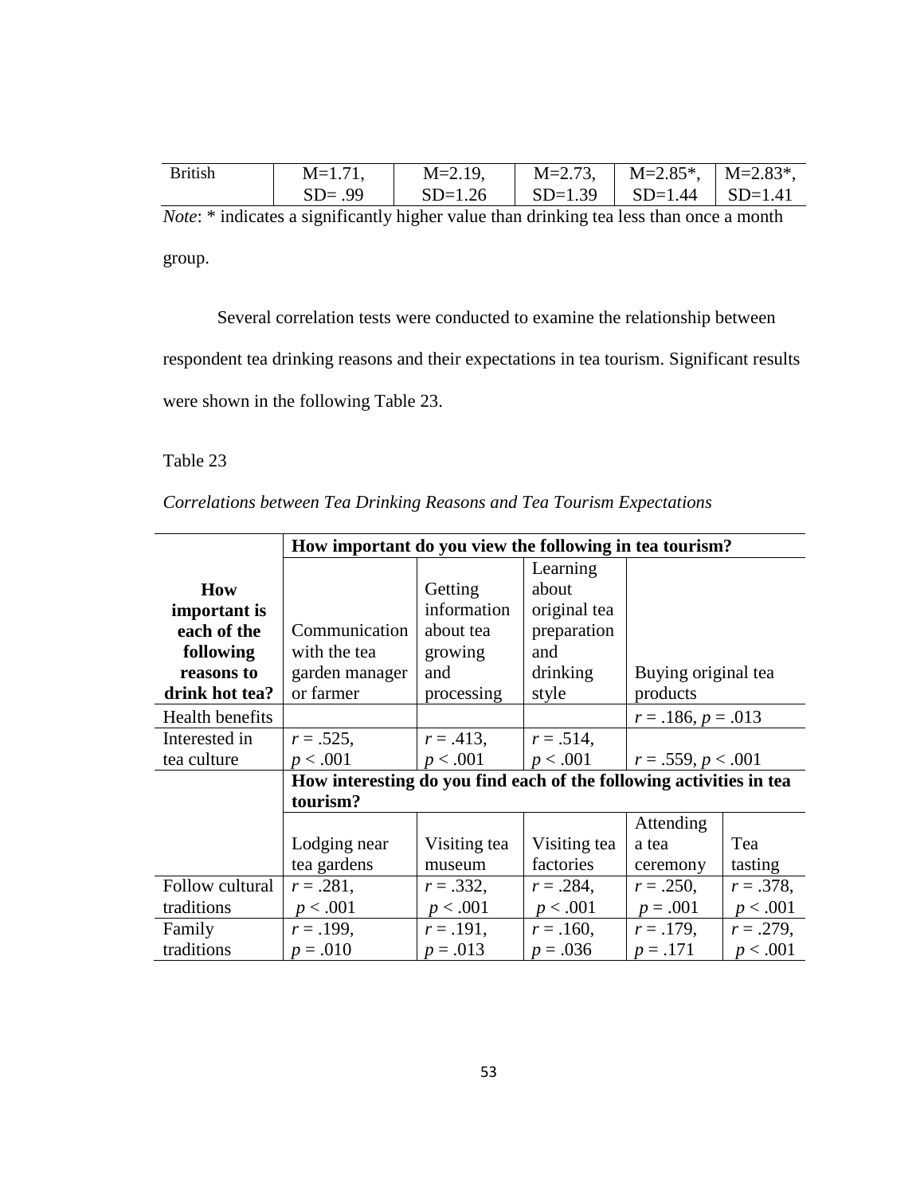| British | M=1.71, SD= .99 | M=2.19, SD=1.26 | M=2.73, SD=1.39 | M=2.85*, SD=1.44 | M=2.83*, SD=1.41 |
|---|---|---|---|---|---|

*Note*: * indicates a significantly higher value than drinking tea less than once a month group.

Several correlation tests were conducted to examine the relationship between respondent tea drinking reasons and their expectations in tea tourism. Significant results were shown in the following Table 23.

Table 23

*Correlations between Tea Drinking Reasons and Tea Tourism Expectations*

| | **How important do you view the following in tea tourism?** | | | | |
|---|---|---|---|---|---|
| **How important is each of the following reasons to drink hot tea?** | Communication with the tea garden manager or farmer | Getting information about tea growing and processing | Learning about original tea preparation and drinking style | Buying original tea products | |
| Health benefits | | | | $r = .186$, $p = .013$ | |
| Interested in tea culture | $r = .525$, $p < .001$ | $r = .413$, $p < .001$ | $r = .514$, $p < .001$ | $r = .559$, $p < .001$ | |
| | **How interesting do you find each of the following activities in tea tourism?** | | | | |
| | Lodging near tea gardens | Visiting tea museum | Visiting tea factories | Attending a tea ceremony | Tea tasting |
| Follow cultural traditions | $r = .281$, $p < .001$ | $r = .332$, $p < .001$ | $r = .284$, $p < .001$ | $r = .250$, $p = .001$ | $r = .378$, $p < .001$ |
| Family traditions | $r = .199$, $p = .010$ | $r = .191$, $p = .013$ | $r = .160$, $p = .036$ | $r = .179$, $p = .171$ | $r = .279$, $p < .001$ |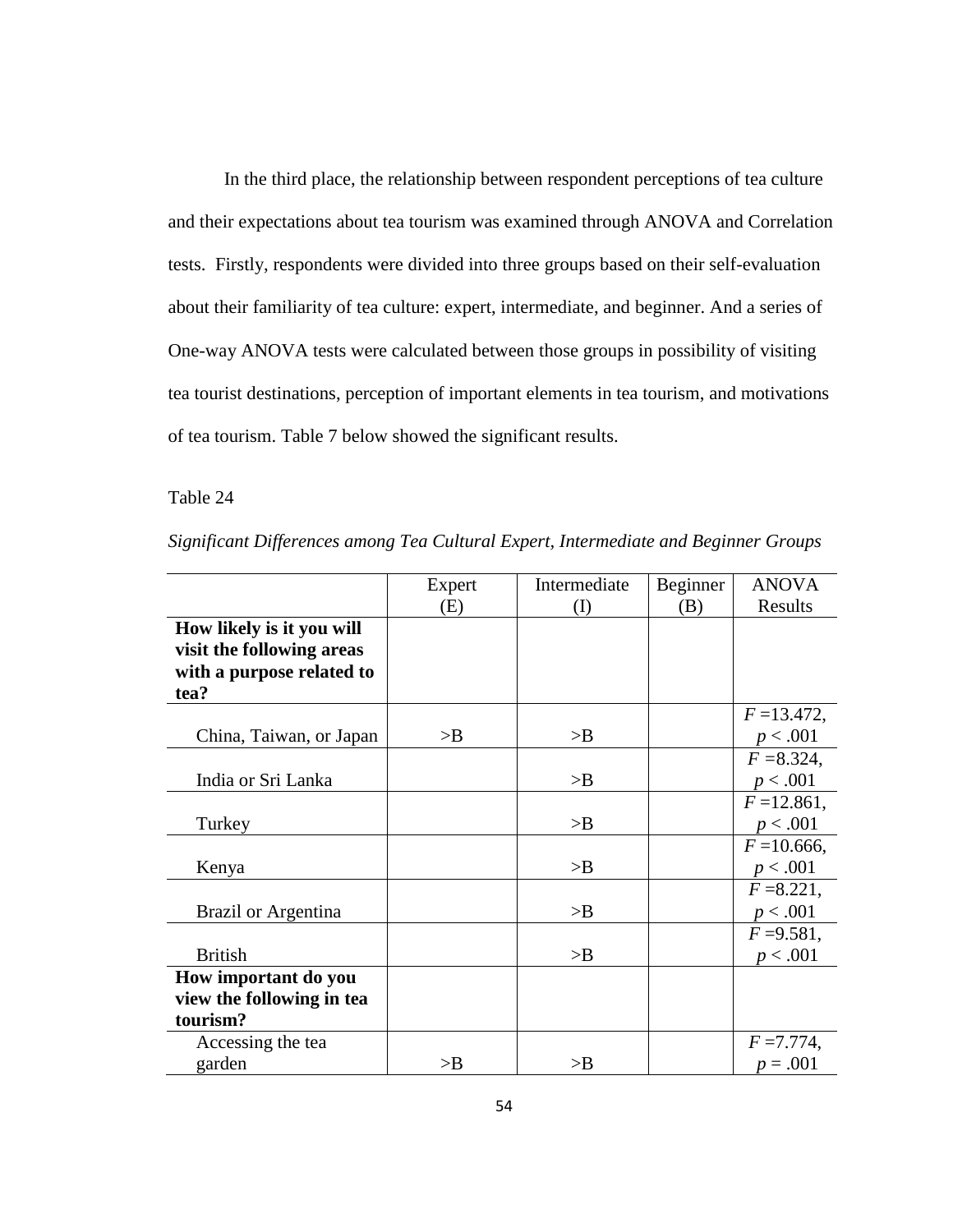In the third place, the relationship between respondent perceptions of tea culture and their expectations about tea tourism was examined through ANOVA and Correlation tests. Firstly, respondents were divided into three groups based on their self-evaluation about their familiarity of tea culture: expert, intermediate, and beginner. And a series of One-way ANOVA tests were calculated between those groups in possibility of visiting tea tourist destinations, perception of important elements in tea tourism, and motivations of tea tourism. Table 7 below showed the significant results.

Table 24

*Significant Differences among Tea Cultural Expert, Intermediate and Beginner Groups*

| | Expert (E) | Intermediate (I) | Beginner (B) | ANOVA Results |
|---|---|---|---|---|
| **How likely is it you will visit the following areas with a purpose related to tea?** | | | | |
| China, Taiwan, or Japan | >B | >B | | $F$ =13.472, $p < .001$ |
| India or Sri Lanka | | >B | | $F$ =8.324, $p < .001$ |
| Turkey | | >B | | $F$ =12.861, $p < .001$ |
| Kenya | | >B | | $F$ =10.666, $p < .001$ |
| Brazil or Argentina | | >B | | $F$ =8.221, $p < .001$ |
| British | | >B | | $F$ =9.581, $p < .001$ |
| **How important do you view the following in tea tourism?** | | | | |
| Accessing the tea garden | >B | >B | | $F$ =7.774, $p = .001$ |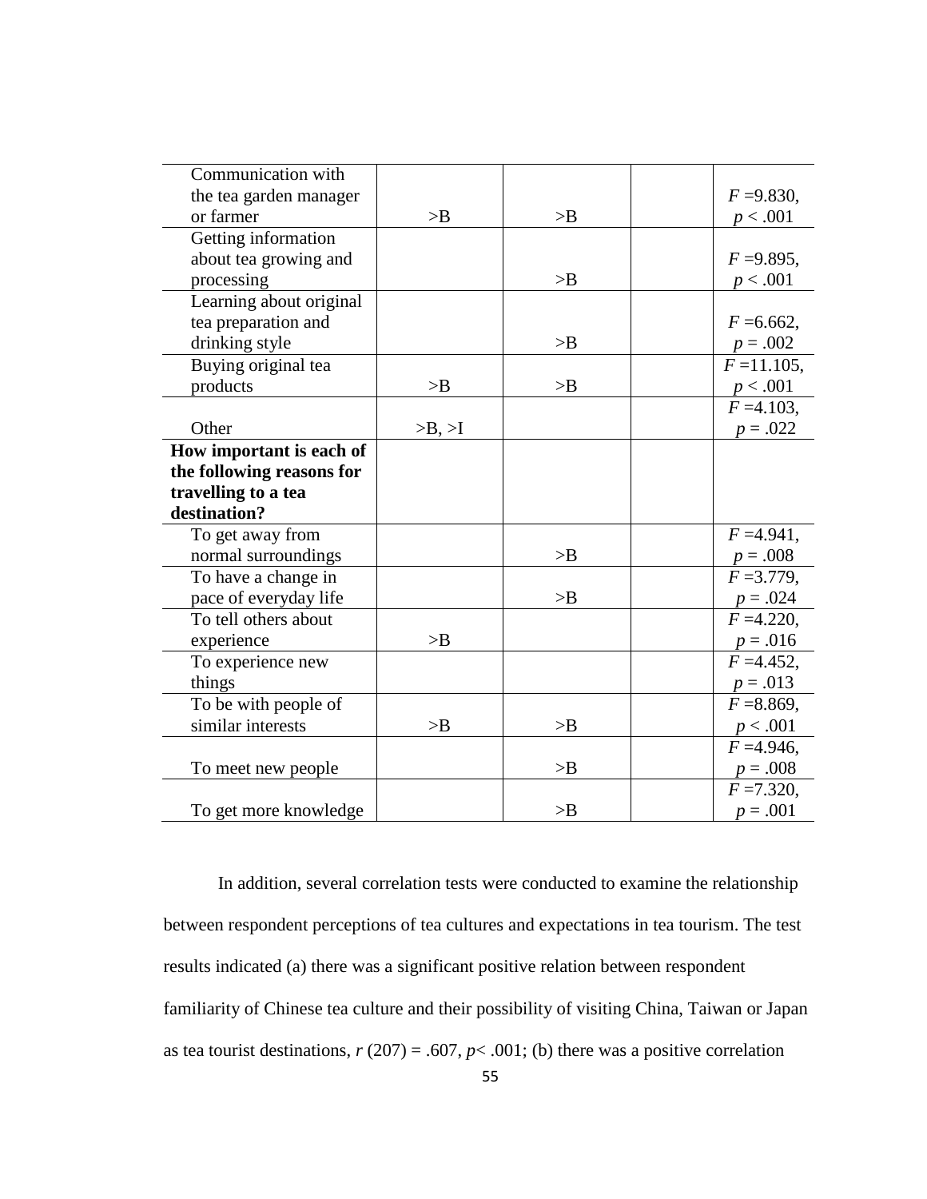| | | | | |
|---|---|---|---|---|
| Communication with the tea garden manager or farmer | >B | >B | | $F$ =9.830, $p < .001$ |
| Getting information about tea growing and processing | | >B | | $F$ =9.895, $p < .001$ |
| Learning about original tea preparation and drinking style | | >B | | $F$ =6.662, $p = .002$ |
| Buying original tea products | >B | >B | | $F$ =11.105, $p < .001$ |
| Other | >B, >I | | | $F$ =4.103, $p = .022$ |
| **How important is each of the following reasons for travelling to a tea destination?** | | | | |
| To get away from normal surroundings | | >B | | $F$ =4.941, $p = .008$ |
| To have a change in pace of everyday life | | >B | | $F$ =3.779, $p = .024$ |
| To tell others about experience | >B | | | $F$ =4.220, $p = .016$ |
| To experience new things | | | | $F$ =4.452, $p = .013$ |
| To be with people of similar interests | >B | >B | | $F$ =8.869, $p < .001$ |
| To meet new people | | >B | | $F$ =4.946, $p = .008$ |
| To get more knowledge | | >B | | $F$ =7.320, $p = .001$ |

In addition, several correlation tests were conducted to examine the relationship between respondent perceptions of tea cultures and expectations in tea tourism. The test results indicated (a) there was a significant positive relation between respondent familiarity of Chinese tea culture and their possibility of visiting China, Taiwan or Japan as tea tourist destinations, $r$ (207) = .607, $p$< .001; (b) there was a positive correlation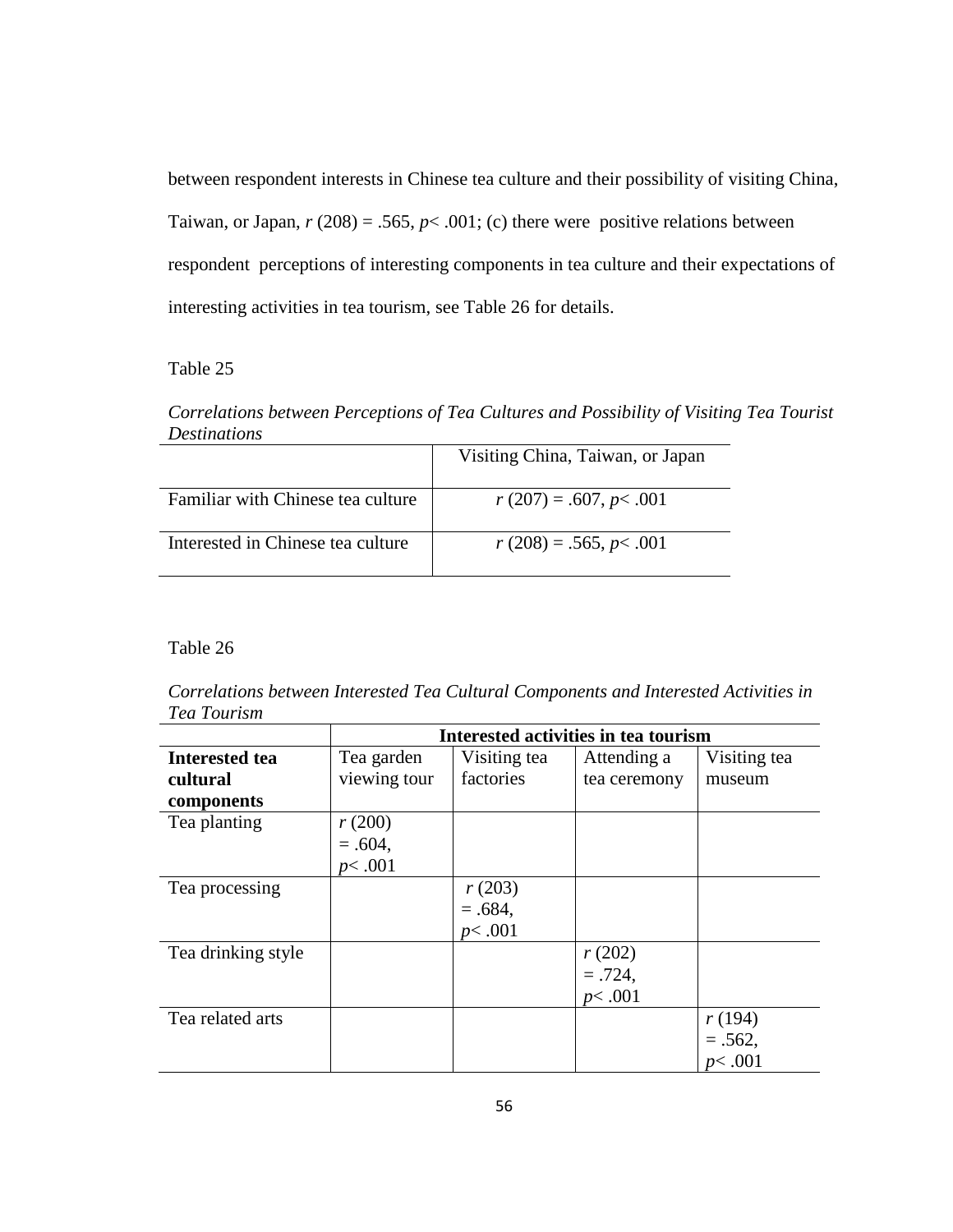between respondent interests in Chinese tea culture and their possibility of visiting China, Taiwan, or Japan, $r$ (208) = .565, $p < .001$; (c) there were positive relations between respondent perceptions of interesting components in tea culture and their expectations of interesting activities in tea tourism, see Table 26 for details.

Table 25

*Correlations between Perceptions of Tea Cultures and Possibility of Visiting Tea Tourist Destinations*

| | Visiting China, Taiwan, or Japan |
|---|---|
| Familiar with Chinese tea culture | $r$ (207) = .607, $p < .001$ |
| Interested in Chinese tea culture | $r$ (208) = .565, $p < .001$ |

Table 26

*Correlations between Interested Tea Cultural Components and Interested Activities in Tea Tourism*

| | **Interested activities in tea tourism** | | | |
|---|---|---|---|---|
| **Interested tea cultural components** | Tea garden viewing tour | Visiting tea factories | Attending a tea ceremony | Visiting tea museum |
| Tea planting | $r$ (200) = .604, $p < .001$ | | | |
| Tea processing | | $r$ (203) = .684, $p < .001$ | | |
| Tea drinking style | | | $r$ (202) = .724, $p < .001$ | |
| Tea related arts | | | | $r$ (194) = .562, $p < .001$ |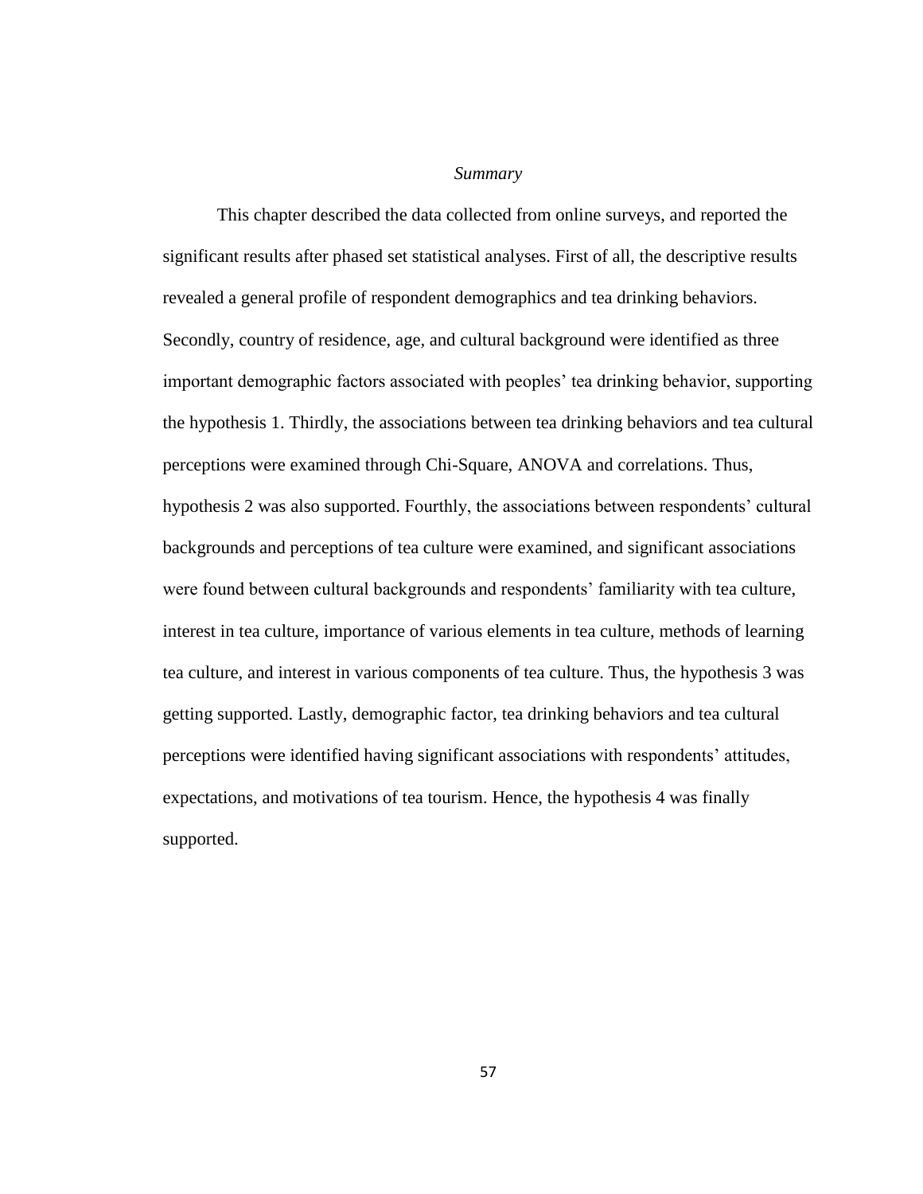### *Summary*

This chapter described the data collected from online surveys, and reported the significant results after phased set statistical analyses. First of all, the descriptive results revealed a general profile of respondent demographics and tea drinking behaviors. Secondly, country of residence, age, and cultural background were identified as three important demographic factors associated with peoples' tea drinking behavior, supporting the hypothesis 1. Thirdly, the associations between tea drinking behaviors and tea cultural perceptions were examined through Chi-Square, ANOVA and correlations. Thus, hypothesis 2 was also supported. Fourthly, the associations between respondents' cultural backgrounds and perceptions of tea culture were examined, and significant associations were found between cultural backgrounds and respondents' familiarity with tea culture, interest in tea culture, importance of various elements in tea culture, methods of learning tea culture, and interest in various components of tea culture. Thus, the hypothesis 3 was getting supported. Lastly, demographic factor, tea drinking behaviors and tea cultural perceptions were identified having significant associations with respondents' attitudes, expectations, and motivations of tea tourism. Hence, the hypothesis 4 was finally supported.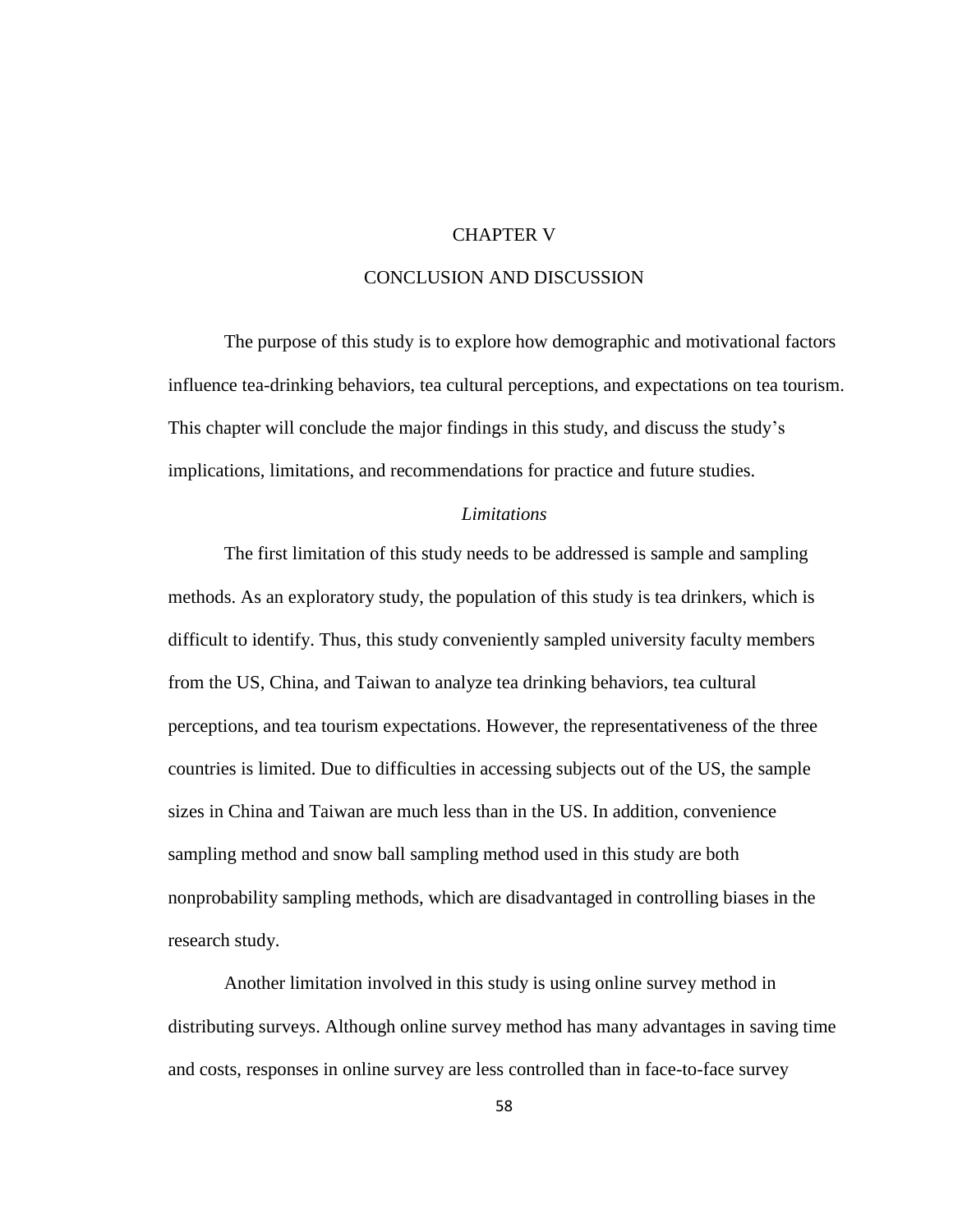# CHAPTER V

# CONCLUSION AND DISCUSSION

The purpose of this study is to explore how demographic and motivational factors influence tea-drinking behaviors, tea cultural perceptions, and expectations on tea tourism. This chapter will conclude the major findings in this study, and discuss the study's implications, limitations, and recommendations for practice and future studies.

## *Limitations*

The first limitation of this study needs to be addressed is sample and sampling methods. As an exploratory study, the population of this study is tea drinkers, which is difficult to identify. Thus, this study conveniently sampled university faculty members from the US, China, and Taiwan to analyze tea drinking behaviors, tea cultural perceptions, and tea tourism expectations. However, the representativeness of the three countries is limited. Due to difficulties in accessing subjects out of the US, the sample sizes in China and Taiwan are much less than in the US. In addition, convenience sampling method and snow ball sampling method used in this study are both nonprobability sampling methods, which are disadvantaged in controlling biases in the research study.

Another limitation involved in this study is using online survey method in distributing surveys. Although online survey method has many advantages in saving time and costs, responses in online survey are less controlled than in face-to-face survey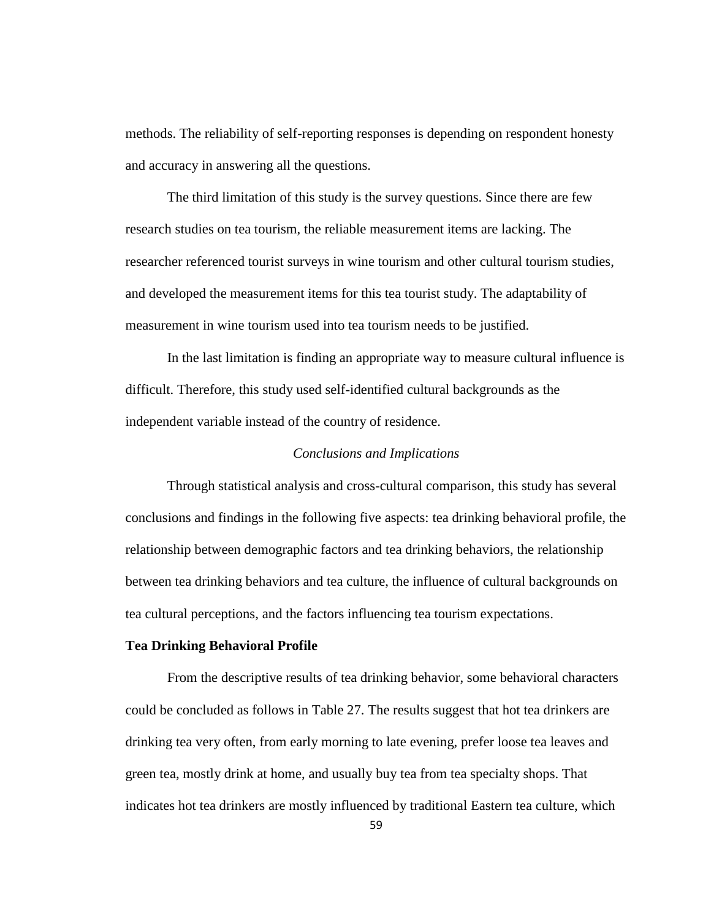methods. The reliability of self-reporting responses is depending on respondent honesty and accuracy in answering all the questions.

The third limitation of this study is the survey questions. Since there are few research studies on tea tourism, the reliable measurement items are lacking. The researcher referenced tourist surveys in wine tourism and other cultural tourism studies, and developed the measurement items for this tea tourist study. The adaptability of measurement in wine tourism used into tea tourism needs to be justified.

In the last limitation is finding an appropriate way to measure cultural influence is difficult. Therefore, this study used self-identified cultural backgrounds as the independent variable instead of the country of residence.

## *Conclusions and Implications*

Through statistical analysis and cross-cultural comparison, this study has several conclusions and findings in the following five aspects: tea drinking behavioral profile, the relationship between demographic factors and tea drinking behaviors, the relationship between tea drinking behaviors and tea culture, the influence of cultural backgrounds on tea cultural perceptions, and the factors influencing tea tourism expectations.

### **Tea Drinking Behavioral Profile**

From the descriptive results of tea drinking behavior, some behavioral characters could be concluded as follows in Table 27. The results suggest that hot tea drinkers are drinking tea very often, from early morning to late evening, prefer loose tea leaves and green tea, mostly drink at home, and usually buy tea from tea specialty shops. That indicates hot tea drinkers are mostly influenced by traditional Eastern tea culture, which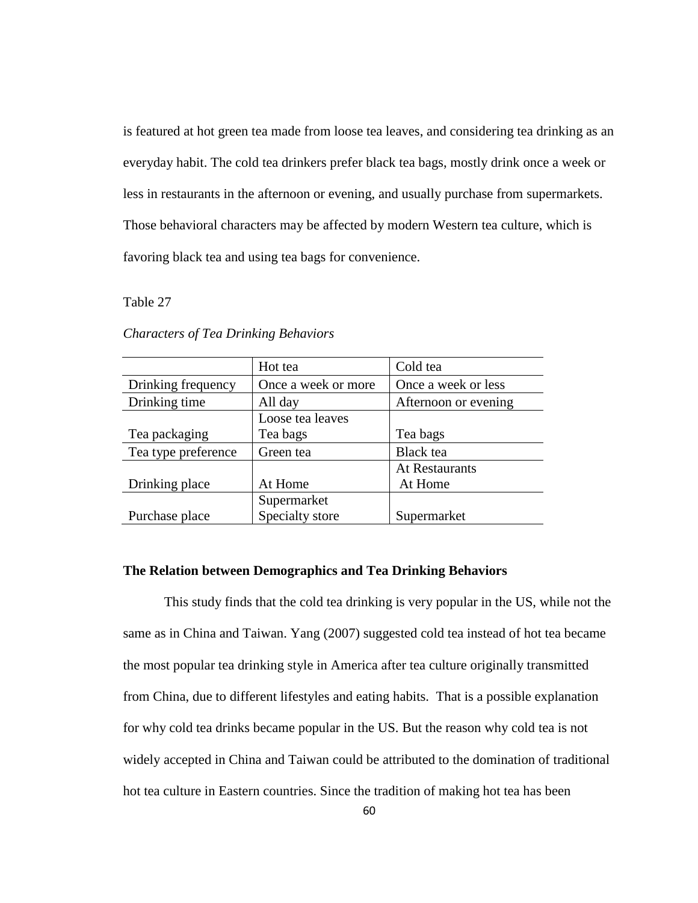is featured at hot green tea made from loose tea leaves, and considering tea drinking as an everyday habit. The cold tea drinkers prefer black tea bags, mostly drink once a week or less in restaurants in the afternoon or evening, and usually purchase from supermarkets. Those behavioral characters may be affected by modern Western tea culture, which is favoring black tea and using tea bags for convenience.

Table 27

*Characters of Tea Drinking Behaviors*

| | Hot tea | Cold tea |
|---|---|---|
| Drinking frequency | Once a week or more | Once a week or less |
| Drinking time | All day | Afternoon or evening |
| Tea packaging | Loose tea leaves<br>Tea bags | Tea bags |
| Tea type preference | Green tea | Black tea |
| Drinking place | At Home | At Restaurants<br>At Home |
| Purchase place | Supermarket<br>Specialty store | Supermarket |

### The Relation between Demographics and Tea Drinking Behaviors

This study finds that the cold tea drinking is very popular in the US, while not the same as in China and Taiwan. Yang (2007) suggested cold tea instead of hot tea became the most popular tea drinking style in America after tea culture originally transmitted from China, due to different lifestyles and eating habits. That is a possible explanation for why cold tea drinks became popular in the US. But the reason why cold tea is not widely accepted in China and Taiwan could be attributed to the domination of traditional hot tea culture in Eastern countries. Since the tradition of making hot tea has been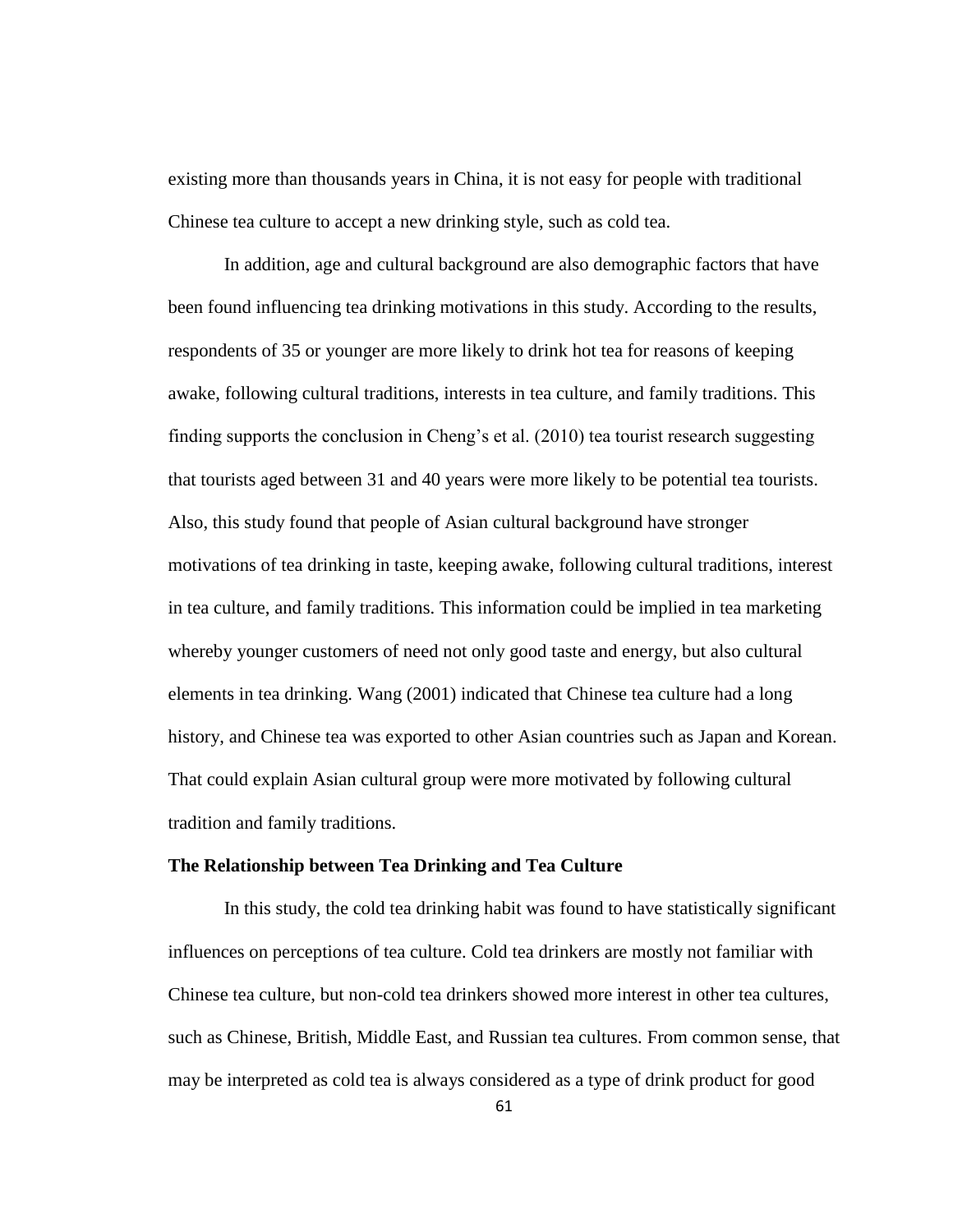existing more than thousands years in China, it is not easy for people with traditional Chinese tea culture to accept a new drinking style, such as cold tea.

In addition, age and cultural background are also demographic factors that have been found influencing tea drinking motivations in this study. According to the results, respondents of 35 or younger are more likely to drink hot tea for reasons of keeping awake, following cultural traditions, interests in tea culture, and family traditions. This finding supports the conclusion in Cheng's et al. (2010) tea tourist research suggesting that tourists aged between 31 and 40 years were more likely to be potential tea tourists. Also, this study found that people of Asian cultural background have stronger motivations of tea drinking in taste, keeping awake, following cultural traditions, interest in tea culture, and family traditions. This information could be implied in tea marketing whereby younger customers of need not only good taste and energy, but also cultural elements in tea drinking. Wang (2001) indicated that Chinese tea culture had a long history, and Chinese tea was exported to other Asian countries such as Japan and Korean. That could explain Asian cultural group were more motivated by following cultural tradition and family traditions.

**The Relationship between Tea Drinking and Tea Culture**

In this study, the cold tea drinking habit was found to have statistically significant influences on perceptions of tea culture. Cold tea drinkers are mostly not familiar with Chinese tea culture, but non-cold tea drinkers showed more interest in other tea cultures, such as Chinese, British, Middle East, and Russian tea cultures. From common sense, that may be interpreted as cold tea is always considered as a type of drink product for good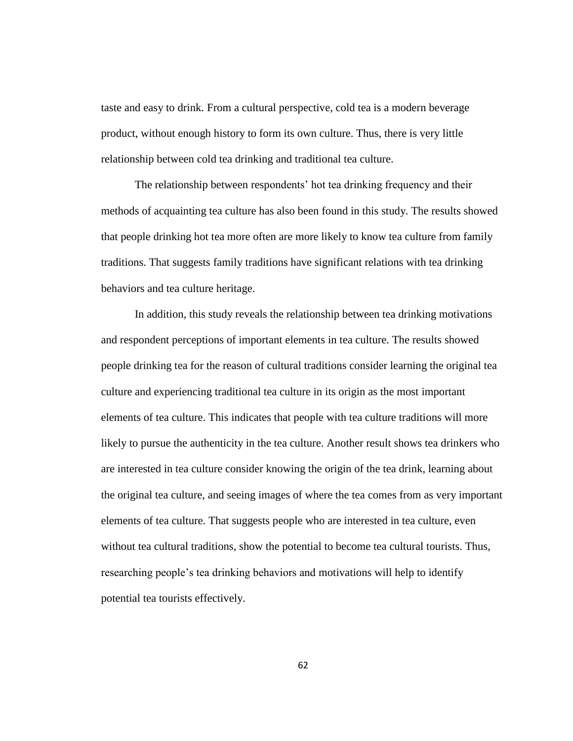taste and easy to drink. From a cultural perspective, cold tea is a modern beverage product, without enough history to form its own culture. Thus, there is very little relationship between cold tea drinking and traditional tea culture.

The relationship between respondents' hot tea drinking frequency and their methods of acquainting tea culture has also been found in this study. The results showed that people drinking hot tea more often are more likely to know tea culture from family traditions. That suggests family traditions have significant relations with tea drinking behaviors and tea culture heritage.

In addition, this study reveals the relationship between tea drinking motivations and respondent perceptions of important elements in tea culture. The results showed people drinking tea for the reason of cultural traditions consider learning the original tea culture and experiencing traditional tea culture in its origin as the most important elements of tea culture. This indicates that people with tea culture traditions will more likely to pursue the authenticity in the tea culture. Another result shows tea drinkers who are interested in tea culture consider knowing the origin of the tea drink, learning about the original tea culture, and seeing images of where the tea comes from as very important elements of tea culture. That suggests people who are interested in tea culture, even without tea cultural traditions, show the potential to become tea cultural tourists. Thus, researching people's tea drinking behaviors and motivations will help to identify potential tea tourists effectively.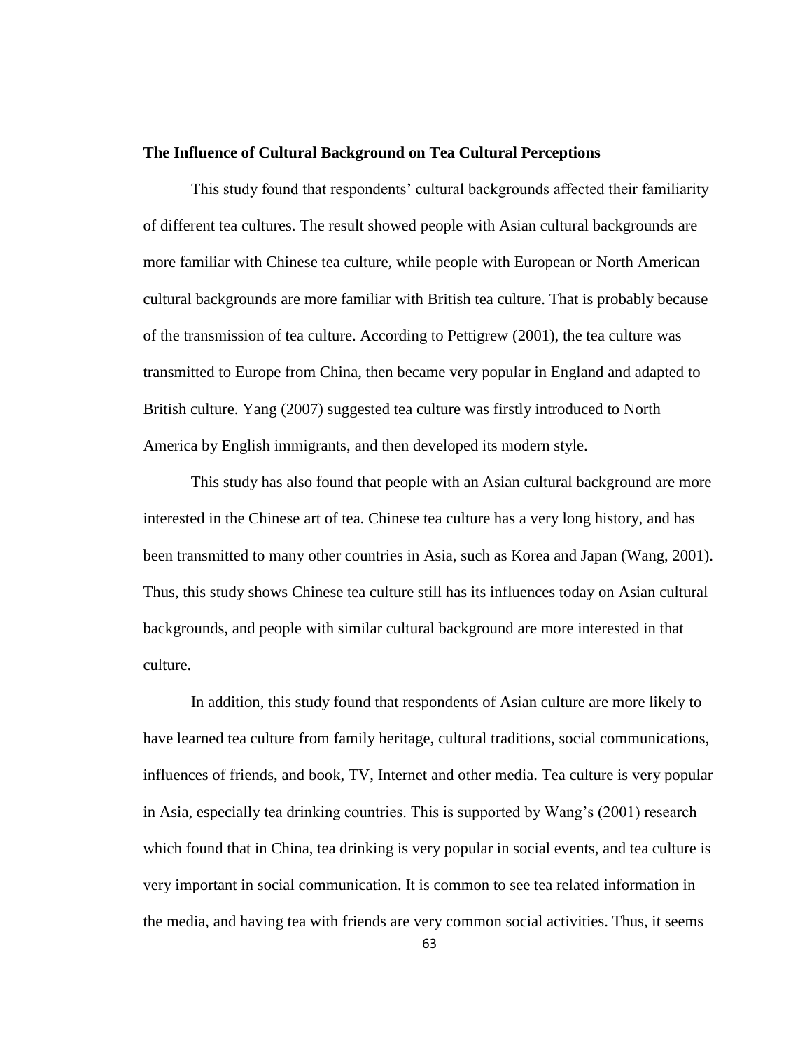**The Influence of Cultural Background on Tea Cultural Perceptions**

This study found that respondents' cultural backgrounds affected their familiarity of different tea cultures. The result showed people with Asian cultural backgrounds are more familiar with Chinese tea culture, while people with European or North American cultural backgrounds are more familiar with British tea culture. That is probably because of the transmission of tea culture. According to Pettigrew (2001), the tea culture was transmitted to Europe from China, then became very popular in England and adapted to British culture. Yang (2007) suggested tea culture was firstly introduced to North America by English immigrants, and then developed its modern style.

This study has also found that people with an Asian cultural background are more interested in the Chinese art of tea. Chinese tea culture has a very long history, and has been transmitted to many other countries in Asia, such as Korea and Japan (Wang, 2001). Thus, this study shows Chinese tea culture still has its influences today on Asian cultural backgrounds, and people with similar cultural background are more interested in that culture.

In addition, this study found that respondents of Asian culture are more likely to have learned tea culture from family heritage, cultural traditions, social communications, influences of friends, and book, TV, Internet and other media. Tea culture is very popular in Asia, especially tea drinking countries. This is supported by Wang's (2001) research which found that in China, tea drinking is very popular in social events, and tea culture is very important in social communication. It is common to see tea related information in the media, and having tea with friends are very common social activities. Thus, it seems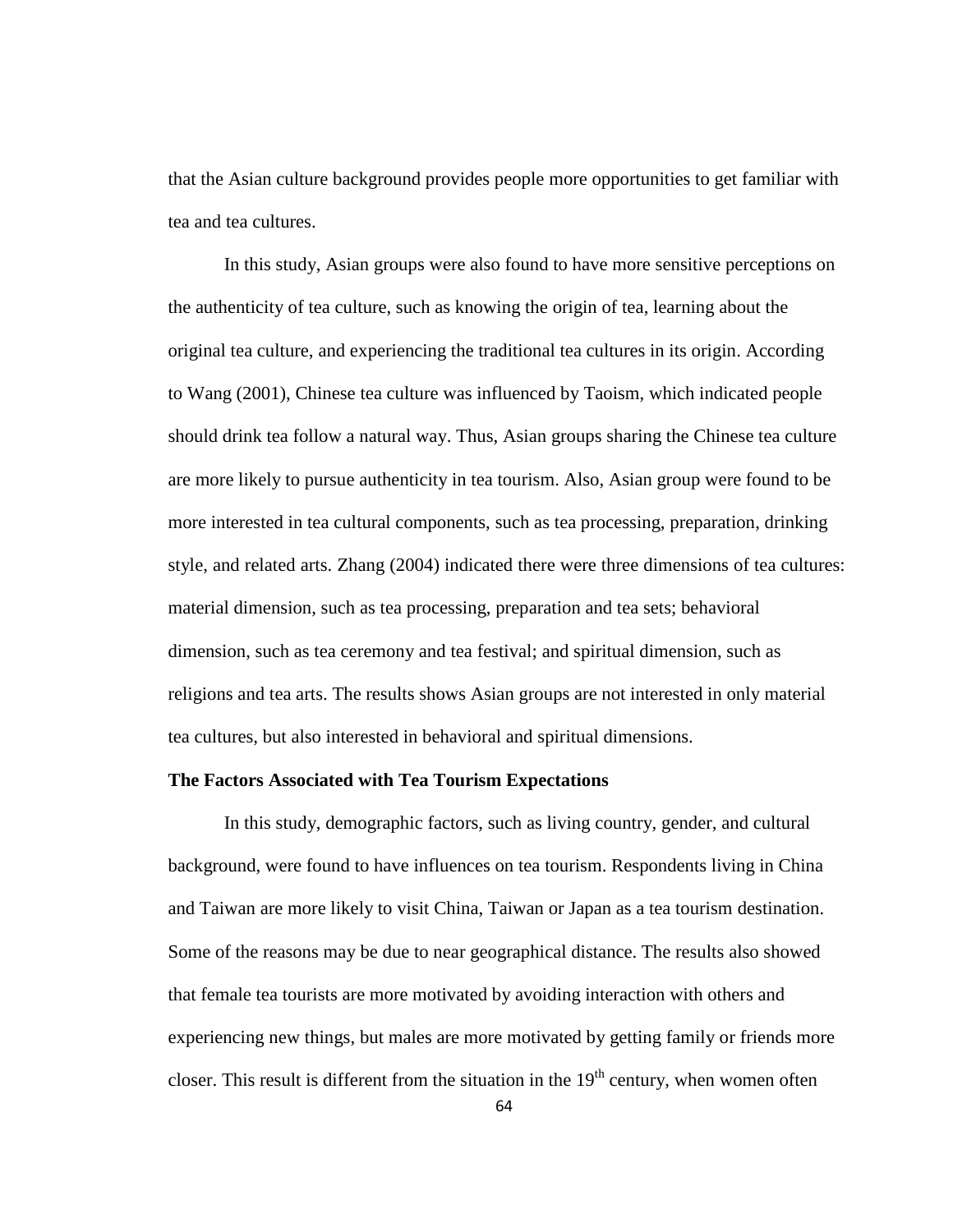that the Asian culture background provides people more opportunities to get familiar with tea and tea cultures.

In this study, Asian groups were also found to have more sensitive perceptions on the authenticity of tea culture, such as knowing the origin of tea, learning about the original tea culture, and experiencing the traditional tea cultures in its origin. According to Wang (2001), Chinese tea culture was influenced by Taoism, which indicated people should drink tea follow a natural way. Thus, Asian groups sharing the Chinese tea culture are more likely to pursue authenticity in tea tourism. Also, Asian group were found to be more interested in tea cultural components, such as tea processing, preparation, drinking style, and related arts. Zhang (2004) indicated there were three dimensions of tea cultures: material dimension, such as tea processing, preparation and tea sets; behavioral dimension, such as tea ceremony and tea festival; and spiritual dimension, such as religions and tea arts. The results shows Asian groups are not interested in only material tea cultures, but also interested in behavioral and spiritual dimensions.

**The Factors Associated with Tea Tourism Expectations**

In this study, demographic factors, such as living country, gender, and cultural background, were found to have influences on tea tourism. Respondents living in China and Taiwan are more likely to visit China, Taiwan or Japan as a tea tourism destination. Some of the reasons may be due to near geographical distance. The results also showed that female tea tourists are more motivated by avoiding interaction with others and experiencing new things, but males are more motivated by getting family or friends more closer. This result is different from the situation in the 19th century, when women often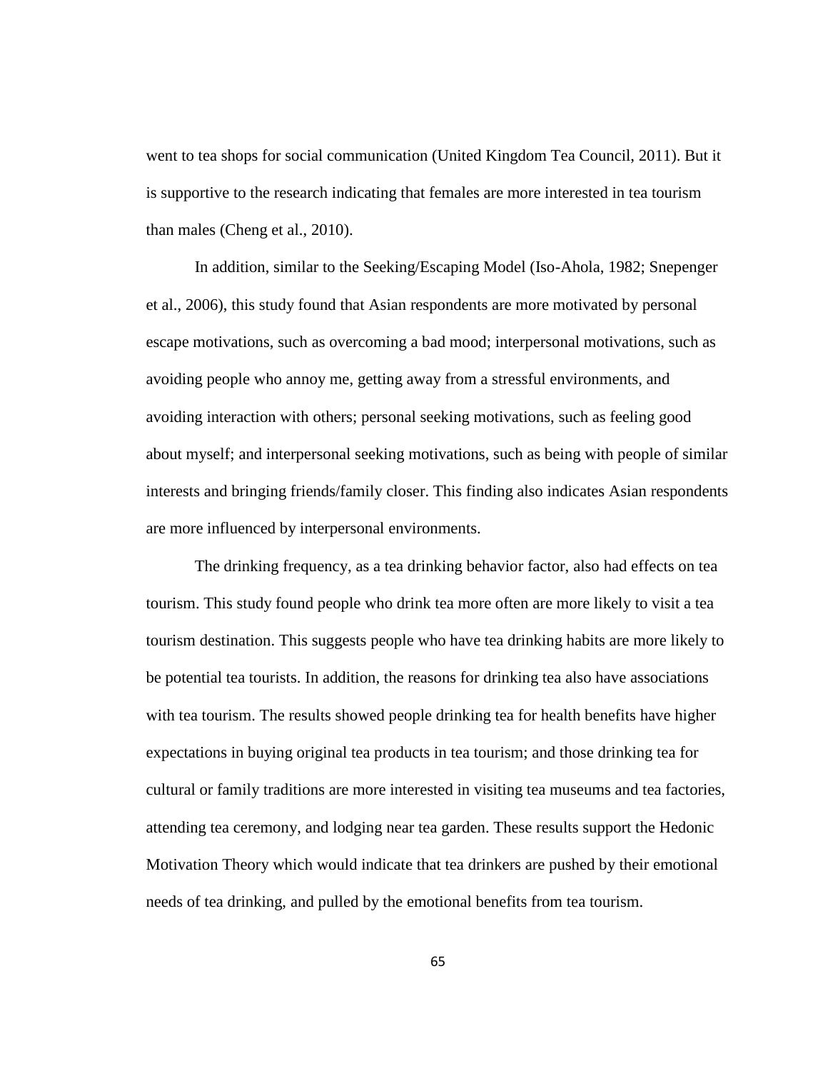went to tea shops for social communication (United Kingdom Tea Council, 2011). But it is supportive to the research indicating that females are more interested in tea tourism than males (Cheng et al., 2010).

In addition, similar to the Seeking/Escaping Model (Iso-Ahola, 1982; Snepenger et al., 2006), this study found that Asian respondents are more motivated by personal escape motivations, such as overcoming a bad mood; interpersonal motivations, such as avoiding people who annoy me, getting away from a stressful environments, and avoiding interaction with others; personal seeking motivations, such as feeling good about myself; and interpersonal seeking motivations, such as being with people of similar interests and bringing friends/family closer. This finding also indicates Asian respondents are more influenced by interpersonal environments.

The drinking frequency, as a tea drinking behavior factor, also had effects on tea tourism. This study found people who drink tea more often are more likely to visit a tea tourism destination. This suggests people who have tea drinking habits are more likely to be potential tea tourists. In addition, the reasons for drinking tea also have associations with tea tourism. The results showed people drinking tea for health benefits have higher expectations in buying original tea products in tea tourism; and those drinking tea for cultural or family traditions are more interested in visiting tea museums and tea factories, attending tea ceremony, and lodging near tea garden. These results support the Hedonic Motivation Theory which would indicate that tea drinkers are pushed by their emotional needs of tea drinking, and pulled by the emotional benefits from tea tourism.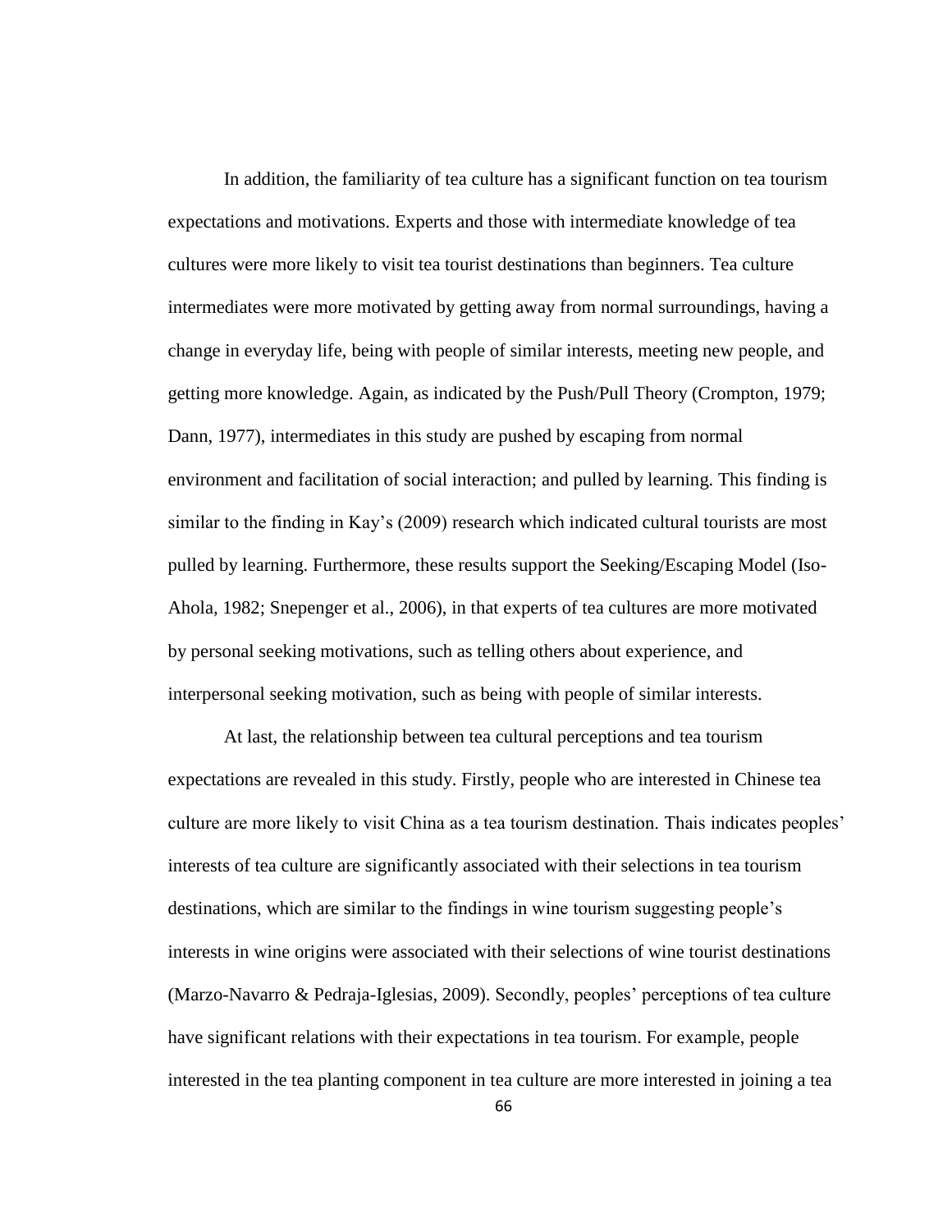In addition, the familiarity of tea culture has a significant function on tea tourism expectations and motivations. Experts and those with intermediate knowledge of tea cultures were more likely to visit tea tourist destinations than beginners. Tea culture intermediates were more motivated by getting away from normal surroundings, having a change in everyday life, being with people of similar interests, meeting new people, and getting more knowledge. Again, as indicated by the Push/Pull Theory (Crompton, 1979; Dann, 1977), intermediates in this study are pushed by escaping from normal environment and facilitation of social interaction; and pulled by learning. This finding is similar to the finding in Kay's (2009) research which indicated cultural tourists are most pulled by learning. Furthermore, these results support the Seeking/Escaping Model (Iso-Ahola, 1982; Snepenger et al., 2006), in that experts of tea cultures are more motivated by personal seeking motivations, such as telling others about experience, and interpersonal seeking motivation, such as being with people of similar interests.

At last, the relationship between tea cultural perceptions and tea tourism expectations are revealed in this study. Firstly, people who are interested in Chinese tea culture are more likely to visit China as a tea tourism destination. Thais indicates peoples' interests of tea culture are significantly associated with their selections in tea tourism destinations, which are similar to the findings in wine tourism suggesting people's interests in wine origins were associated with their selections of wine tourist destinations (Marzo-Navarro & Pedraja-Iglesias, 2009). Secondly, peoples' perceptions of tea culture have significant relations with their expectations in tea tourism. For example, people interested in the tea planting component in tea culture are more interested in joining a tea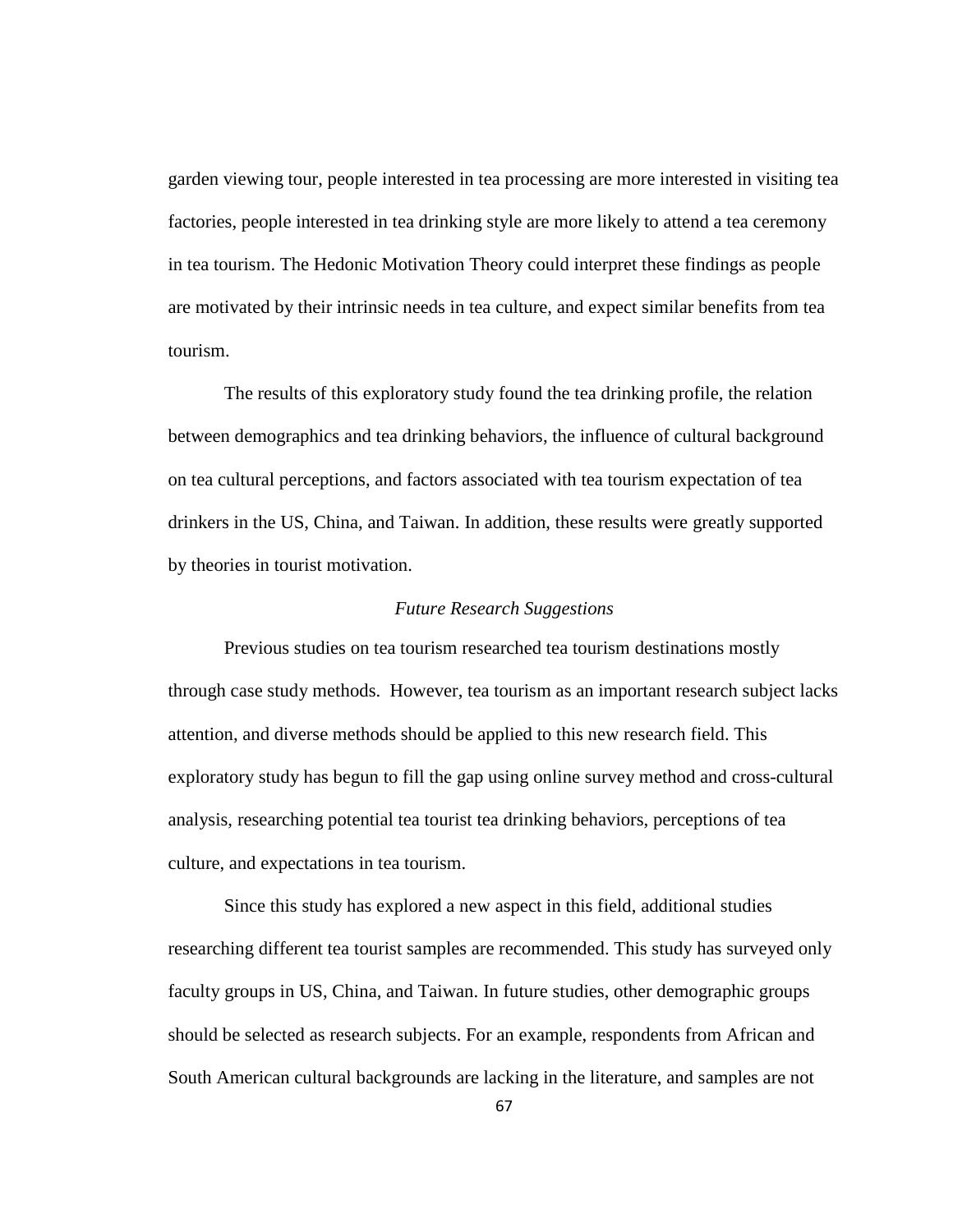garden viewing tour, people interested in tea processing are more interested in visiting tea factories, people interested in tea drinking style are more likely to attend a tea ceremony in tea tourism. The Hedonic Motivation Theory could interpret these findings as people are motivated by their intrinsic needs in tea culture, and expect similar benefits from tea tourism.

The results of this exploratory study found the tea drinking profile, the relation between demographics and tea drinking behaviors, the influence of cultural background on tea cultural perceptions, and factors associated with tea tourism expectation of tea drinkers in the US, China, and Taiwan. In addition, these results were greatly supported by theories in tourist motivation.

### *Future Research Suggestions*

Previous studies on tea tourism researched tea tourism destinations mostly through case study methods. However, tea tourism as an important research subject lacks attention, and diverse methods should be applied to this new research field. This exploratory study has begun to fill the gap using online survey method and cross-cultural analysis, researching potential tea tourist tea drinking behaviors, perceptions of tea culture, and expectations in tea tourism.

Since this study has explored a new aspect in this field, additional studies researching different tea tourist samples are recommended. This study has surveyed only faculty groups in US, China, and Taiwan. In future studies, other demographic groups should be selected as research subjects. For an example, respondents from African and South American cultural backgrounds are lacking in the literature, and samples are not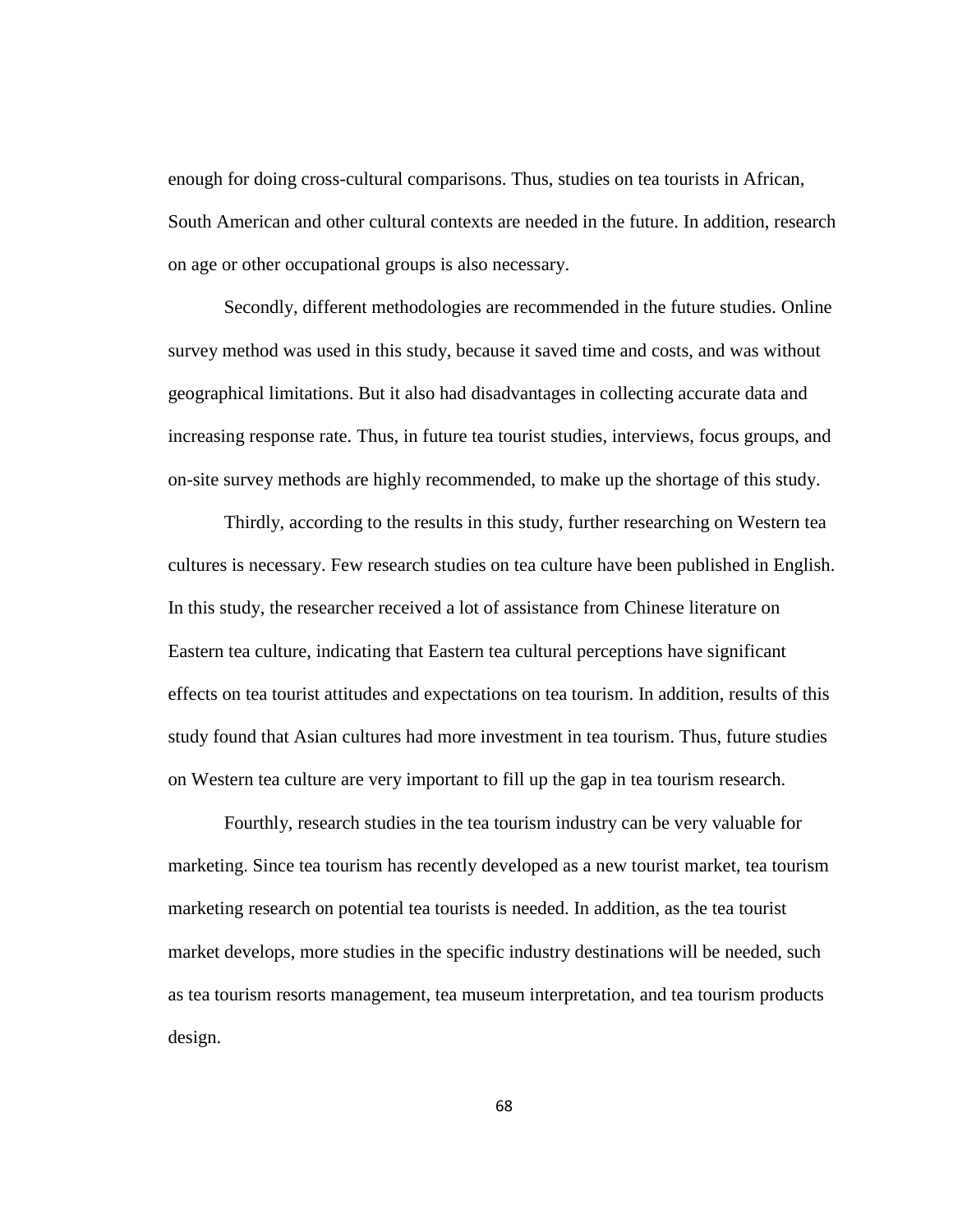enough for doing cross-cultural comparisons. Thus, studies on tea tourists in African, South American and other cultural contexts are needed in the future. In addition, research on age or other occupational groups is also necessary.

Secondly, different methodologies are recommended in the future studies. Online survey method was used in this study, because it saved time and costs, and was without geographical limitations. But it also had disadvantages in collecting accurate data and increasing response rate. Thus, in future tea tourist studies, interviews, focus groups, and on-site survey methods are highly recommended, to make up the shortage of this study.

Thirdly, according to the results in this study, further researching on Western tea cultures is necessary. Few research studies on tea culture have been published in English. In this study, the researcher received a lot of assistance from Chinese literature on Eastern tea culture, indicating that Eastern tea cultural perceptions have significant effects on tea tourist attitudes and expectations on tea tourism. In addition, results of this study found that Asian cultures had more investment in tea tourism. Thus, future studies on Western tea culture are very important to fill up the gap in tea tourism research.

Fourthly, research studies in the tea tourism industry can be very valuable for marketing. Since tea tourism has recently developed as a new tourist market, tea tourism marketing research on potential tea tourists is needed. In addition, as the tea tourist market develops, more studies in the specific industry destinations will be needed, such as tea tourism resorts management, tea museum interpretation, and tea tourism products design.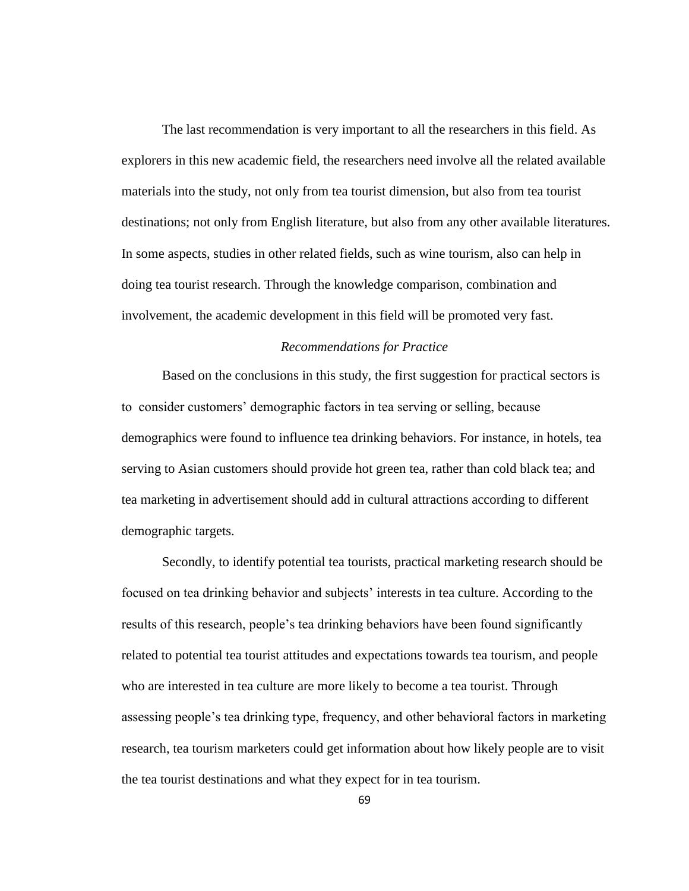The last recommendation is very important to all the researchers in this field. As explorers in this new academic field, the researchers need involve all the related available materials into the study, not only from tea tourist dimension, but also from tea tourist destinations; not only from English literature, but also from any other available literatures. In some aspects, studies in other related fields, such as wine tourism, also can help in doing tea tourist research. Through the knowledge comparison, combination and involvement, the academic development in this field will be promoted very fast.

### *Recommendations for Practice*

Based on the conclusions in this study, the first suggestion for practical sectors is to consider customers' demographic factors in tea serving or selling, because demographics were found to influence tea drinking behaviors. For instance, in hotels, tea serving to Asian customers should provide hot green tea, rather than cold black tea; and tea marketing in advertisement should add in cultural attractions according to different demographic targets.

Secondly, to identify potential tea tourists, practical marketing research should be focused on tea drinking behavior and subjects' interests in tea culture. According to the results of this research, people's tea drinking behaviors have been found significantly related to potential tea tourist attitudes and expectations towards tea tourism, and people who are interested in tea culture are more likely to become a tea tourist. Through assessing people's tea drinking type, frequency, and other behavioral factors in marketing research, tea tourism marketers could get information about how likely people are to visit the tea tourist destinations and what they expect for in tea tourism.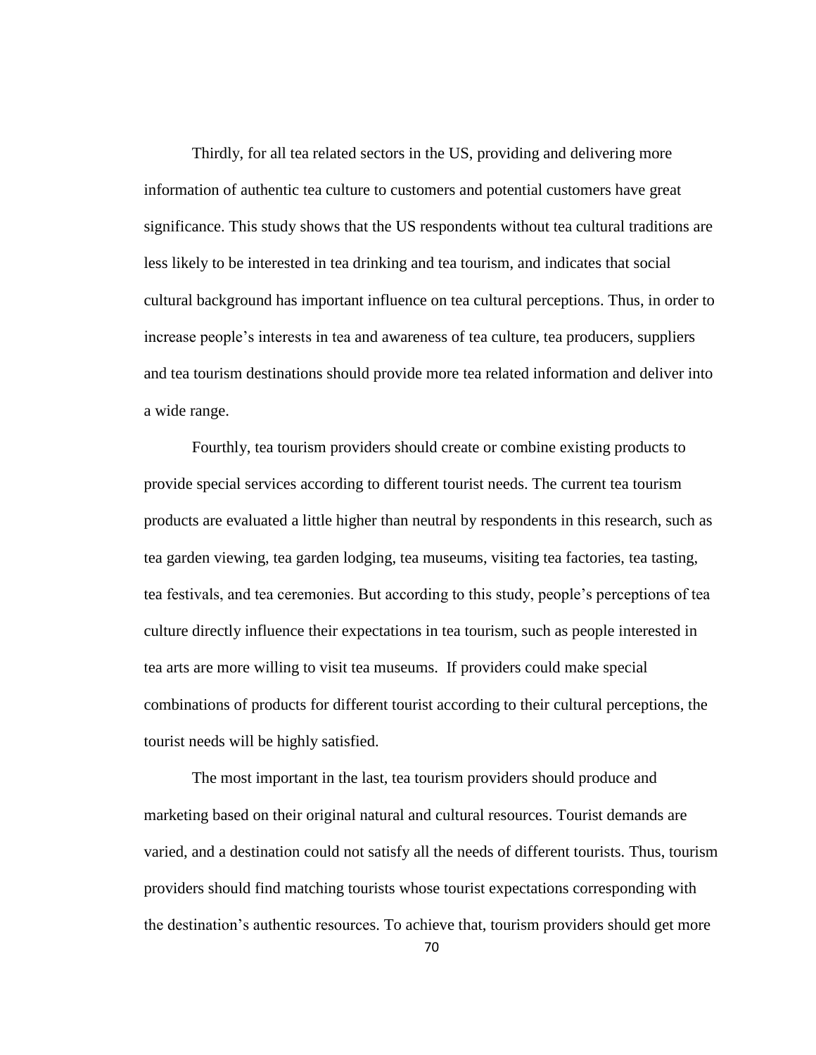Thirdly, for all tea related sectors in the US, providing and delivering more information of authentic tea culture to customers and potential customers have great significance. This study shows that the US respondents without tea cultural traditions are less likely to be interested in tea drinking and tea tourism, and indicates that social cultural background has important influence on tea cultural perceptions. Thus, in order to increase people's interests in tea and awareness of tea culture, tea producers, suppliers and tea tourism destinations should provide more tea related information and deliver into a wide range.

Fourthly, tea tourism providers should create or combine existing products to provide special services according to different tourist needs. The current tea tourism products are evaluated a little higher than neutral by respondents in this research, such as tea garden viewing, tea garden lodging, tea museums, visiting tea factories, tea tasting, tea festivals, and tea ceremonies. But according to this study, people's perceptions of tea culture directly influence their expectations in tea tourism, such as people interested in tea arts are more willing to visit tea museums.  If providers could make special combinations of products for different tourist according to their cultural perceptions, the tourist needs will be highly satisfied.

The most important in the last, tea tourism providers should produce and marketing based on their original natural and cultural resources. Tourist demands are varied, and a destination could not satisfy all the needs of different tourists. Thus, tourism providers should find matching tourists whose tourist expectations corresponding with the destination's authentic resources. To achieve that, tourism providers should get more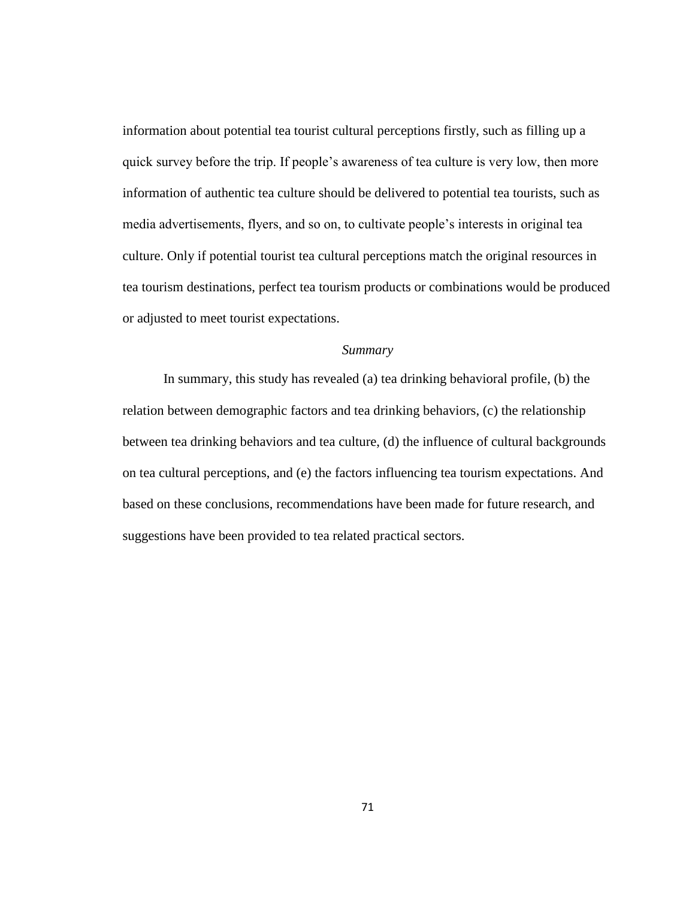information about potential tea tourist cultural perceptions firstly, such as filling up a quick survey before the trip. If people's awareness of tea culture is very low, then more information of authentic tea culture should be delivered to potential tea tourists, such as media advertisements, flyers, and so on, to cultivate people's interests in original tea culture. Only if potential tourist tea cultural perceptions match the original resources in tea tourism destinations, perfect tea tourism products or combinations would be produced or adjusted to meet tourist expectations.

### *Summary*

In summary, this study has revealed (a) tea drinking behavioral profile, (b) the relation between demographic factors and tea drinking behaviors, (c) the relationship between tea drinking behaviors and tea culture, (d) the influence of cultural backgrounds on tea cultural perceptions, and (e) the factors influencing tea tourism expectations. And based on these conclusions, recommendations have been made for future research, and suggestions have been provided to tea related practical sectors.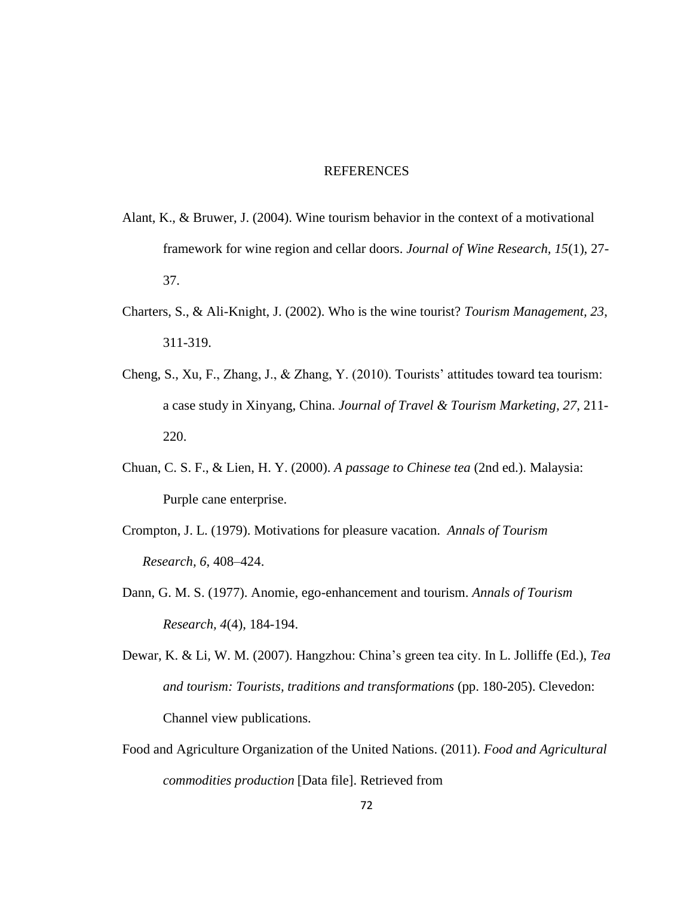# REFERENCES

Alant, K., & Bruwer, J. (2004). Wine tourism behavior in the context of a motivational framework for wine region and cellar doors. *Journal of Wine Research, 15*(1), 27-37.

Charters, S., & Ali-Knight, J. (2002). Who is the wine tourist? *Tourism Management, 23*, 311-319.

Cheng, S., Xu, F., Zhang, J., & Zhang, Y. (2010). Tourists' attitudes toward tea tourism: a case study in Xinyang, China. *Journal of Travel & Tourism Marketing, 27*, 211-220.

Chuan, C. S. F., & Lien, H. Y. (2000). *A passage to Chinese tea* (2nd ed.). Malaysia: Purple cane enterprise.

Crompton, J. L. (1979). Motivations for pleasure vacation. *Annals of Tourism Research, 6*, 408–424.

Dann, G. M. S. (1977). Anomie, ego-enhancement and tourism. *Annals of Tourism Research, 4*(4), 184-194.

Dewar, K. & Li, W. M. (2007). Hangzhou: China's green tea city. In L. Jolliffe (Ed.), *Tea and tourism: Tourists, traditions and transformations* (pp. 180-205). Clevedon: Channel view publications.

Food and Agriculture Organization of the United Nations. (2011). *Food and Agricultural commodities production* [Data file]. Retrieved from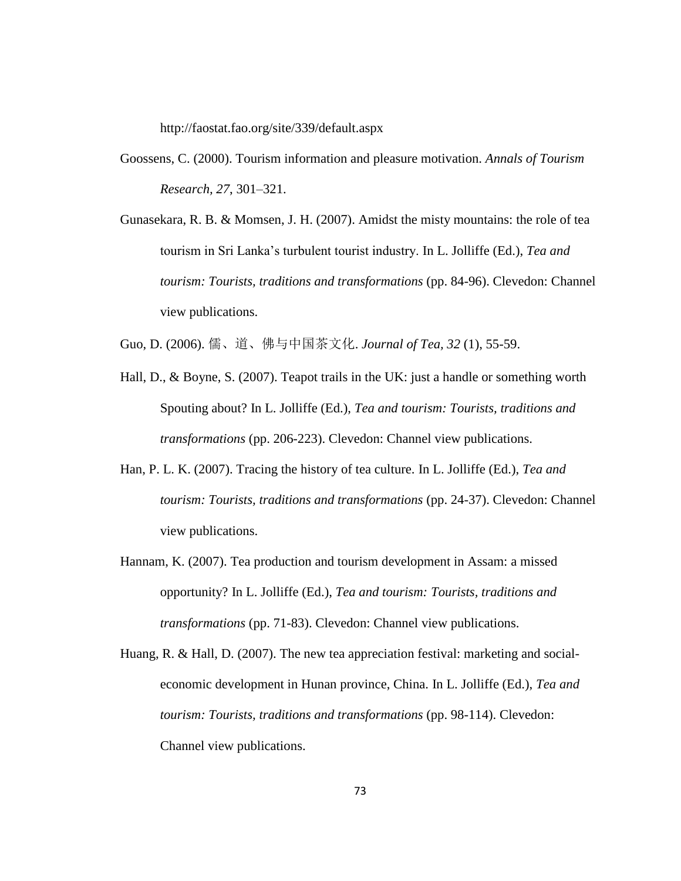http://faostat.fao.org/site/339/default.aspx

Goossens, C. (2000). Tourism information and pleasure motivation. *Annals of Tourism Research, 27*, 301–321.

Gunasekara, R. B. & Momsen, J. H. (2007). Amidst the misty mountains: the role of tea tourism in Sri Lanka's turbulent tourist industry. In L. Jolliffe (Ed.), *Tea and tourism: Tourists, traditions and transformations* (pp. 84-96). Clevedon: Channel view publications.

Guo, D. (2006). 儒、道、佛与中国茶文化. *Journal of Tea, 32* (1), 55-59.

Hall, D., & Boyne, S. (2007). Teapot trails in the UK: just a handle or something worth Spouting about? In L. Jolliffe (Ed.), *Tea and tourism: Tourists, traditions and transformations* (pp. 206-223). Clevedon: Channel view publications.

Han, P. L. K. (2007). Tracing the history of tea culture. In L. Jolliffe (Ed.), *Tea and tourism: Tourists, traditions and transformations* (pp. 24-37). Clevedon: Channel view publications.

Hannam, K. (2007). Tea production and tourism development in Assam: a missed opportunity? In L. Jolliffe (Ed.), *Tea and tourism: Tourists, traditions and transformations* (pp. 71-83). Clevedon: Channel view publications.

Huang, R. & Hall, D. (2007). The new tea appreciation festival: marketing and social-economic development in Hunan province, China. In L. Jolliffe (Ed.), *Tea and tourism: Tourists, traditions and transformations* (pp. 98-114). Clevedon: Channel view publications.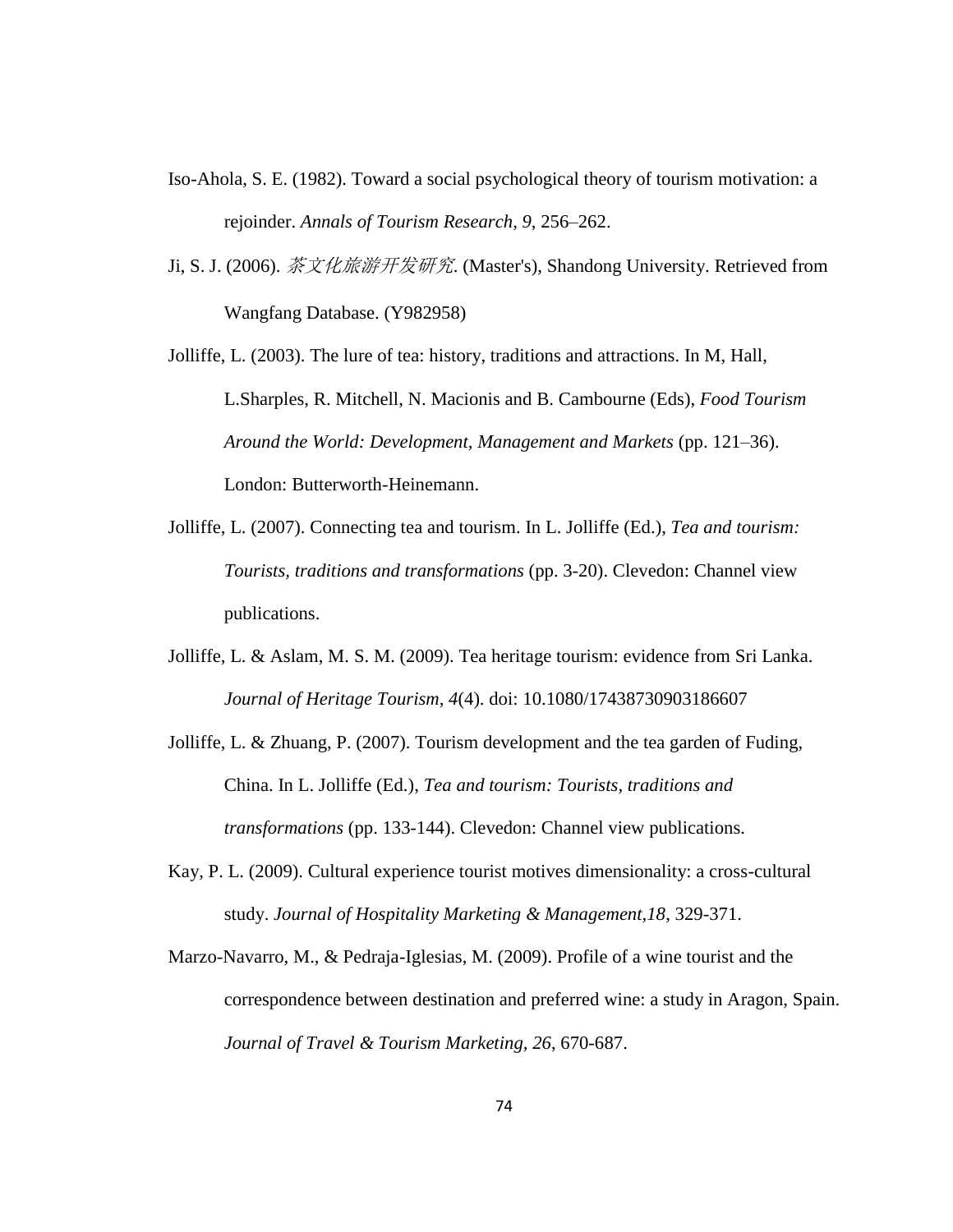Iso-Ahola, S. E. (1982). Toward a social psychological theory of tourism motivation: a rejoinder. *Annals of Tourism Research, 9*, 256–262.

Ji, S. J. (2006). *茶文化旅游开发研究*. (Master's), Shandong University. Retrieved from Wangfang Database. (Y982958)

Jolliffe, L. (2003). The lure of tea: history, traditions and attractions. In M, Hall, L.Sharples, R. Mitchell, N. Macionis and B. Cambourne (Eds), *Food Tourism Around the World: Development, Management and Markets* (pp. 121–36). London: Butterworth-Heinemann.

Jolliffe, L. (2007). Connecting tea and tourism. In L. Jolliffe (Ed.), *Tea and tourism: Tourists, traditions and transformations* (pp. 3-20). Clevedon: Channel view publications.

Jolliffe, L. & Aslam, M. S. M. (2009). Tea heritage tourism: evidence from Sri Lanka. *Journal of Heritage Tourism, 4*(4). doi: 10.1080/17438730903186607

Jolliffe, L. & Zhuang, P. (2007). Tourism development and the tea garden of Fuding, China. In L. Jolliffe (Ed.), *Tea and tourism: Tourists, traditions and transformations* (pp. 133-144). Clevedon: Channel view publications.

Kay, P. L. (2009). Cultural experience tourist motives dimensionality: a cross-cultural study. *Journal of Hospitality Marketing & Management,18*, 329-371.

Marzo-Navarro, M., & Pedraja-Iglesias, M. (2009). Profile of a wine tourist and the correspondence between destination and preferred wine: a study in Aragon, Spain. *Journal of Travel & Tourism Marketing, 26*, 670-687.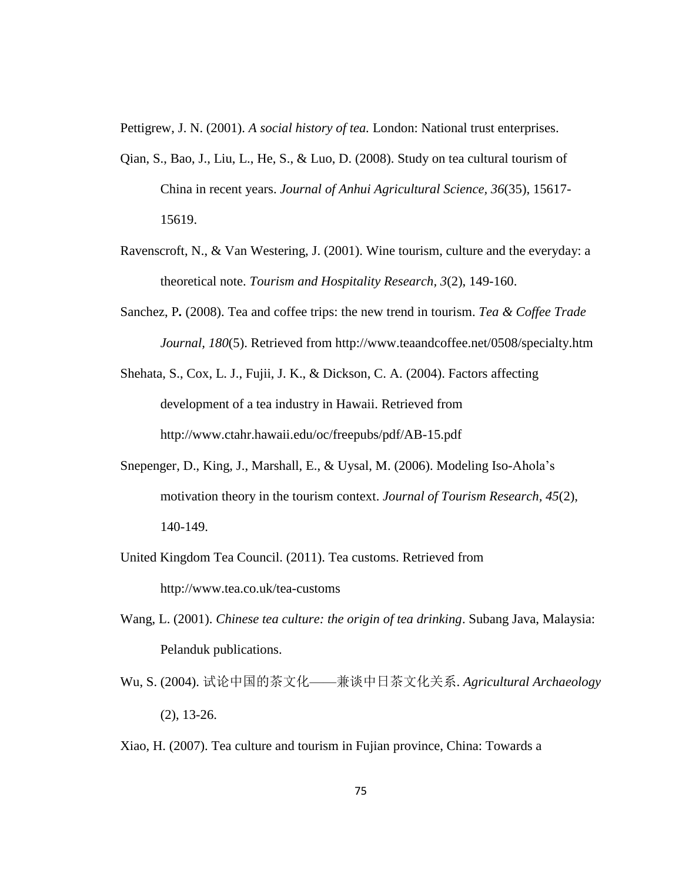Pettigrew, J. N. (2001). *A social history of tea.* London: National trust enterprises.

Qian, S., Bao, J., Liu, L., He, S., & Luo, D. (2008). Study on tea cultural tourism of China in recent years. *Journal of Anhui Agricultural Science, 36*(35), 15617-15619.

Ravenscroft, N., & Van Westering, J. (2001). Wine tourism, culture and the everyday: a theoretical note. *Tourism and Hospitality Research, 3*(2), 149-160.

Sanchez, P**.** (2008). Tea and coffee trips: the new trend in tourism. *Tea & Coffee Trade Journal, 180*(5). Retrieved from http://www.teaandcoffee.net/0508/specialty.htm

Shehata, S., Cox, L. J., Fujii, J. K., & Dickson, C. A. (2004). Factors affecting development of a tea industry in Hawaii. Retrieved from http://www.ctahr.hawaii.edu/oc/freepubs/pdf/AB-15.pdf

Snepenger, D., King, J., Marshall, E., & Uysal, M. (2006). Modeling Iso-Ahola's motivation theory in the tourism context. *Journal of Tourism Research, 45*(2), 140-149.

United Kingdom Tea Council. (2011). Tea customs. Retrieved from http://www.tea.co.uk/tea-customs

Wang, L. (2001). *Chinese tea culture: the origin of tea drinking*. Subang Java, Malaysia: Pelanduk publications.

Wu, S. (2004). 试论中国的茶文化——兼谈中日茶文化关系. *Agricultural Archaeology* (2), 13-26.

Xiao, H. (2007). Tea culture and tourism in Fujian province, China: Towards a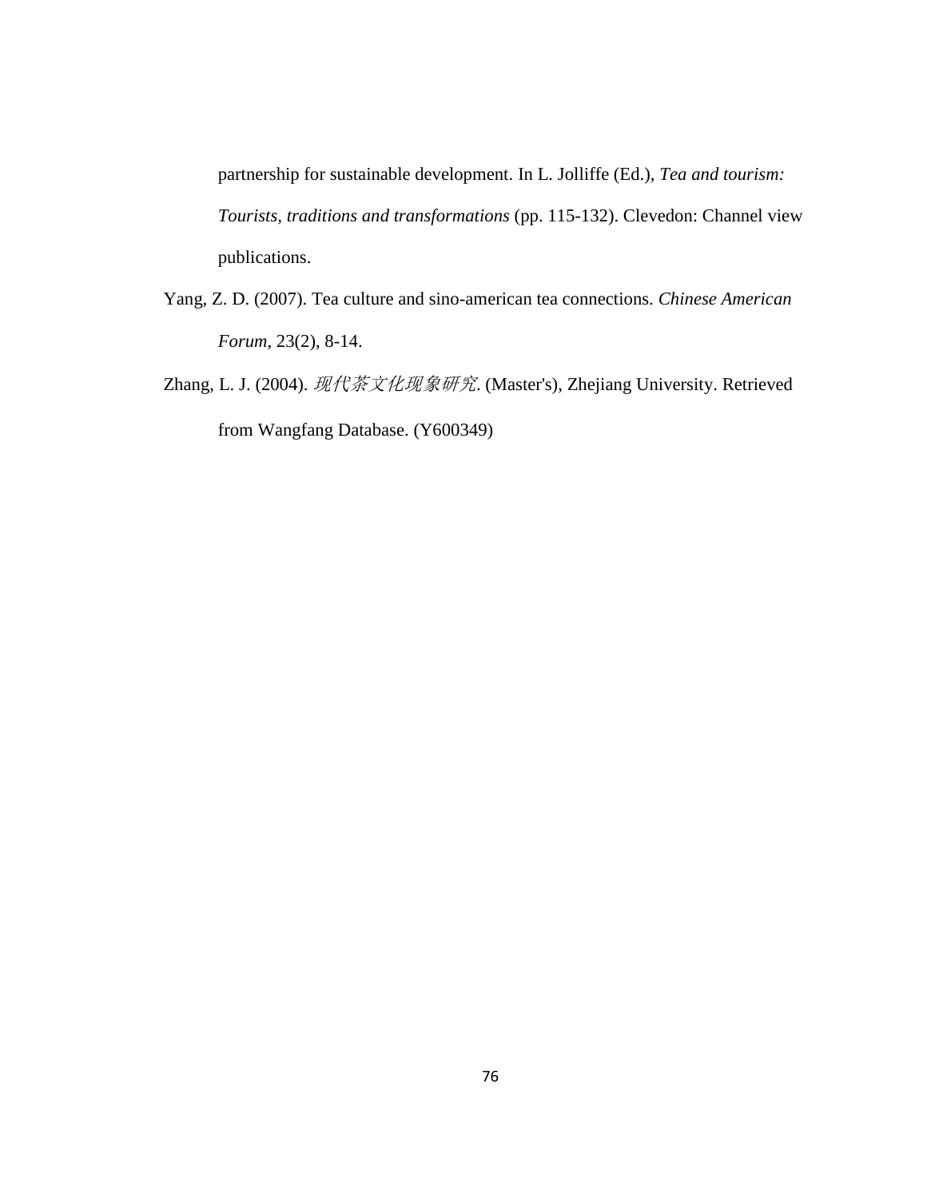partnership for sustainable development. In L. Jolliffe (Ed.), *Tea and tourism: Tourists, traditions and transformations* (pp. 115-132). Clevedon: Channel view publications.

Yang, Z. D. (2007). Tea culture and sino-american tea connections. *Chinese American Forum*, 23(2), 8-14.

Zhang, L. J. (2004). *现代茶文化现象研究*. (Master's), Zhejiang University. Retrieved from Wangfang Database. (Y600349)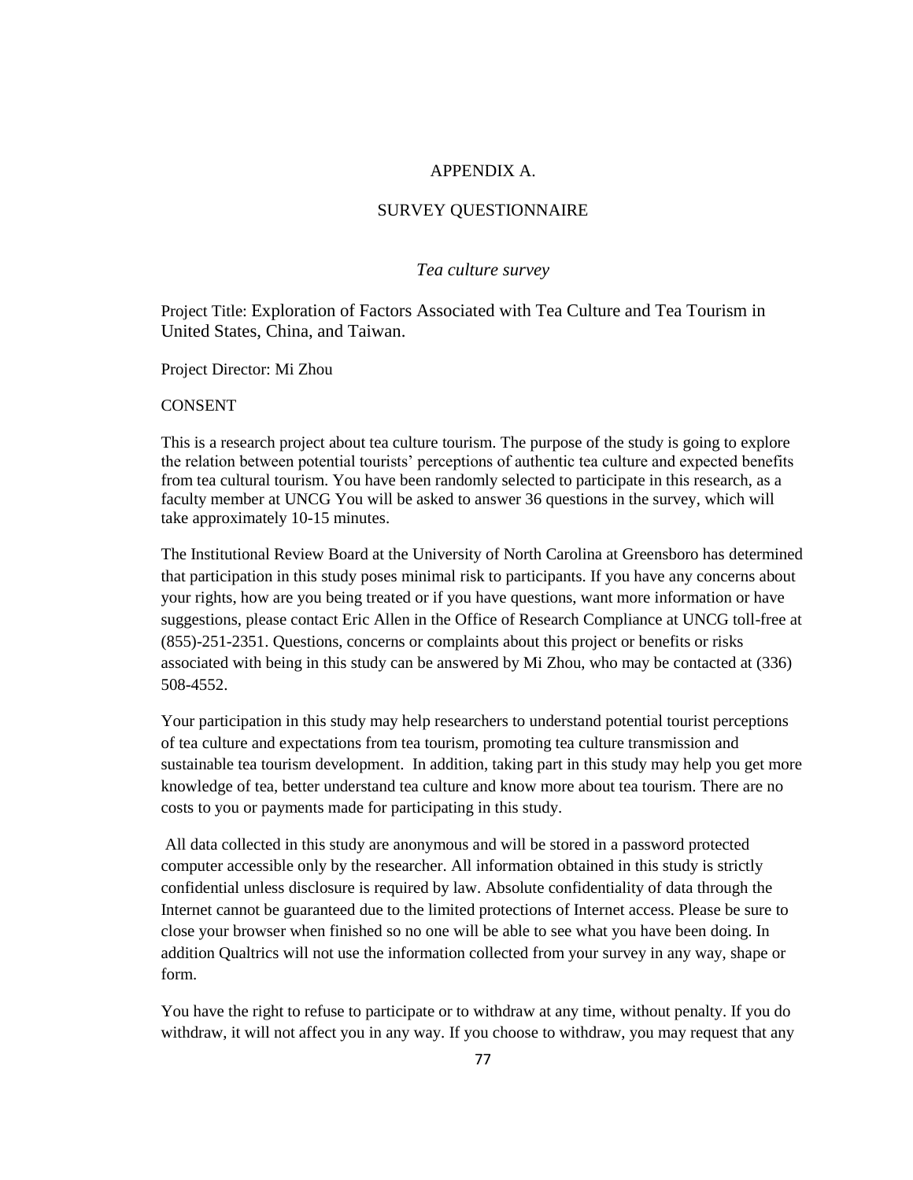# APPENDIX A.

## SURVEY QUESTIONNAIRE

*Tea culture survey*

Project Title: Exploration of Factors Associated with Tea Culture and Tea Tourism in United States, China, and Taiwan.

Project Director: Mi Zhou

CONSENT

This is a research project about tea culture tourism. The purpose of the study is going to explore the relation between potential tourists' perceptions of authentic tea culture and expected benefits from tea cultural tourism. You have been randomly selected to participate in this research, as a faculty member at UNCG You will be asked to answer 36 questions in the survey, which will take approximately 10-15 minutes.

The Institutional Review Board at the University of North Carolina at Greensboro has determined that participation in this study poses minimal risk to participants. If you have any concerns about your rights, how are you being treated or if you have questions, want more information or have suggestions, please contact Eric Allen in the Office of Research Compliance at UNCG toll-free at (855)-251-2351. Questions, concerns or complaints about this project or benefits or risks associated with being in this study can be answered by Mi Zhou, who may be contacted at (336) 508-4552.

Your participation in this study may help researchers to understand potential tourist perceptions of tea culture and expectations from tea tourism, promoting tea culture transmission and sustainable tea tourism development. In addition, taking part in this study may help you get more knowledge of tea, better understand tea culture and know more about tea tourism. There are no costs to you or payments made for participating in this study.

All data collected in this study are anonymous and will be stored in a password protected computer accessible only by the researcher. All information obtained in this study is strictly confidential unless disclosure is required by law. Absolute confidentiality of data through the Internet cannot be guaranteed due to the limited protections of Internet access. Please be sure to close your browser when finished so no one will be able to see what you have been doing. In addition Qualtrics will not use the information collected from your survey in any way, shape or form.

You have the right to refuse to participate or to withdraw at any time, without penalty. If you do withdraw, it will not affect you in any way. If you choose to withdraw, you may request that any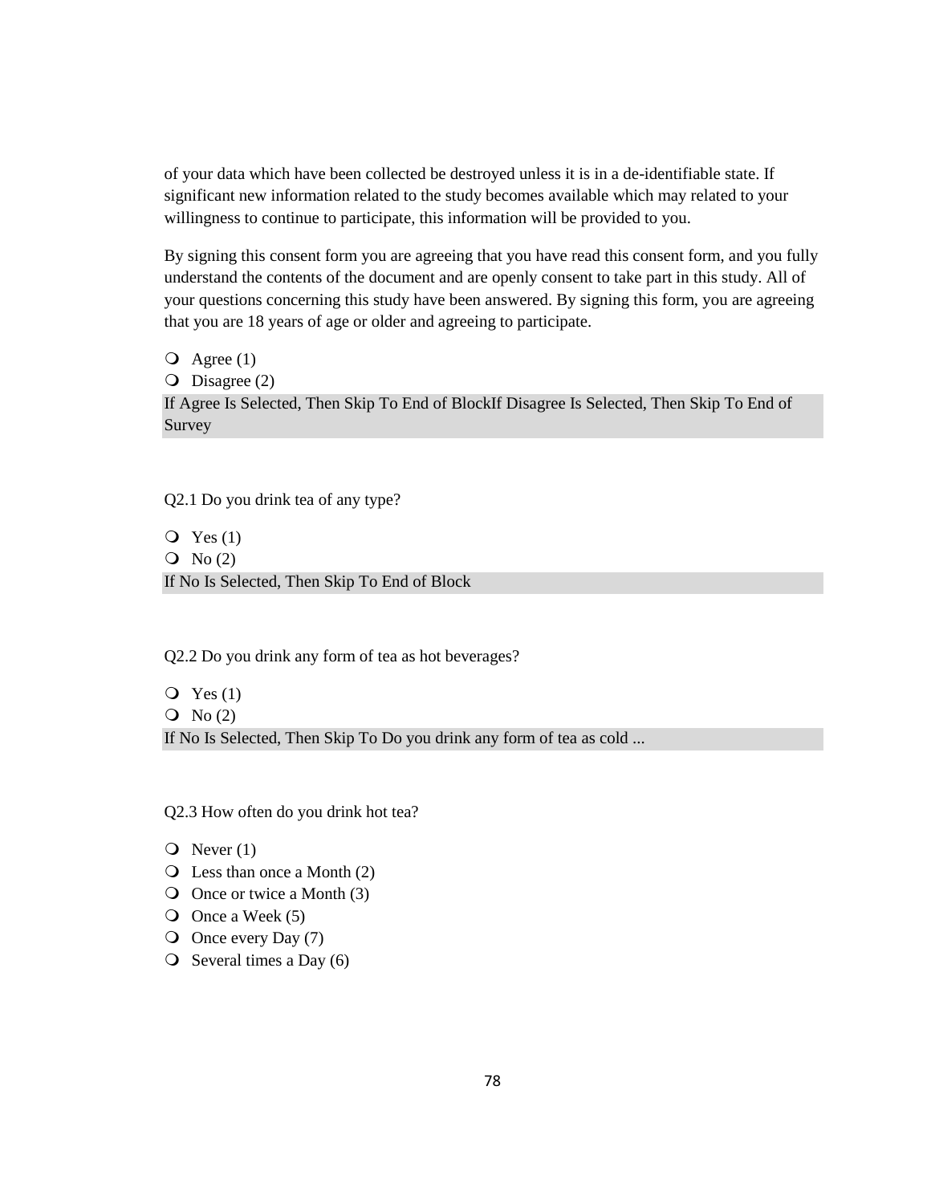of your data which have been collected be destroyed unless it is in a de-identifiable state. If significant new information related to the study becomes available which may related to your willingness to continue to participate, this information will be provided to you.

By signing this consent form you are agreeing that you have read this consent form, and you fully understand the contents of the document and are openly consent to take part in this study. All of your questions concerning this study have been answered. By signing this form, you are agreeing that you are 18 years of age or older and agreeing to participate.

- Agree (1)
- Disagree (2)

If Agree Is Selected, Then Skip To End of BlockIf Disagree Is Selected, Then Skip To End of Survey

Q2.1 Do you drink tea of any type?

- Yes (1)
- No (2)

If No Is Selected, Then Skip To End of Block

Q2.2 Do you drink any form of tea as hot beverages?

- Yes (1)
- No (2)

If No Is Selected, Then Skip To Do you drink any form of tea as cold ...

Q2.3 How often do you drink hot tea?

- Never (1)
- Less than once a Month (2)
- Once or twice a Month (3)
- Once a Week (5)
- Once every Day (7)
- Several times a Day (6)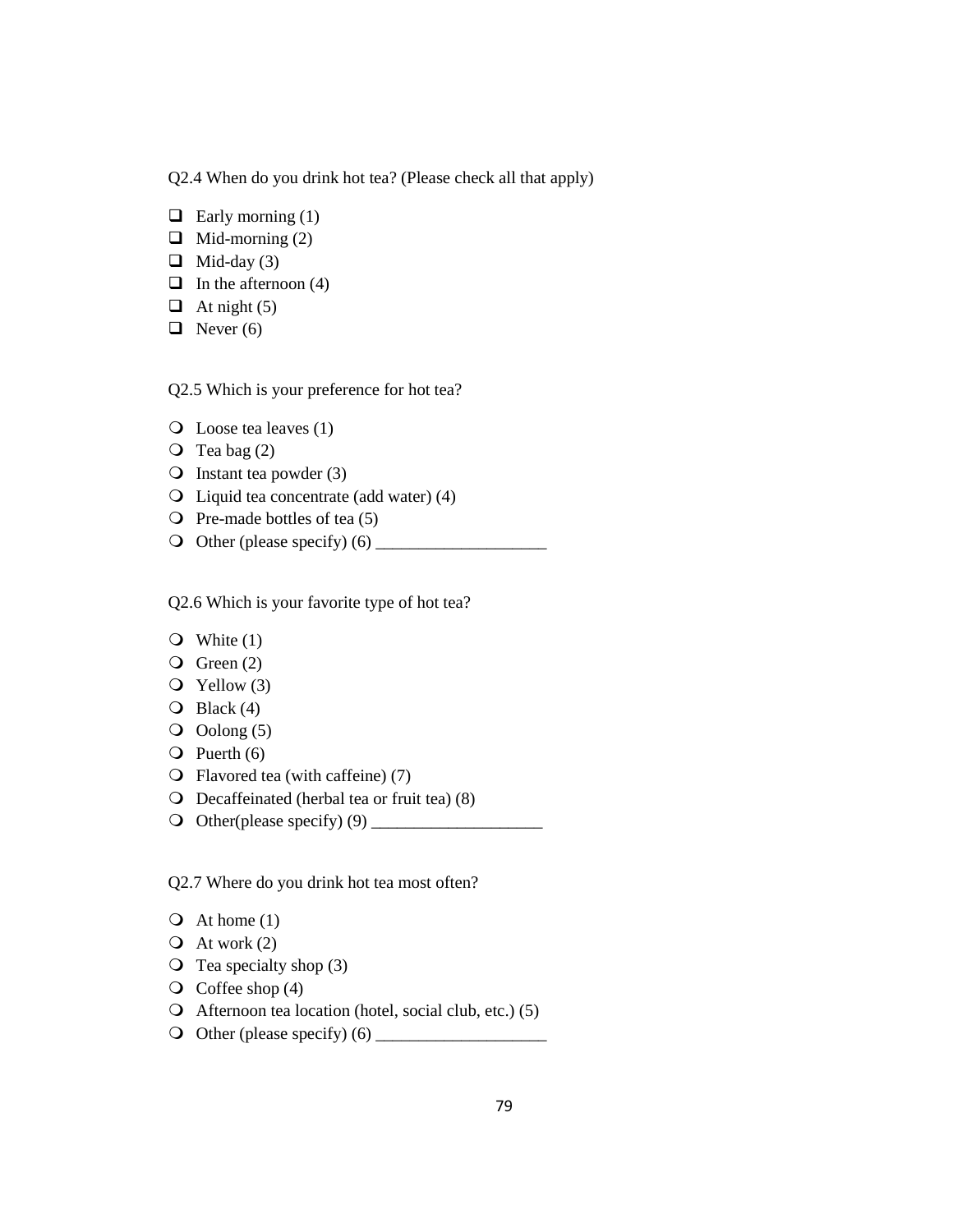Q2.4 When do you drink hot tea? (Please check all that apply)

- ❑ Early morning (1)
- ❑ Mid-morning (2)
- ❑ Mid-day (3)
- ❑ In the afternoon (4)
- ❑ At night (5)
- ❑ Never (6)

Q2.5 Which is your preference for hot tea?

- ❍ Loose tea leaves (1)
- ❍ Tea bag (2)
- ❍ Instant tea powder (3)
- ❍ Liquid tea concentrate (add water) (4)
- ❍ Pre-made bottles of tea (5)
- ❍ Other (please specify) (6) ____________________

Q2.6 Which is your favorite type of hot tea?

- ❍ White (1)
- ❍ Green (2)
- ❍ Yellow (3)
- ❍ Black (4)
- ❍ Oolong (5)
- ❍ Puerth (6)
- ❍ Flavored tea (with caffeine) (7)
- ❍ Decaffeinated (herbal tea or fruit tea) (8)
- ❍ Other(please specify) (9) ____________________

Q2.7 Where do you drink hot tea most often?

- ❍ At home (1)
- ❍ At work (2)
- ❍ Tea specialty shop (3)
- ❍ Coffee shop (4)
- ❍ Afternoon tea location (hotel, social club, etc.) (5)
- ❍ Other (please specify) (6) ____________________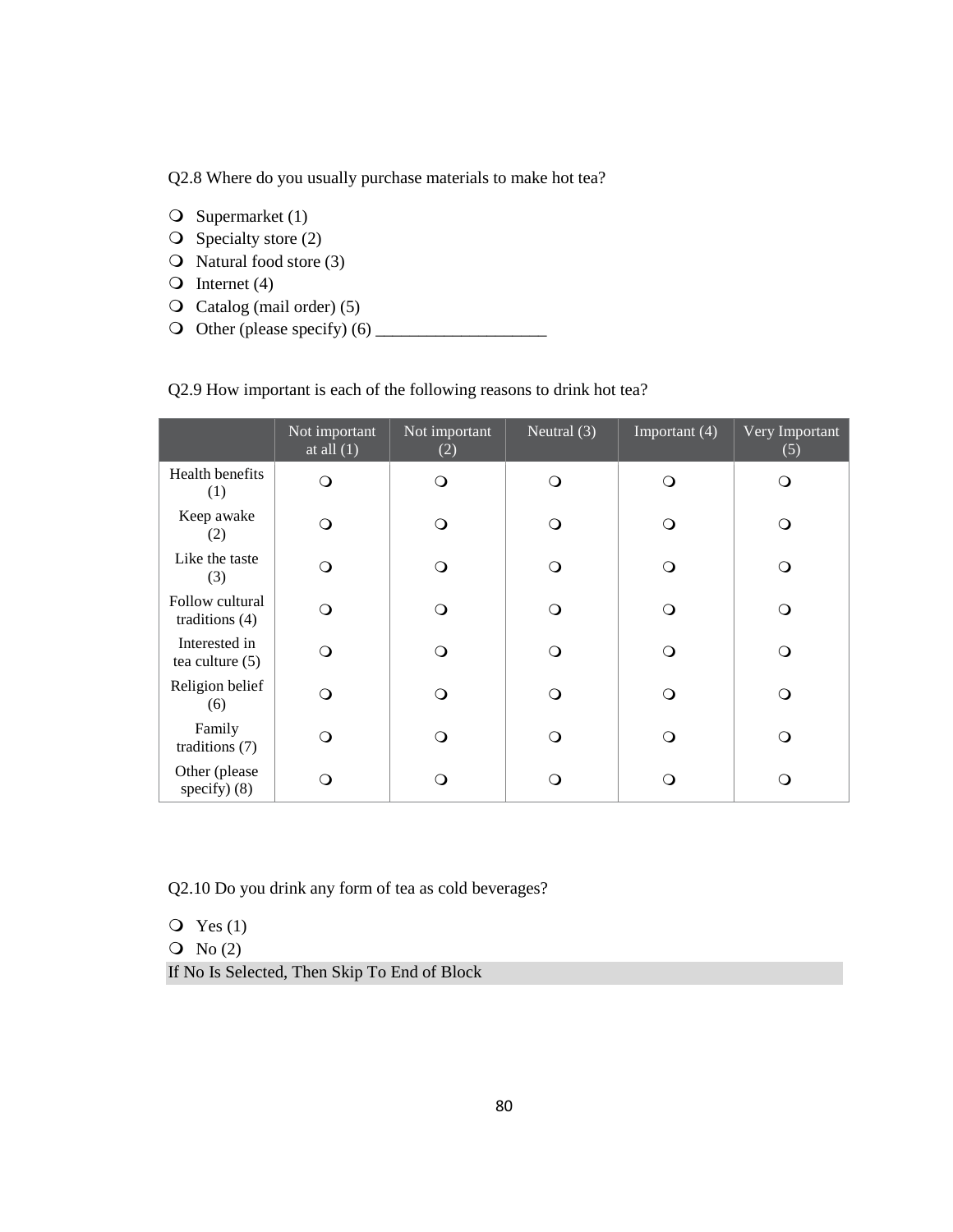Q2.8 Where do you usually purchase materials to make hot tea?

- Supermarket (1)
- Specialty store (2)
- Natural food store (3)
- Internet (4)
- Catalog (mail order) (5)
- Other (please specify) (6) ____________________

Q2.9 How important is each of the following reasons to drink hot tea?

| | Not important at all (1) | Not important (2) | Neutral (3) | Important (4) | Very Important (5) |
|---|---|---|---|---|---|
| Health benefits (1) | ❍ | ❍ | ❍ | ❍ | ❍ |
| Keep awake (2) | ❍ | ❍ | ❍ | ❍ | ❍ |
| Like the taste (3) | ❍ | ❍ | ❍ | ❍ | ❍ |
| Follow cultural traditions (4) | ❍ | ❍ | ❍ | ❍ | ❍ |
| Interested in tea culture (5) | ❍ | ❍ | ❍ | ❍ | ❍ |
| Religion belief (6) | ❍ | ❍ | ❍ | ❍ | ❍ |
| Family traditions (7) | ❍ | ❍ | ❍ | ❍ | ❍ |
| Other (please specify) (8) | ❍ | ❍ | ❍ | ❍ | ❍ |

Q2.10 Do you drink any form of tea as cold beverages?

- Yes (1)
- No (2)

If No Is Selected, Then Skip To End of Block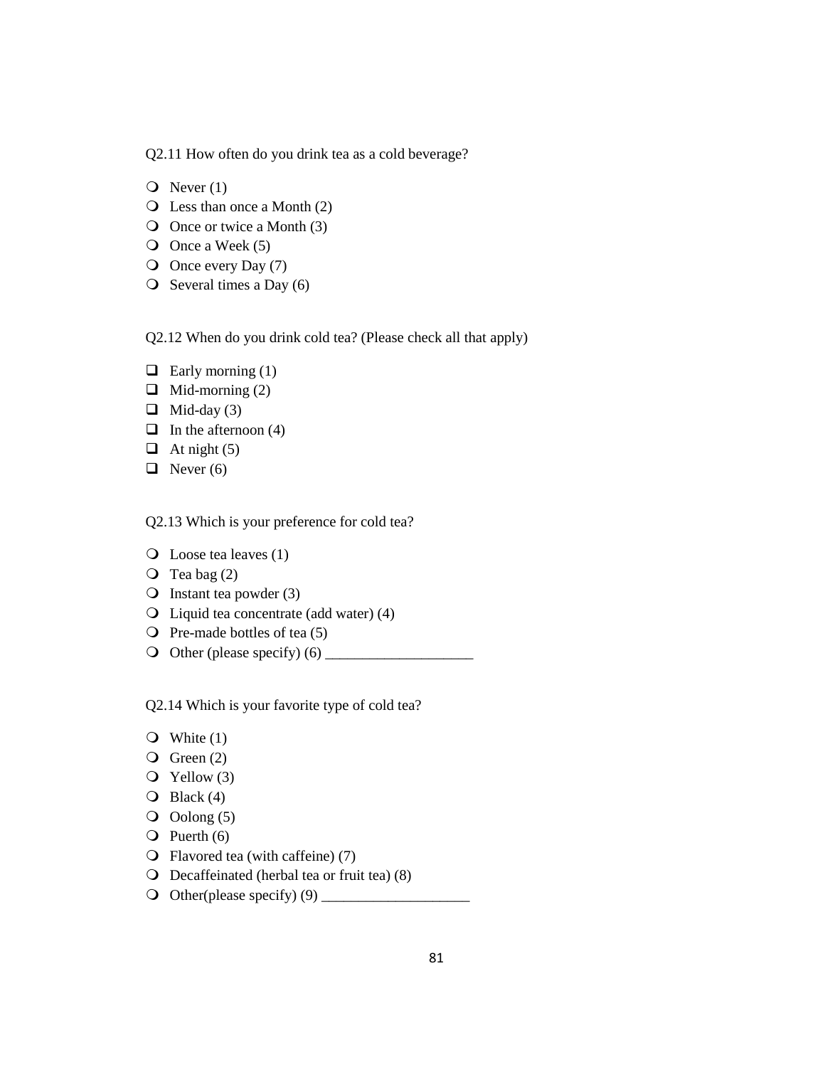Q2.11 How often do you drink tea as a cold beverage?

- Never (1)
- Less than once a Month (2)
- Once or twice a Month (3)
- Once a Week (5)
- Once every Day (7)
- Several times a Day (6)

Q2.12 When do you drink cold tea? (Please check all that apply)

- Early morning (1)
- Mid-morning (2)
- Mid-day (3)
- In the afternoon (4)
- At night (5)
- Never (6)

Q2.13 Which is your preference for cold tea?

- Loose tea leaves (1)
- Tea bag (2)
- Instant tea powder (3)
- Liquid tea concentrate (add water) (4)
- Pre-made bottles of tea (5)
- Other (please specify) (6) ____________________

Q2.14 Which is your favorite type of cold tea?

- White (1)
- Green (2)
- Yellow (3)
- Black (4)
- Oolong (5)
- Puerth (6)
- Flavored tea (with caffeine) (7)
- Decaffeinated (herbal tea or fruit tea) (8)
- Other(please specify) (9) ____________________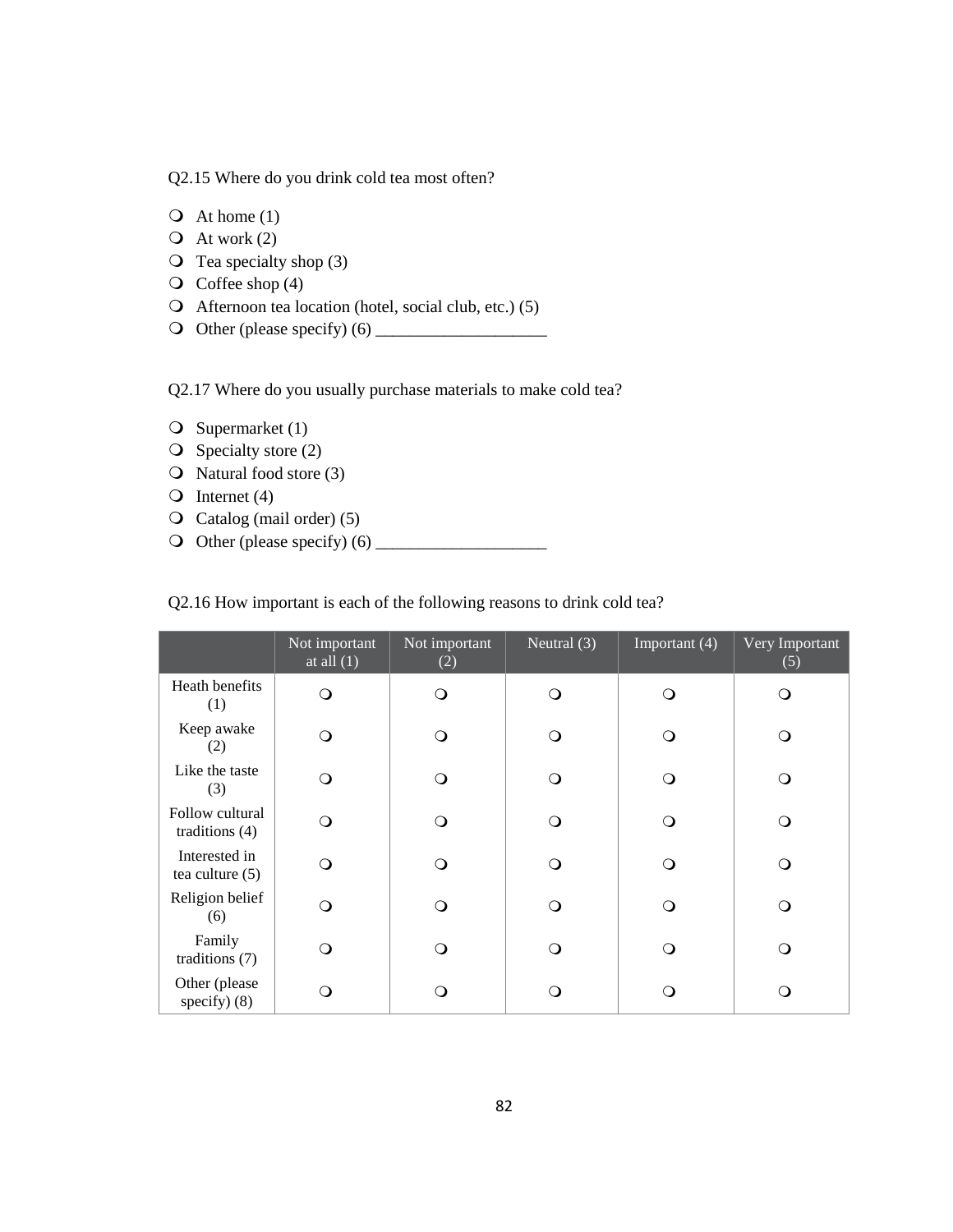Q2.15 Where do you drink cold tea most often?

- ❍ At home (1)
- ❍ At work (2)
- ❍ Tea specialty shop (3)
- ❍ Coffee shop (4)
- ❍ Afternoon tea location (hotel, social club, etc.) (5)
- ❍ Other (please specify) (6) ____________________

Q2.17 Where do you usually purchase materials to make cold tea?

- ❍ Supermarket (1)
- ❍ Specialty store (2)
- ❍ Natural food store (3)
- ❍ Internet (4)
- ❍ Catalog (mail order) (5)
- ❍ Other (please specify) (6) ____________________

Q2.16 How important is each of the following reasons to drink cold tea?

| | Not important at all (1) | Not important (2) | Neutral (3) | Important (4) | Very Important (5) |
|---|---|---|---|---|---|
| Heath benefits (1) | ❍ | ❍ | ❍ | ❍ | ❍ |
| Keep awake (2) | ❍ | ❍ | ❍ | ❍ | ❍ |
| Like the taste (3) | ❍ | ❍ | ❍ | ❍ | ❍ |
| Follow cultural traditions (4) | ❍ | ❍ | ❍ | ❍ | ❍ |
| Interested in tea culture (5) | ❍ | ❍ | ❍ | ❍ | ❍ |
| Religion belief (6) | ❍ | ❍ | ❍ | ❍ | ❍ |
| Family traditions (7) | ❍ | ❍ | ❍ | ❍ | ❍ |
| Other (please specify) (8) | ❍ | ❍ | ❍ | ❍ | ❍ |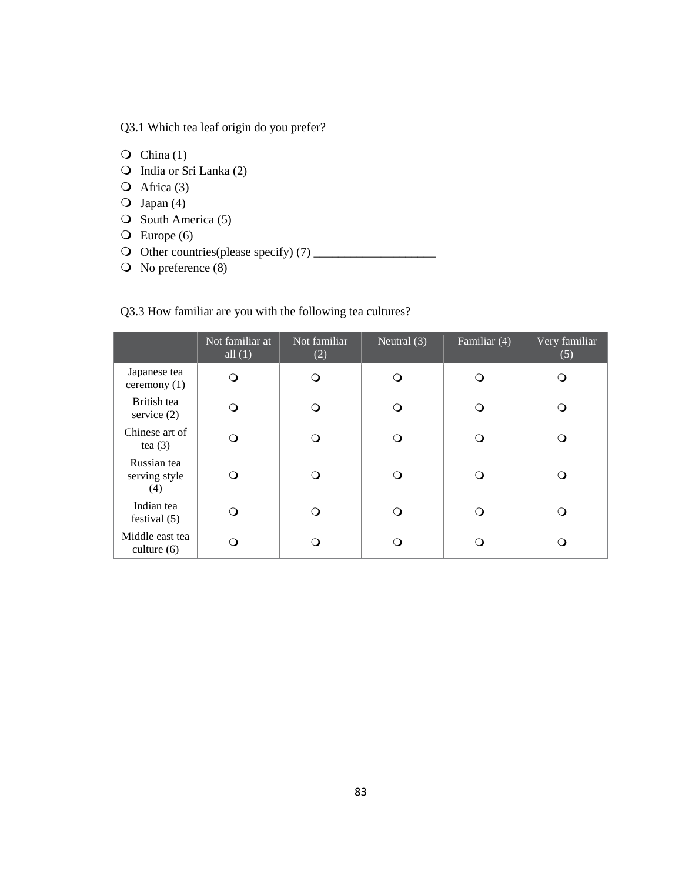Q3.1 Which tea leaf origin do you prefer?

- China (1)
- India or Sri Lanka (2)
- Africa (3)
- Japan (4)
- South America (5)
- Europe (6)
- Other countries(please specify) (7) ____________________
- No preference (8)

Q3.3 How familiar are you with the following tea cultures?

| | Not familiar at all (1) | Not familiar (2) | Neutral (3) | Familiar (4) | Very familiar (5) |
|---|---|---|---|---|---|
| Japanese tea ceremony (1) | ❍ | ❍ | ❍ | ❍ | ❍ |
| British tea service (2) | ❍ | ❍ | ❍ | ❍ | ❍ |
| Chinese art of tea (3) | ❍ | ❍ | ❍ | ❍ | ❍ |
| Russian tea serving style (4) | ❍ | ❍ | ❍ | ❍ | ❍ |
| Indian tea festival (5) | ❍ | ❍ | ❍ | ❍ | ❍ |
| Middle east tea culture (6) | ❍ | ❍ | ❍ | ❍ | ❍ |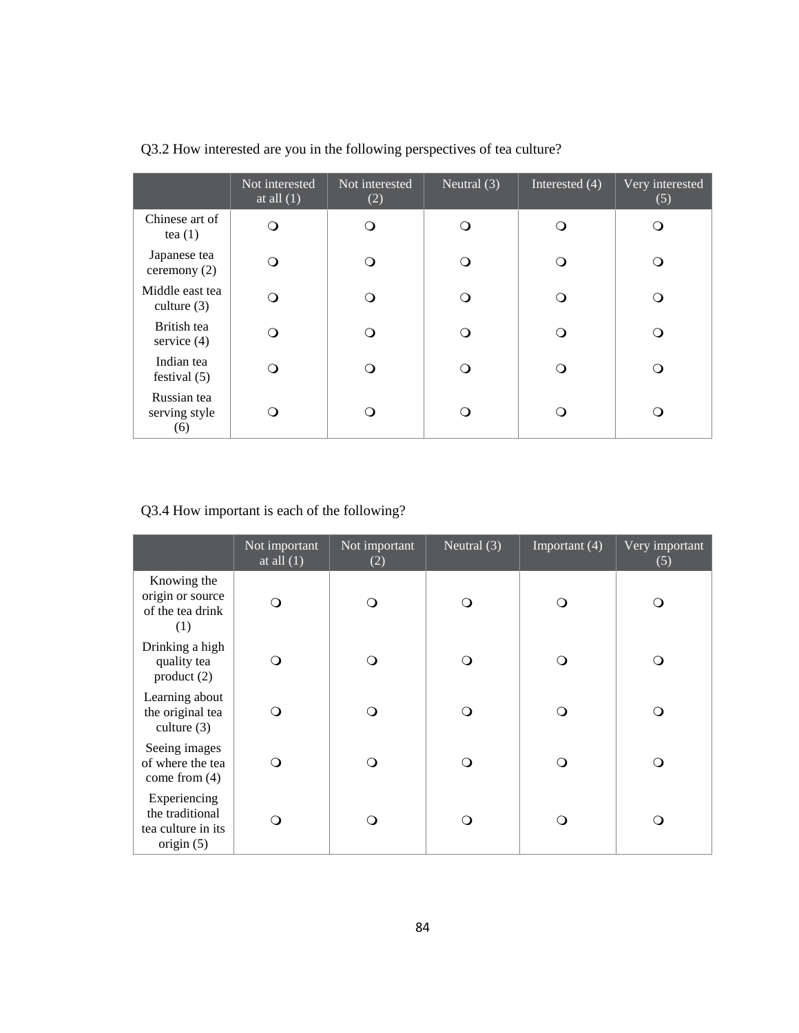Q3.2 How interested are you in the following perspectives of tea culture?

| | Not interested at all (1) | Not interested (2) | Neutral (3) | Interested (4) | Very interested (5) |
|---|---|---|---|---|---|
| Chinese art of tea (1) | ❍ | ❍ | ❍ | ❍ | ❍ |
| Japanese tea ceremony (2) | ❍ | ❍ | ❍ | ❍ | ❍ |
| Middle east tea culture (3) | ❍ | ❍ | ❍ | ❍ | ❍ |
| British tea service (4) | ❍ | ❍ | ❍ | ❍ | ❍ |
| Indian tea festival (5) | ❍ | ❍ | ❍ | ❍ | ❍ |
| Russian tea serving style (6) | ❍ | ❍ | ❍ | ❍ | ❍ |

Q3.4 How important is each of the following?

| | Not important at all (1) | Not important (2) | Neutral (3) | Important (4) | Very important (5) |
|---|---|---|---|---|---|
| Knowing the origin or source of the tea drink (1) | ❍ | ❍ | ❍ | ❍ | ❍ |
| Drinking a high quality tea product (2) | ❍ | ❍ | ❍ | ❍ | ❍ |
| Learning about the original tea culture (3) | ❍ | ❍ | ❍ | ❍ | ❍ |
| Seeing images of where the tea come from (4) | ❍ | ❍ | ❍ | ❍ | ❍ |
| Experiencing the traditional tea culture in its origin (5) | ❍ | ❍ | ❍ | ❍ | ❍ |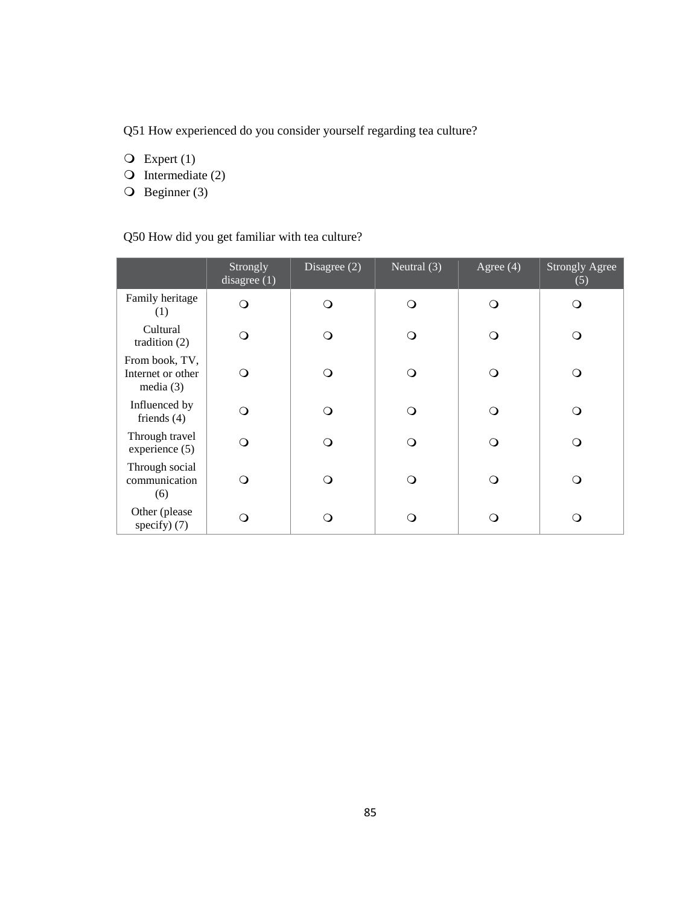Q51 How experienced do you consider yourself regarding tea culture?

- ❍ Expert (1)
- ❍ Intermediate (2)
- ❍ Beginner (3)

Q50 How did you get familiar with tea culture?

| | Strongly disagree (1) | Disagree (2) | Neutral (3) | Agree (4) | Strongly Agree (5) |
|---|---|---|---|---|---|
| Family heritage (1) | ❍ | ❍ | ❍ | ❍ | ❍ |
| Cultural tradition (2) | ❍ | ❍ | ❍ | ❍ | ❍ |
| From book, TV, Internet or other media (3) | ❍ | ❍ | ❍ | ❍ | ❍ |
| Influenced by friends (4) | ❍ | ❍ | ❍ | ❍ | ❍ |
| Through travel experience (5) | ❍ | ❍ | ❍ | ❍ | ❍ |
| Through social communication (6) | ❍ | ❍ | ❍ | ❍ | ❍ |
| Other (please specify) (7) | ❍ | ❍ | ❍ | ❍ | ❍ |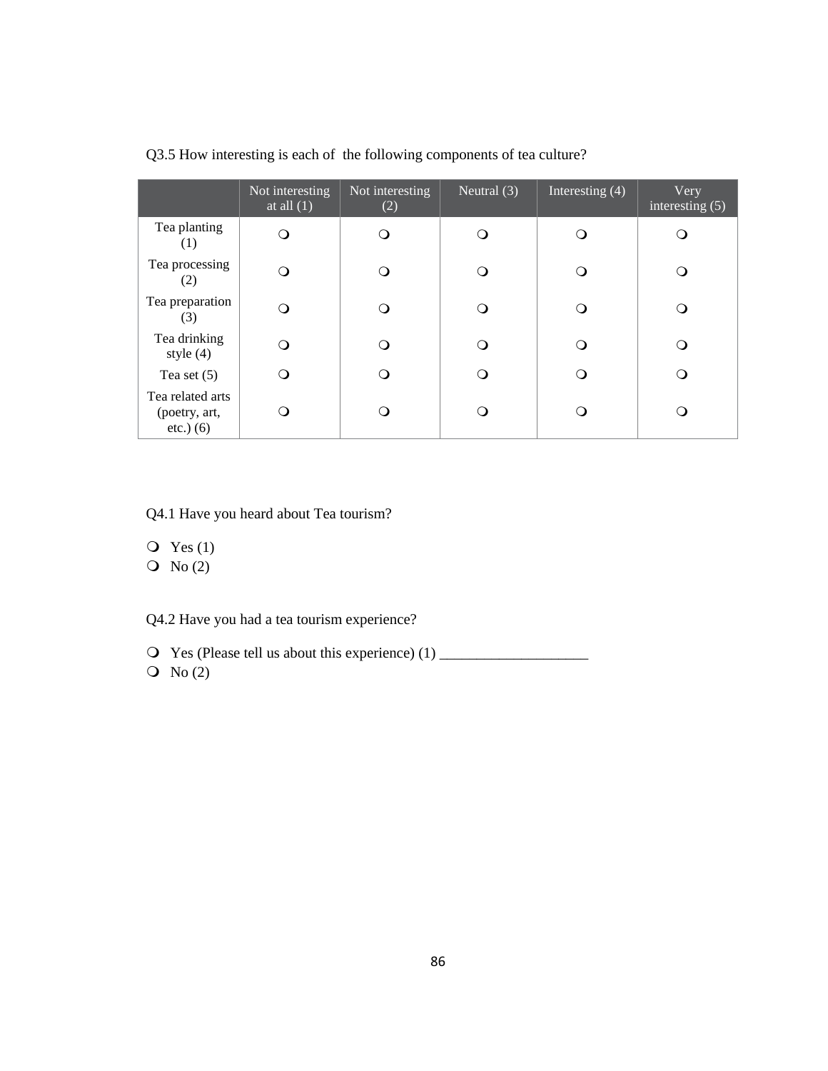Q3.5 How interesting is each of the following components of tea culture?

| | Not interesting at all (1) | Not interesting (2) | Neutral (3) | Interesting (4) | Very interesting (5) |
|---|---|---|---|---|---|
| Tea planting (1) | ❍ | ❍ | ❍ | ❍ | ❍ |
| Tea processing (2) | ❍ | ❍ | ❍ | ❍ | ❍ |
| Tea preparation (3) | ❍ | ❍ | ❍ | ❍ | ❍ |
| Tea drinking style (4) | ❍ | ❍ | ❍ | ❍ | ❍ |
| Tea set (5) | ❍ | ❍ | ❍ | ❍ | ❍ |
| Tea related arts (poetry, art, etc.) (6) | ❍ | ❍ | ❍ | ❍ | ❍ |

Q4.1 Have you heard about Tea tourism?

- ❍ Yes (1)
- ❍ No (2)

Q4.2 Have you had a tea tourism experience?

- ❍ Yes (Please tell us about this experience) (1) ____________________
- ❍ No (2)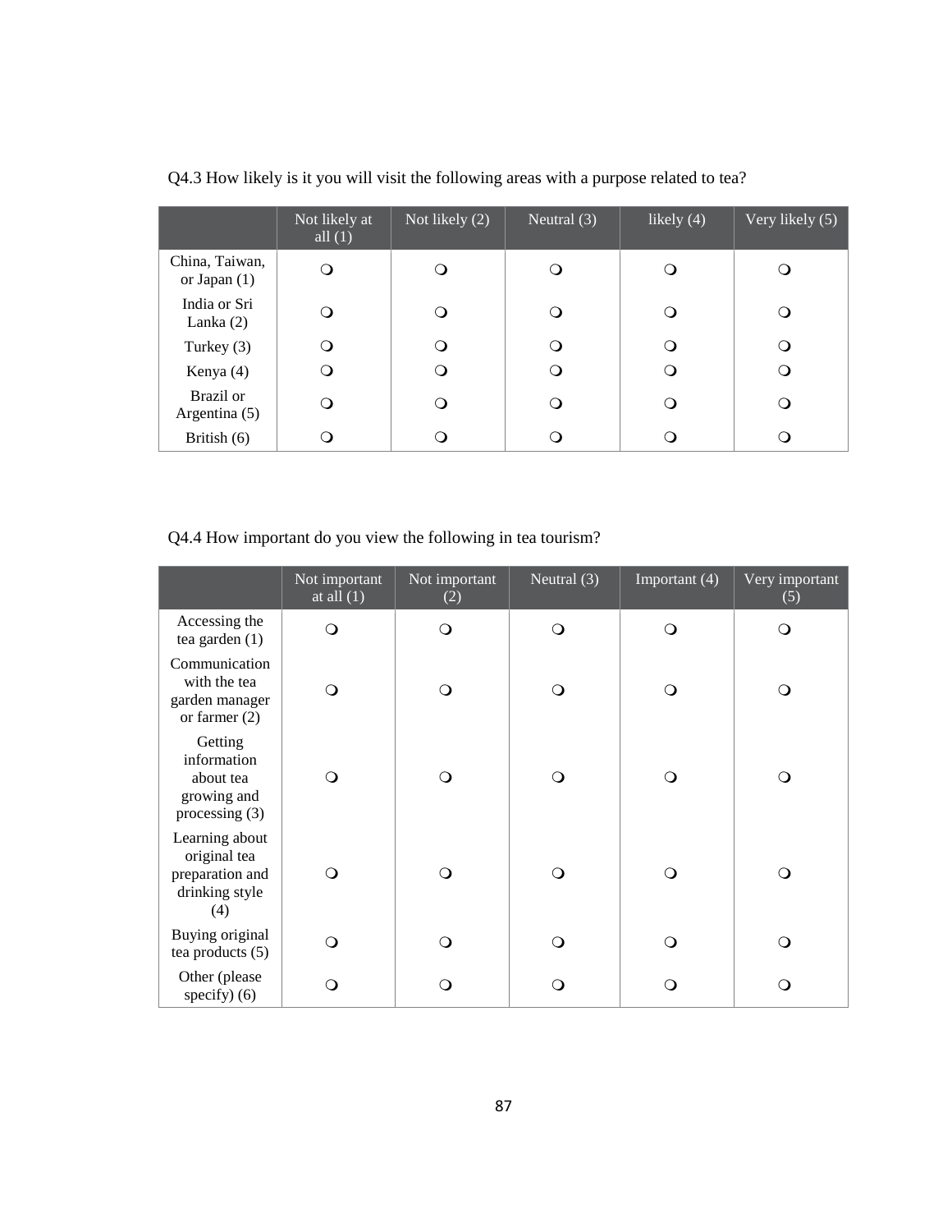Q4.3 How likely is it you will visit the following areas with a purpose related to tea?

| | Not likely at all (1) | Not likely (2) | Neutral (3) | likely (4) | Very likely (5) |
|---|---|---|---|---|---|
| China, Taiwan, or Japan (1) | ❍ | ❍ | ❍ | ❍ | ❍ |
| India or Sri Lanka (2) | ❍ | ❍ | ❍ | ❍ | ❍ |
| Turkey (3) | ❍ | ❍ | ❍ | ❍ | ❍ |
| Kenya (4) | ❍ | ❍ | ❍ | ❍ | ❍ |
| Brazil or Argentina (5) | ❍ | ❍ | ❍ | ❍ | ❍ |
| British (6) | ❍ | ❍ | ❍ | ❍ | ❍ |

Q4.4 How important do you view the following in tea tourism?

| | Not important at all (1) | Not important (2) | Neutral (3) | Important (4) | Very important (5) |
|---|---|---|---|---|---|
| Accessing the tea garden (1) | ❍ | ❍ | ❍ | ❍ | ❍ |
| Communication with the tea garden manager or farmer (2) | ❍ | ❍ | ❍ | ❍ | ❍ |
| Getting information about tea growing and processing (3) | ❍ | ❍ | ❍ | ❍ | ❍ |
| Learning about original tea preparation and drinking style (4) | ❍ | ❍ | ❍ | ❍ | ❍ |
| Buying original tea products (5) | ❍ | ❍ | ❍ | ❍ | ❍ |
| Other (please specify) (6) | ❍ | ❍ | ❍ | ❍ | ❍ |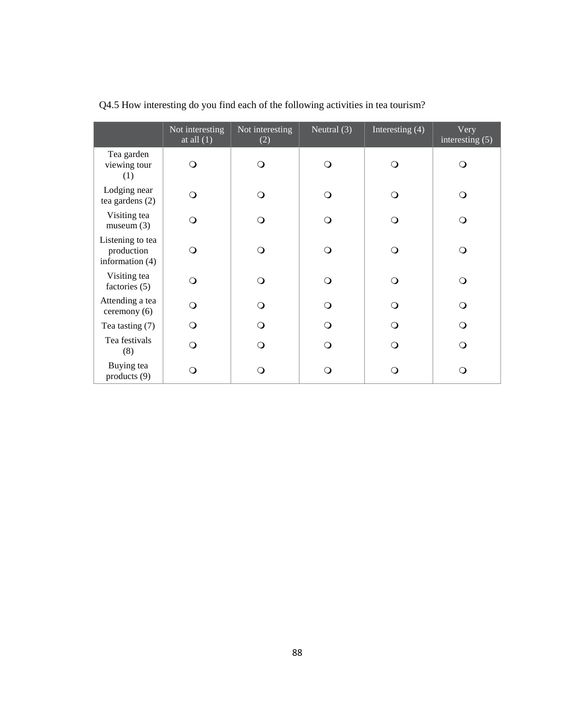Q4.5 How interesting do you find each of the following activities in tea tourism?

| | Not interesting at all (1) | Not interesting (2) | Neutral (3) | Interesting (4) | Very interesting (5) |
|---|---|---|---|---|---|
| Tea garden viewing tour (1) | ❍ | ❍ | ❍ | ❍ | ❍ |
| Lodging near tea gardens (2) | ❍ | ❍ | ❍ | ❍ | ❍ |
| Visiting tea museum (3) | ❍ | ❍ | ❍ | ❍ | ❍ |
| Listening to tea production information (4) | ❍ | ❍ | ❍ | ❍ | ❍ |
| Visiting tea factories (5) | ❍ | ❍ | ❍ | ❍ | ❍ |
| Attending a tea ceremony (6) | ❍ | ❍ | ❍ | ❍ | ❍ |
| Tea tasting (7) | ❍ | ❍ | ❍ | ❍ | ❍ |
| Tea festivals (8) | ❍ | ❍ | ❍ | ❍ | ❍ |
| Buying tea products (9) | ❍ | ❍ | ❍ | ❍ | ❍ |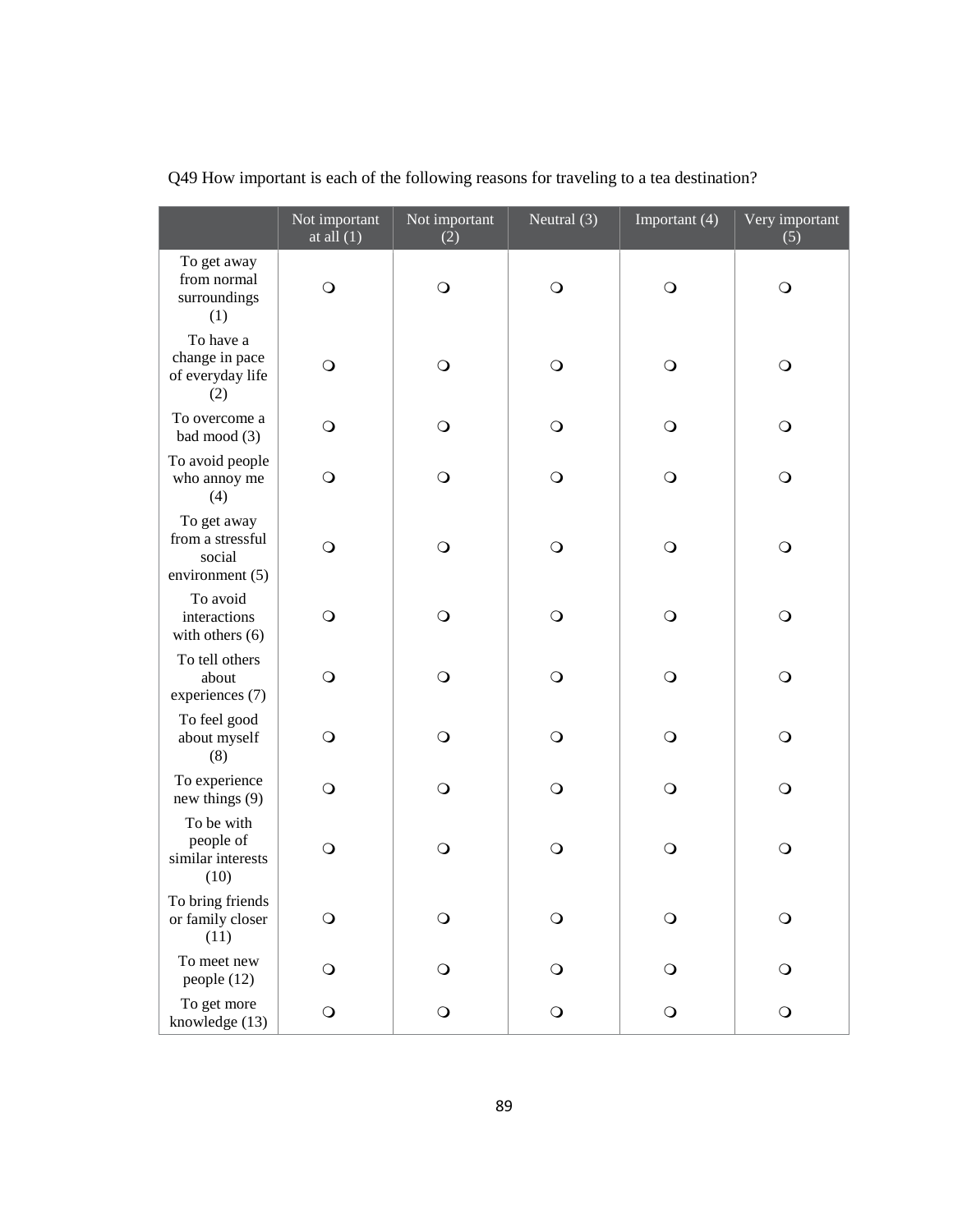Q49 How important is each of the following reasons for traveling to a tea destination?

| | Not important at all (1) | Not important (2) | Neutral (3) | Important (4) | Very important (5) |
|---|---|---|---|---|---|
| To get away from normal surroundings (1) | ❍ | ❍ | ❍ | ❍ | ❍ |
| To have a change in pace of everyday life (2) | ❍ | ❍ | ❍ | ❍ | ❍ |
| To overcome a bad mood (3) | ❍ | ❍ | ❍ | ❍ | ❍ |
| To avoid people who annoy me (4) | ❍ | ❍ | ❍ | ❍ | ❍ |
| To get away from a stressful social environment (5) | ❍ | ❍ | ❍ | ❍ | ❍ |
| To avoid interactions with others (6) | ❍ | ❍ | ❍ | ❍ | ❍ |
| To tell others about experiences (7) | ❍ | ❍ | ❍ | ❍ | ❍ |
| To feel good about myself (8) | ❍ | ❍ | ❍ | ❍ | ❍ |
| To experience new things (9) | ❍ | ❍ | ❍ | ❍ | ❍ |
| To be with people of similar interests (10) | ❍ | ❍ | ❍ | ❍ | ❍ |
| To bring friends or family closer (11) | ❍ | ❍ | ❍ | ❍ | ❍ |
| To meet new people (12) | ❍ | ❍ | ❍ | ❍ | ❍ |
| To get more knowledge (13) | ❍ | ❍ | ❍ | ❍ | ❍ |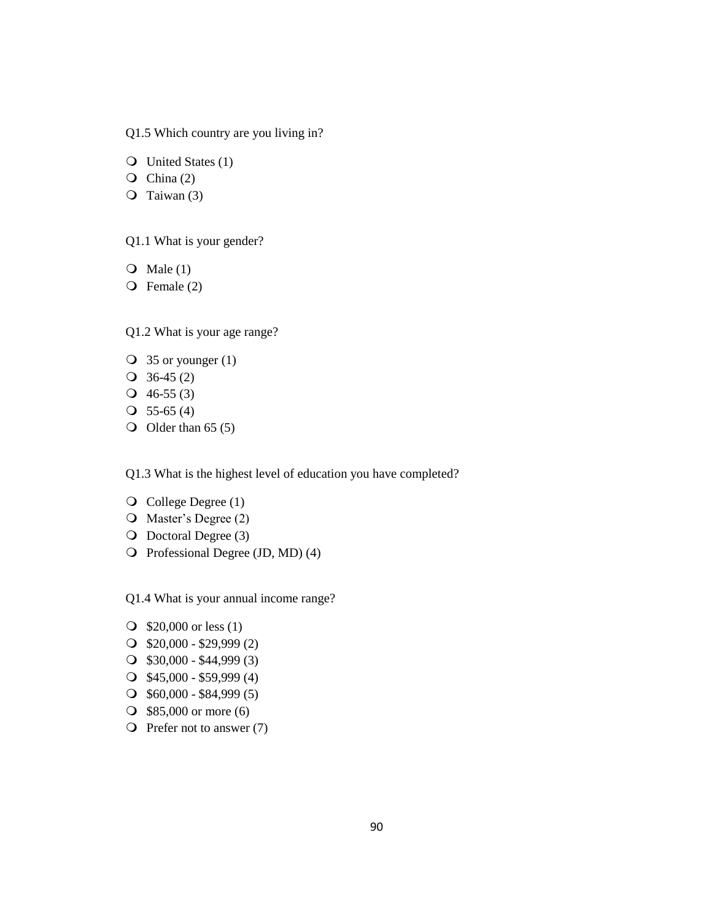Q1.5 Which country are you living in?

- United States (1)
- China (2)
- Taiwan (3)

Q1.1 What is your gender?

- Male (1)
- Female (2)

Q1.2 What is your age range?

- 35 or younger (1)
- 36-45 (2)
- 46-55 (3)
- 55-65 (4)
- Older than 65 (5)

Q1.3 What is the highest level of education you have completed?

- College Degree (1)
- Master's Degree (2)
- Doctoral Degree (3)
- Professional Degree (JD, MD) (4)

Q1.4 What is your annual income range?

- $20,000 or less (1)
- $20,000 - $29,999 (2)
- $30,000 - $44,999 (3)
- $45,000 - $59,999 (4)
- $60,000 - $84,999 (5)
- $85,000 or more (6)
- Prefer not to answer (7)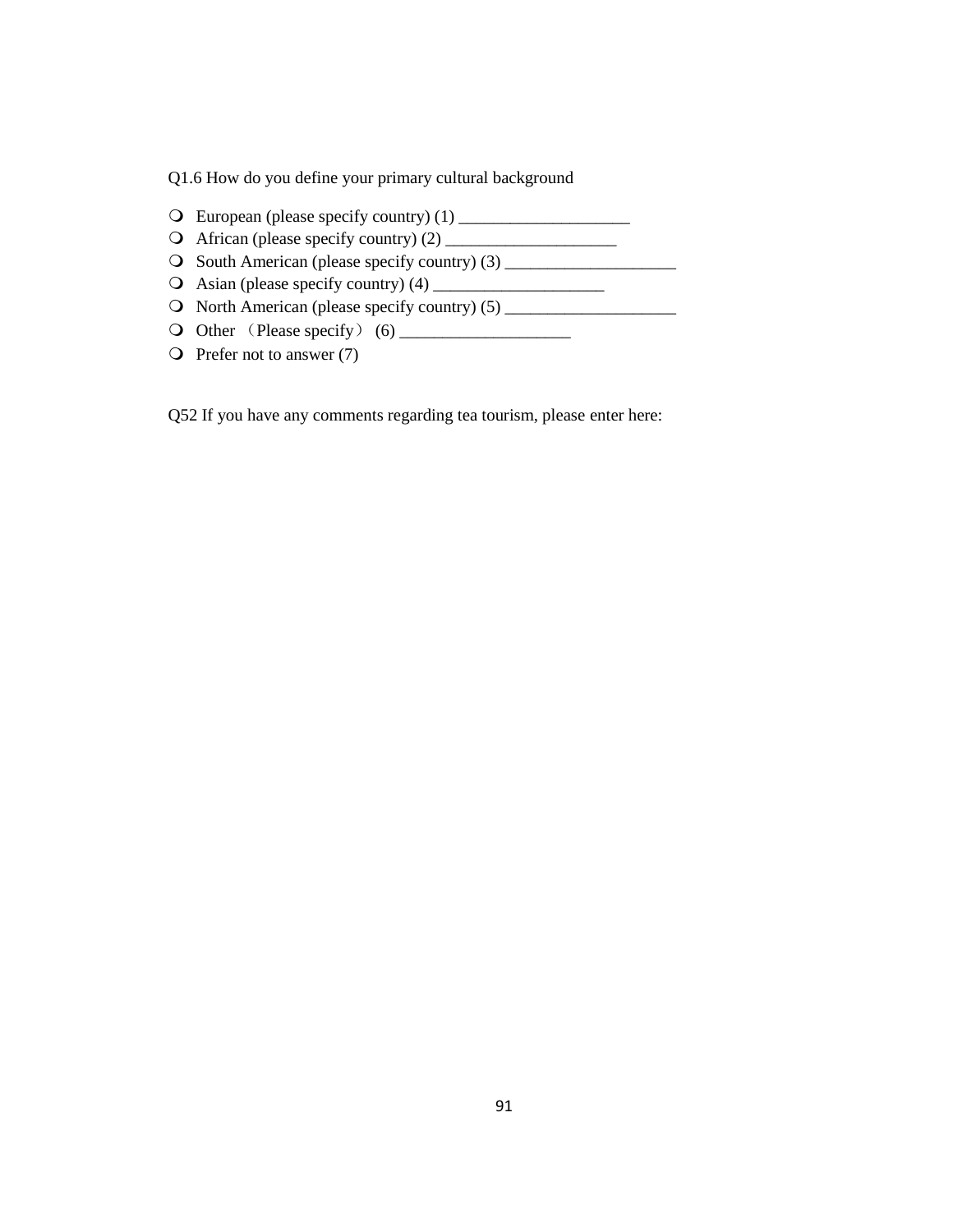Q1.6 How do you define your primary cultural background

- European (please specify country) (1) ____________________
- African (please specify country) (2) ____________________
- South American (please specify country) (3) ____________________
- Asian (please specify country) (4) ____________________
- North American (please specify country) (5) ____________________
- Other （Please specify） (6) ____________________
- Prefer not to answer (7)

Q52 If you have any comments regarding tea tourism, please enter here: